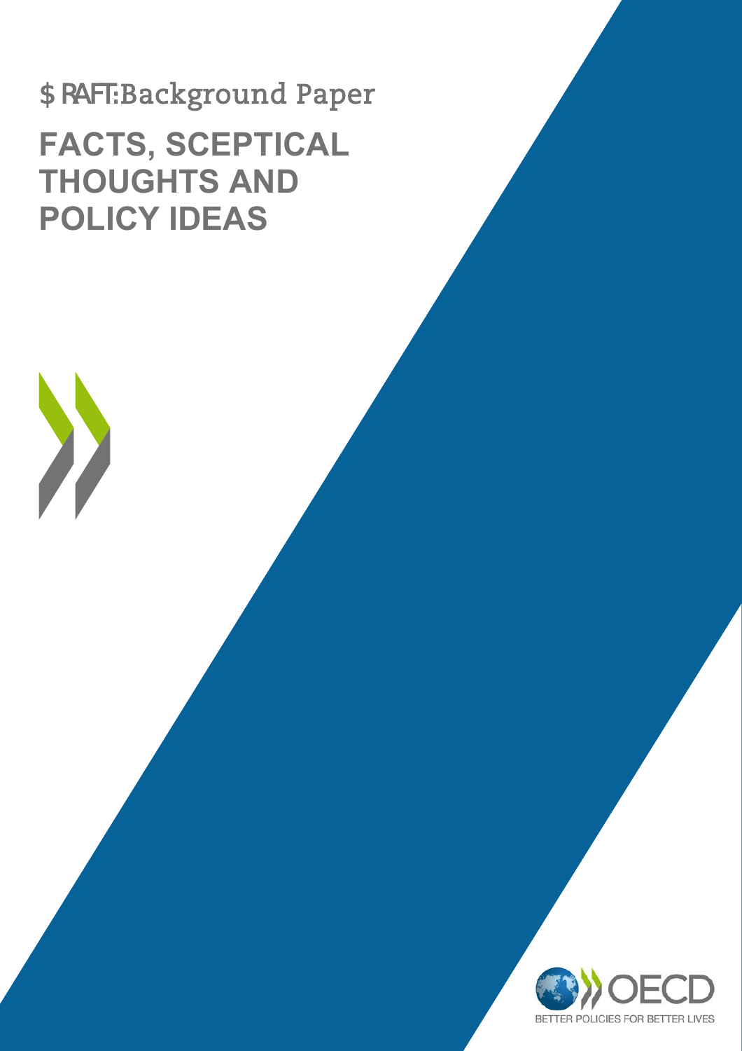$ RAFT:Background Paper

# FACTS, SCEPTICAL THOUGHTS AND POLICY IDEAS

BETTER POLICIES FOR BETTER LIVES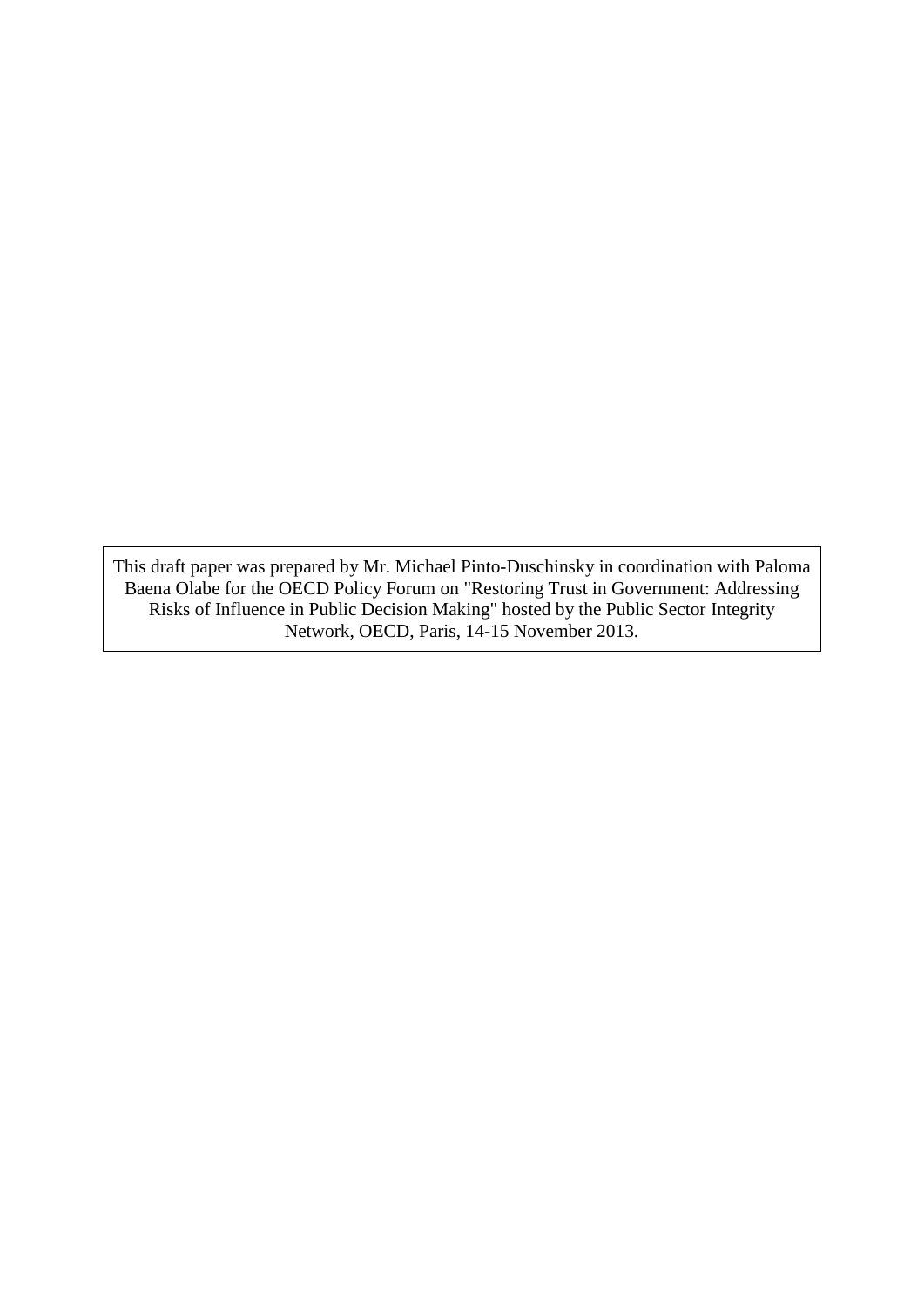This draft paper was prepared by Mr. Michael Pinto-Duschinsky in coordination with Paloma Baena Olabe for the OECD Policy Forum on "Restoring Trust in Government: Addressing Risks of Influence in Public Decision Making" hosted by the Public Sector Integrity Network, OECD, Paris, 14-15 November 2013.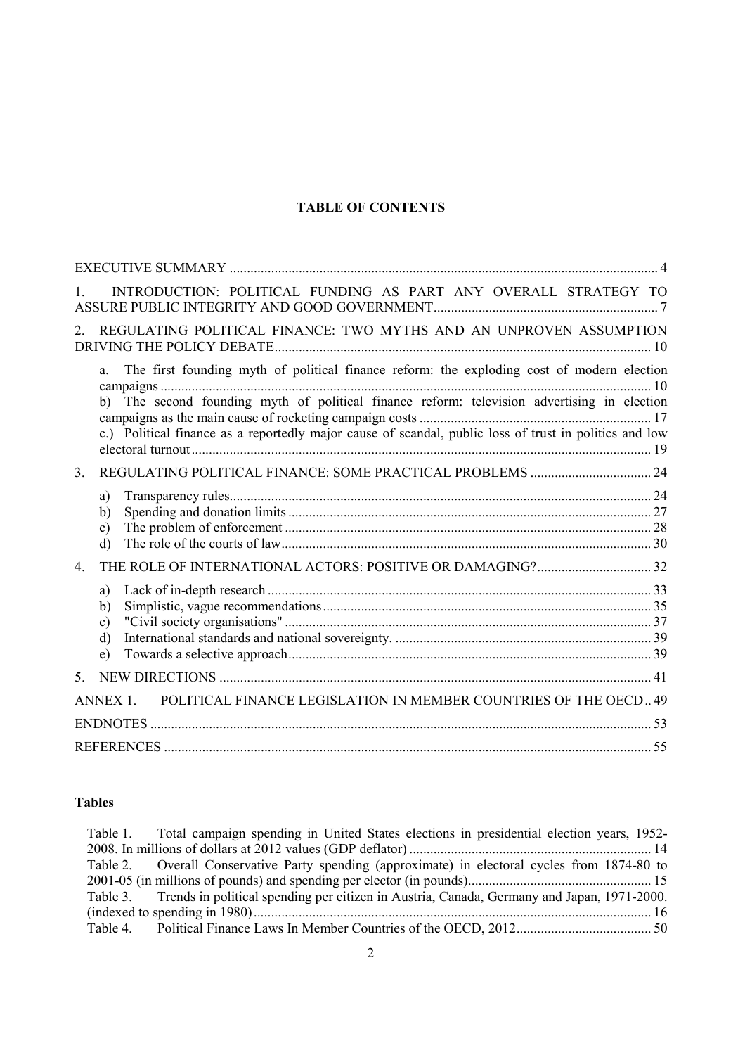**TABLE OF CONTENTS**

EXECUTIVE SUMMARY .......... 4

1. INTRODUCTION: POLITICAL FUNDING AS PART ANY OVERALL STRATEGY TO ASSURE PUBLIC INTEGRITY AND GOOD GOVERNMENT .......... 7

2. REGULATING POLITICAL FINANCE: TWO MYTHS AND AN UNPROVEN ASSUMPTION DRIVING THE POLICY DEBATE .......... 10

   a. The first founding myth of political finance reform: the exploding cost of modern election campaigns .......... 10
   b) The second founding myth of political finance reform: television advertising in election campaigns as the main cause of rocketing campaign costs .......... 17
   c.) Political finance as a reportedly major cause of scandal, public loss of trust in politics and low electoral turnout .......... 19

3. REGULATING POLITICAL FINANCE: SOME PRACTICAL PROBLEMS .......... 24

   a) Transparency rules .......... 24
   b) Spending and donation limits .......... 27
   c) The problem of enforcement .......... 28
   d) The role of the courts of law .......... 30

4. THE ROLE OF INTERNATIONAL ACTORS: POSITIVE OR DAMAGING? .......... 32

   a) Lack of in-depth research .......... 33
   b) Simplistic, vague recommendations .......... 35
   c) "Civil society organisations" .......... 37
   d) International standards and national sovereignty. .......... 39
   e) Towards a selective approach .......... 39

5. NEW DIRECTIONS .......... 41

ANNEX 1. POLITICAL FINANCE LEGISLATION IN MEMBER COUNTRIES OF THE OECD .. 49

ENDNOTES .......... 53

REFERENCES .......... 55

**Tables**

Table 1. Total campaign spending in United States elections in presidential election years, 1952-2008. In millions of dollars at 2012 values (GDP deflator) .......... 14
Table 2. Overall Conservative Party spending (approximate) in electoral cycles from 1874-80 to 2001-05 (in millions of pounds) and spending per elector (in pounds) .......... 15
Table 3. Trends in political spending per citizen in Austria, Canada, Germany and Japan, 1971-2000. (indexed to spending in 1980) .......... 16
Table 4. Political Finance Laws In Member Countries of the OECD, 2012 .......... 50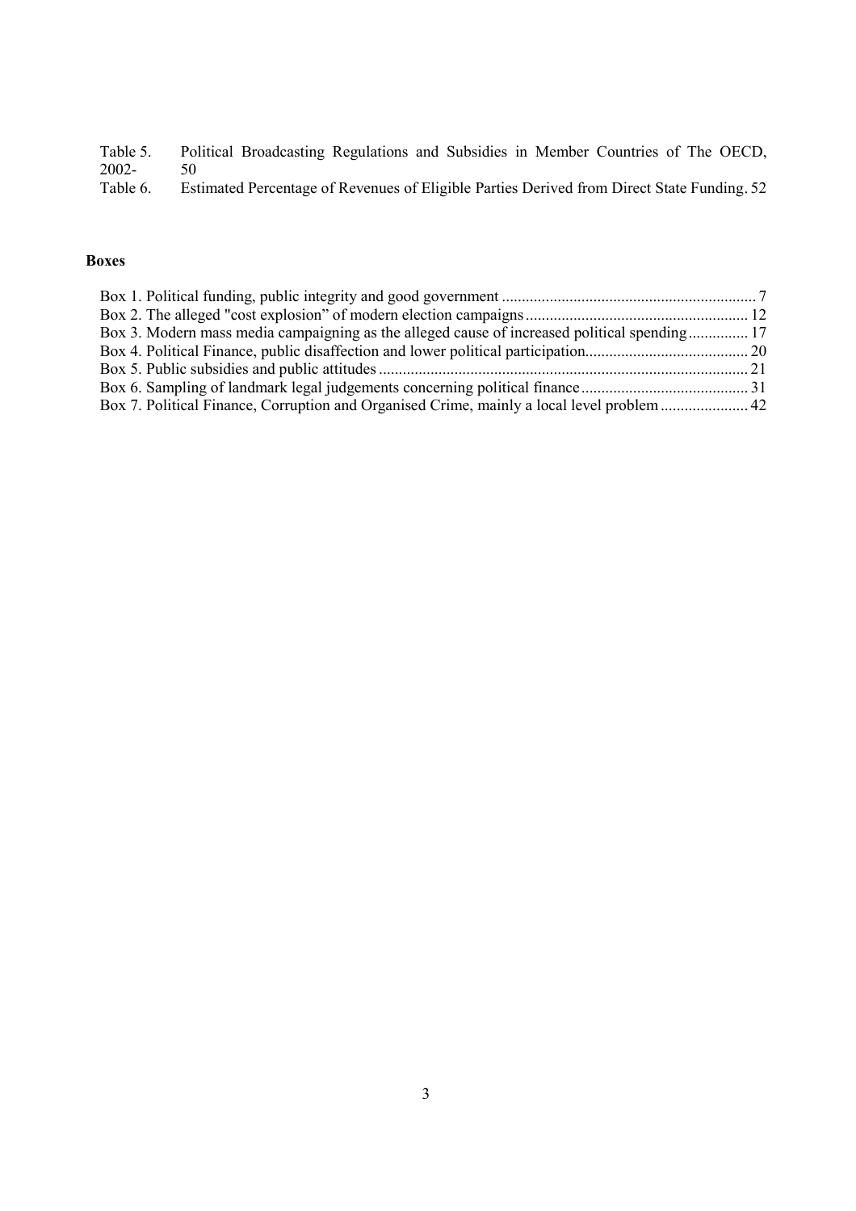Table 5. Political Broadcasting Regulations and Subsidies in Member Countries of The OECD, 2002- 50

Table 6. Estimated Percentage of Revenues of Eligible Parties Derived from Direct State Funding. 52

**Boxes**

Box 1. Political funding, public integrity and good government ............................................................... 7

Box 2. The alleged "cost explosion" of modern election campaigns ....................................................... 12

Box 3. Modern mass media campaigning as the alleged cause of increased political spending ............... 17

Box 4. Political Finance, public disaffection and lower political participation......................................... 20

Box 5. Public subsidies and public attitudes ............................................................................................ 21

Box 6. Sampling of landmark legal judgements concerning political finance .......................................... 31

Box 7. Political Finance, Corruption and Organised Crime, mainly a local level problem ...................... 42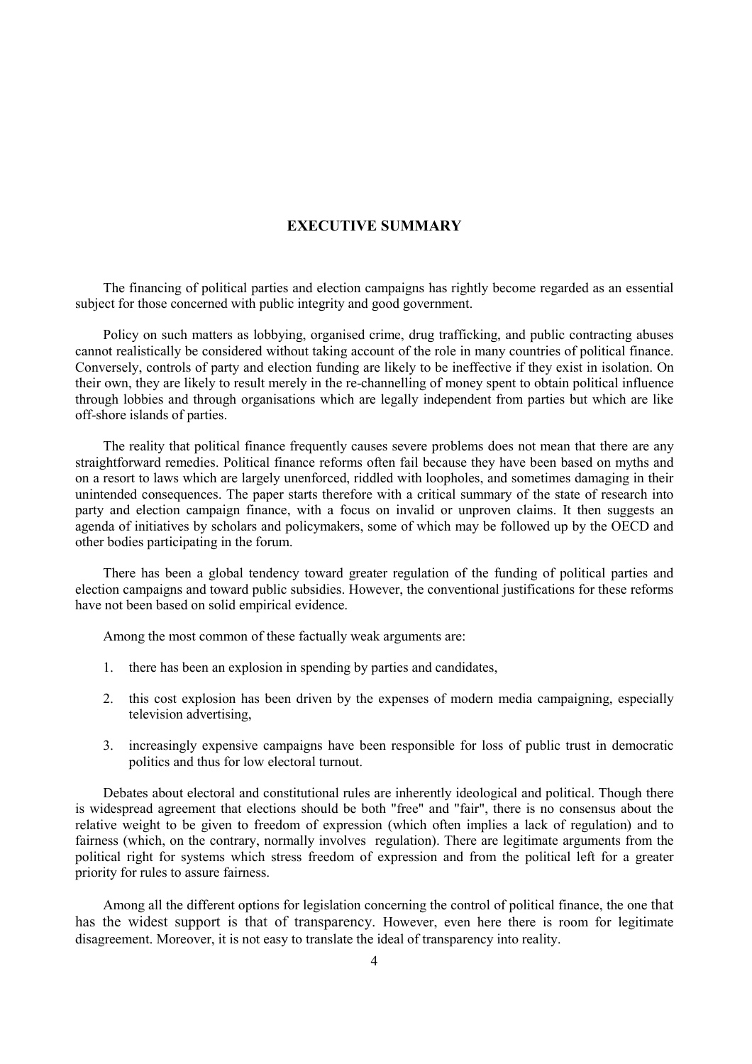## EXECUTIVE SUMMARY

The financing of political parties and election campaigns has rightly become regarded as an essential subject for those concerned with public integrity and good government.

Policy on such matters as lobbying, organised crime, drug trafficking, and public contracting abuses cannot realistically be considered without taking account of the role in many countries of political finance. Conversely, controls of party and election funding are likely to be ineffective if they exist in isolation. On their own, they are likely to result merely in the re-channelling of money spent to obtain political influence through lobbies and through organisations which are legally independent from parties but which are like off-shore islands of parties.

The reality that political finance frequently causes severe problems does not mean that there are any straightforward remedies. Political finance reforms often fail because they have been based on myths and on a resort to laws which are largely unenforced, riddled with loopholes, and sometimes damaging in their unintended consequences. The paper starts therefore with a critical summary of the state of research into party and election campaign finance, with a focus on invalid or unproven claims. It then suggests an agenda of initiatives by scholars and policymakers, some of which may be followed up by the OECD and other bodies participating in the forum.

There has been a global tendency toward greater regulation of the funding of political parties and election campaigns and toward public subsidies. However, the conventional justifications for these reforms have not been based on solid empirical evidence.

Among the most common of these factually weak arguments are:

1. there has been an explosion in spending by parties and candidates,
2. this cost explosion has been driven by the expenses of modern media campaigning, especially television advertising,
3. increasingly expensive campaigns have been responsible for loss of public trust in democratic politics and thus for low electoral turnout.

Debates about electoral and constitutional rules are inherently ideological and political. Though there is widespread agreement that elections should be both "free" and "fair", there is no consensus about the relative weight to be given to freedom of expression (which often implies a lack of regulation) and to fairness (which, on the contrary, normally involves regulation). There are legitimate arguments from the political right for systems which stress freedom of expression and from the political left for a greater priority for rules to assure fairness.

Among all the different options for legislation concerning the control of political finance, the one that has the widest support is that of transparency. However, even here there is room for legitimate disagreement. Moreover, it is not easy to translate the ideal of transparency into reality.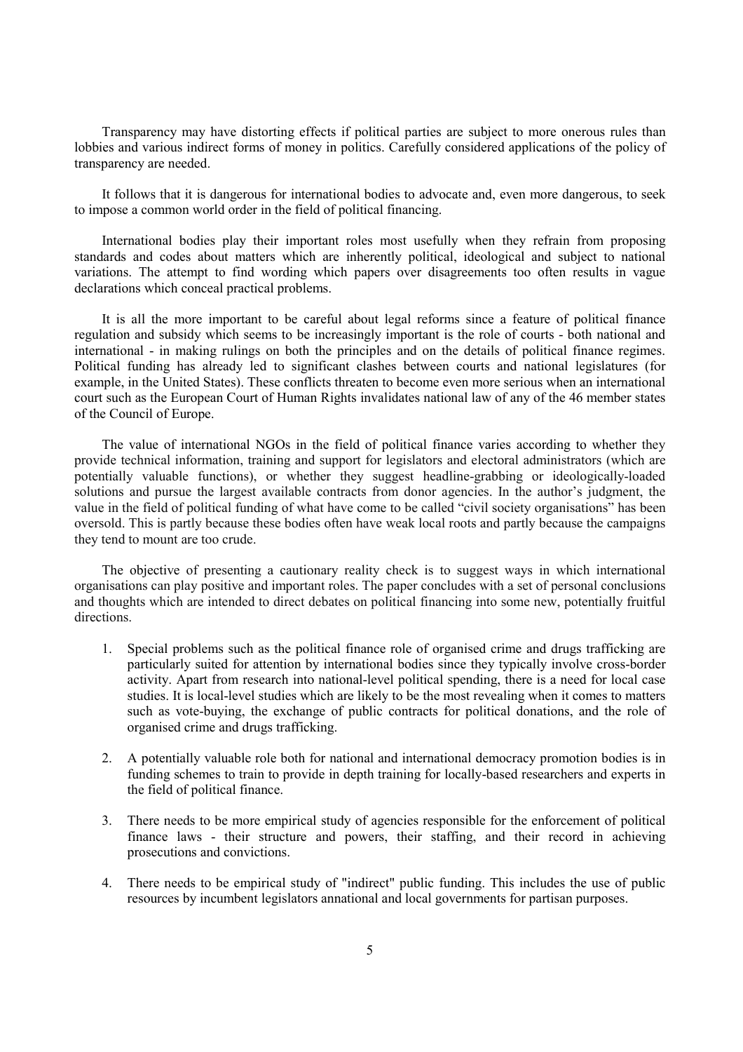Transparency may have distorting effects if political parties are subject to more onerous rules than lobbies and various indirect forms of money in politics. Carefully considered applications of the policy of transparency are needed.

It follows that it is dangerous for international bodies to advocate and, even more dangerous, to seek to impose a common world order in the field of political financing.

International bodies play their important roles most usefully when they refrain from proposing standards and codes about matters which are inherently political, ideological and subject to national variations. The attempt to find wording which papers over disagreements too often results in vague declarations which conceal practical problems.

It is all the more important to be careful about legal reforms since a feature of political finance regulation and subsidy which seems to be increasingly important is the role of courts - both national and international - in making rulings on both the principles and on the details of political finance regimes. Political funding has already led to significant clashes between courts and national legislatures (for example, in the United States). These conflicts threaten to become even more serious when an international court such as the European Court of Human Rights invalidates national law of any of the 46 member states of the Council of Europe.

The value of international NGOs in the field of political finance varies according to whether they provide technical information, training and support for legislators and electoral administrators (which are potentially valuable functions), or whether they suggest headline-grabbing or ideologically-loaded solutions and pursue the largest available contracts from donor agencies. In the author's judgment, the value in the field of political funding of what have come to be called "civil society organisations" has been oversold. This is partly because these bodies often have weak local roots and partly because the campaigns they tend to mount are too crude.

The objective of presenting a cautionary reality check is to suggest ways in which international organisations can play positive and important roles. The paper concludes with a set of personal conclusions and thoughts which are intended to direct debates on political financing into some new, potentially fruitful directions.

1. Special problems such as the political finance role of organised crime and drugs trafficking are particularly suited for attention by international bodies since they typically involve cross-border activity. Apart from research into national-level political spending, there is a need for local case studies. It is local-level studies which are likely to be the most revealing when it comes to matters such as vote-buying, the exchange of public contracts for political donations, and the role of organised crime and drugs trafficking.

2. A potentially valuable role both for national and international democracy promotion bodies is in funding schemes to train to provide in depth training for locally-based researchers and experts in the field of political finance.

3. There needs to be more empirical study of agencies responsible for the enforcement of political finance laws - their structure and powers, their staffing, and their record in achieving prosecutions and convictions.

4. There needs to be empirical study of "indirect" public funding. This includes the use of public resources by incumbent legislators annational and local governments for partisan purposes.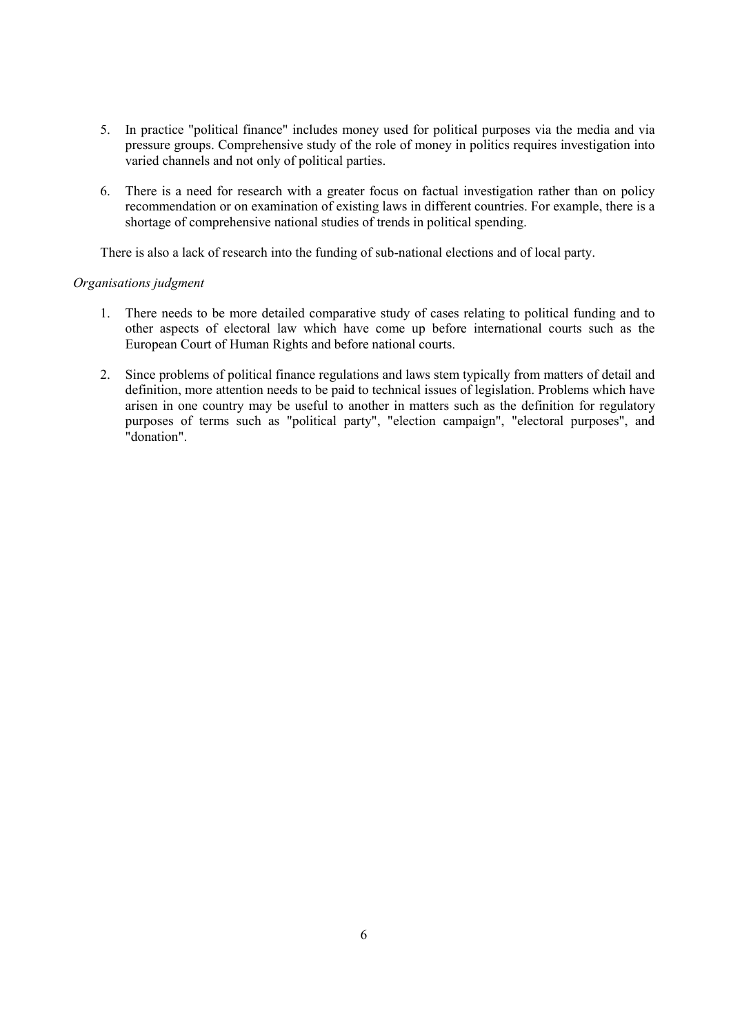5. In practice "political finance" includes money used for political purposes via the media and via pressure groups. Comprehensive study of the role of money in politics requires investigation into varied channels and not only of political parties.

6. There is a need for research with a greater focus on factual investigation rather than on policy recommendation or on examination of existing laws in different countries. For example, there is a shortage of comprehensive national studies of trends in political spending.

There is also a lack of research into the funding of sub-national elections and of local party.

*Organisations judgment*

1. There needs to be more detailed comparative study of cases relating to political funding and to other aspects of electoral law which have come up before international courts such as the European Court of Human Rights and before national courts.

2. Since problems of political finance regulations and laws stem typically from matters of detail and definition, more attention needs to be paid to technical issues of legislation. Problems which have arisen in one country may be useful to another in matters such as the definition for regulatory purposes of terms such as "political party", "election campaign", "electoral purposes", and "donation".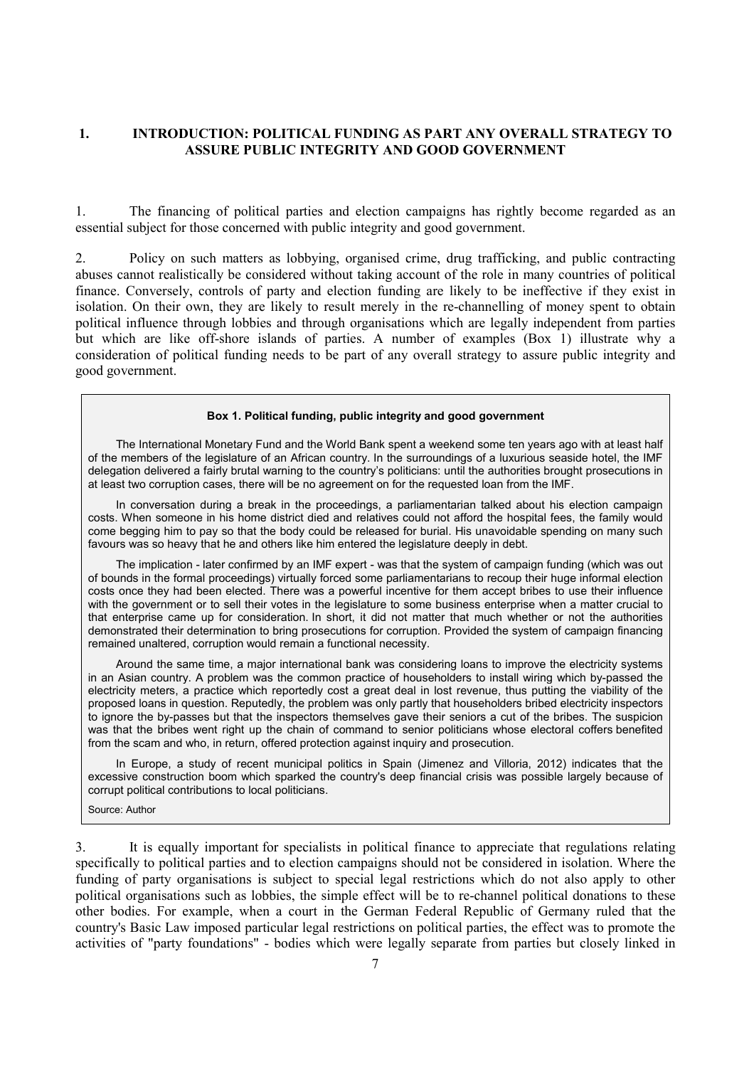## 1. INTRODUCTION: POLITICAL FUNDING AS PART ANY OVERALL STRATEGY TO ASSURE PUBLIC INTEGRITY AND GOOD GOVERNMENT

1. The financing of political parties and election campaigns has rightly become regarded as an essential subject for those concerned with public integrity and good government.

2. Policy on such matters as lobbying, organised crime, drug trafficking, and public contracting abuses cannot realistically be considered without taking account of the role in many countries of political finance. Conversely, controls of party and election funding are likely to be ineffective if they exist in isolation. On their own, they are likely to result merely in the re-channelling of money spent to obtain political influence through lobbies and through organisations which are legally independent from parties but which are like off-shore islands of parties. A number of examples (Box 1) illustrate why a consideration of political funding needs to be part of any overall strategy to assure public integrity and good government.

> **Box 1. Political funding, public integrity and good government**
>
> The International Monetary Fund and the World Bank spent a weekend some ten years ago with at least half of the members of the legislature of an African country. In the surroundings of a luxurious seaside hotel, the IMF delegation delivered a fairly brutal warning to the country's politicians: until the authorities brought prosecutions in at least two corruption cases, there will be no agreement on for the requested loan from the IMF.
>
> In conversation during a break in the proceedings, a parliamentarian talked about his election campaign costs. When someone in his home district died and relatives could not afford the hospital fees, the family would come begging him to pay so that the body could be released for burial. His unavoidable spending on many such favours was so heavy that he and others like him entered the legislature deeply in debt.
>
> The implication - later confirmed by an IMF expert - was that the system of campaign funding (which was out of bounds in the formal proceedings) virtually forced some parliamentarians to recoup their huge informal election costs once they had been elected. There was a powerful incentive for them accept bribes to use their influence with the government or to sell their votes in the legislature to some business enterprise when a matter crucial to that enterprise came up for consideration. In short, it did not matter that much whether or not the authorities demonstrated their determination to bring prosecutions for corruption. Provided the system of campaign financing remained unaltered, corruption would remain a functional necessity.
>
> Around the same time, a major international bank was considering loans to improve the electricity systems in an Asian country. A problem was the common practice of householders to install wiring which by-passed the electricity meters, a practice which reportedly cost a great deal in lost revenue, thus putting the viability of the proposed loans in question. Reputedly, the problem was only partly that householders bribed electricity inspectors to ignore the by-passes but that the inspectors themselves gave their seniors a cut of the bribes. The suspicion was that the bribes went right up the chain of command to senior politicians whose electoral coffers benefited from the scam and who, in return, offered protection against inquiry and prosecution.
>
> In Europe, a study of recent municipal politics in Spain (Jimenez and Villoria, 2012) indicates that the excessive construction boom which sparked the country's deep financial crisis was possible largely because of corrupt political contributions to local politicians.
>
> Source: Author

3. It is equally important for specialists in political finance to appreciate that regulations relating specifically to political parties and to election campaigns should not be considered in isolation. Where the funding of party organisations is subject to special legal restrictions which do not also apply to other political organisations such as lobbies, the simple effect will be to re-channel political donations to these other bodies. For example, when a court in the German Federal Republic of Germany ruled that the country's Basic Law imposed particular legal restrictions on political parties, the effect was to promote the activities of "party foundations" - bodies which were legally separate from parties but closely linked in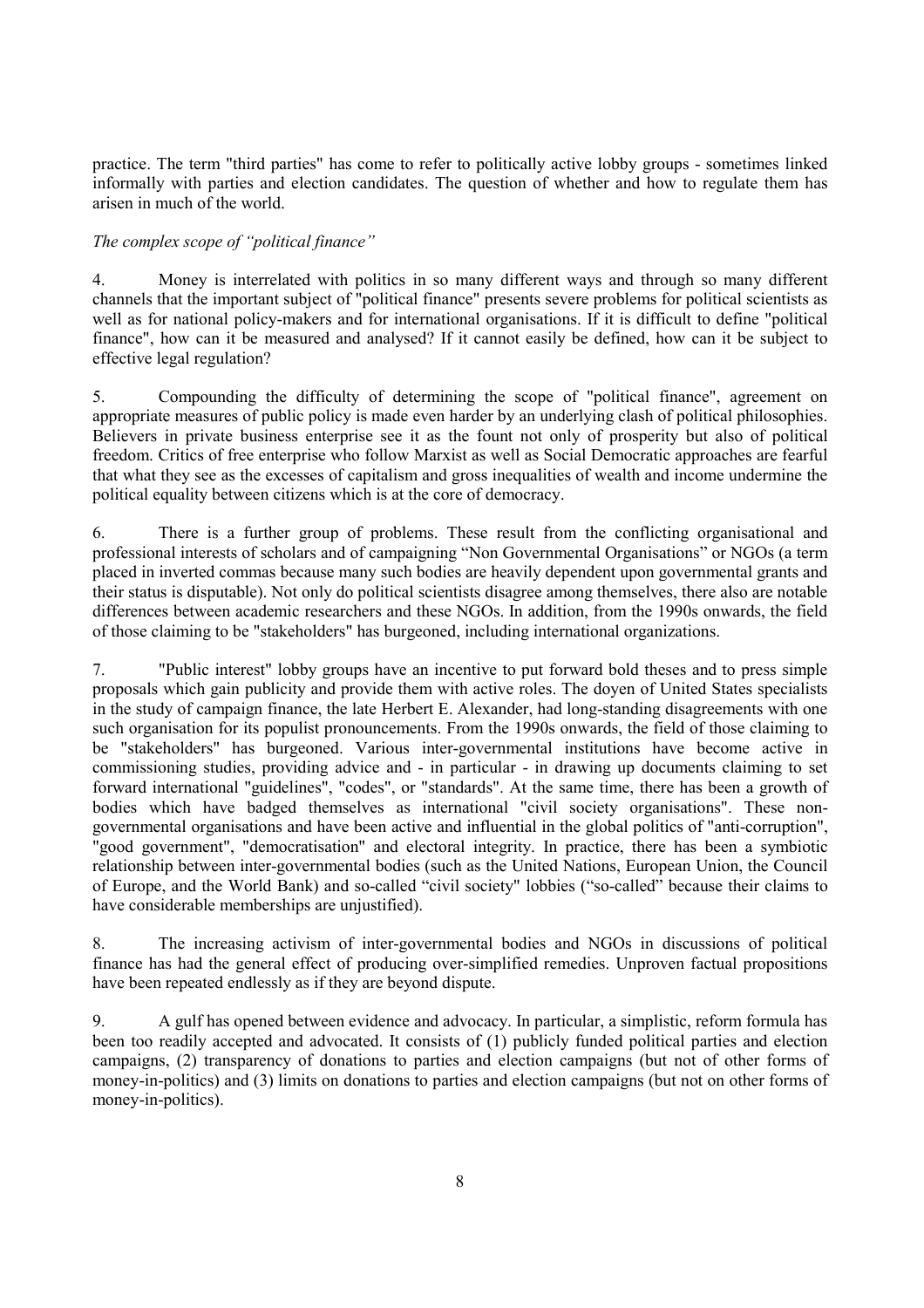practice. The term "third parties" has come to refer to politically active lobby groups - sometimes linked informally with parties and election candidates. The question of whether and how to regulate them has arisen in much of the world.

*The complex scope of "political finance"*

4. Money is interrelated with politics in so many different ways and through so many different channels that the important subject of "political finance" presents severe problems for political scientists as well as for national policy-makers and for international organisations. If it is difficult to define "political finance", how can it be measured and analysed? If it cannot easily be defined, how can it be subject to effective legal regulation?

5. Compounding the difficulty of determining the scope of "political finance", agreement on appropriate measures of public policy is made even harder by an underlying clash of political philosophies. Believers in private business enterprise see it as the fount not only of prosperity but also of political freedom. Critics of free enterprise who follow Marxist as well as Social Democratic approaches are fearful that what they see as the excesses of capitalism and gross inequalities of wealth and income undermine the political equality between citizens which is at the core of democracy.

6. There is a further group of problems. These result from the conflicting organisational and professional interests of scholars and of campaigning "Non Governmental Organisations" or NGOs (a term placed in inverted commas because many such bodies are heavily dependent upon governmental grants and their status is disputable). Not only do political scientists disagree among themselves, there also are notable differences between academic researchers and these NGOs. In addition, from the 1990s onwards, the field of those claiming to be "stakeholders" has burgeoned, including international organizations.

7. "Public interest" lobby groups have an incentive to put forward bold theses and to press simple proposals which gain publicity and provide them with active roles. The doyen of United States specialists in the study of campaign finance, the late Herbert E. Alexander, had long-standing disagreements with one such organisation for its populist pronouncements. From the 1990s onwards, the field of those claiming to be "stakeholders" has burgeoned. Various inter-governmental institutions have become active in commissioning studies, providing advice and - in particular - in drawing up documents claiming to set forward international "guidelines", "codes", or "standards". At the same time, there has been a growth of bodies which have badged themselves as international "civil society organisations". These non-governmental organisations and have been active and influential in the global politics of "anti-corruption", "good government", "democratisation" and electoral integrity. In practice, there has been a symbiotic relationship between inter-governmental bodies (such as the United Nations, European Union, the Council of Europe, and the World Bank) and so-called "civil society" lobbies ("so-called" because their claims to have considerable memberships are unjustified).

8. The increasing activism of inter-governmental bodies and NGOs in discussions of political finance has had the general effect of producing over-simplified remedies. Unproven factual propositions have been repeated endlessly as if they are beyond dispute.

9. A gulf has opened between evidence and advocacy. In particular, a simplistic, reform formula has been too readily accepted and advocated. It consists of (1) publicly funded political parties and election campaigns, (2) transparency of donations to parties and election campaigns (but not of other forms of money-in-politics) and (3) limits on donations to parties and election campaigns (but not on other forms of money-in-politics).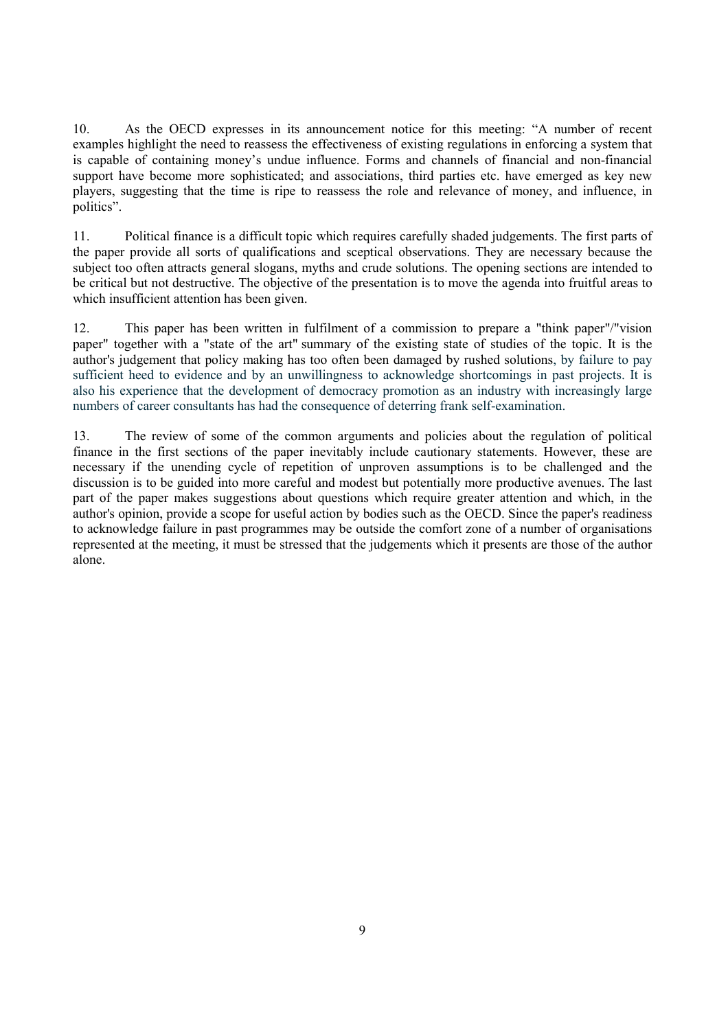10. As the OECD expresses in its announcement notice for this meeting: "A number of recent examples highlight the need to reassess the effectiveness of existing regulations in enforcing a system that is capable of containing money's undue influence. Forms and channels of financial and non-financial support have become more sophisticated; and associations, third parties etc. have emerged as key new players, suggesting that the time is ripe to reassess the role and relevance of money, and influence, in politics".

11. Political finance is a difficult topic which requires carefully shaded judgements. The first parts of the paper provide all sorts of qualifications and sceptical observations. They are necessary because the subject too often attracts general slogans, myths and crude solutions. The opening sections are intended to be critical but not destructive. The objective of the presentation is to move the agenda into fruitful areas to which insufficient attention has been given.

12. This paper has been written in fulfilment of a commission to prepare a "think paper"/"vision paper" together with a "state of the art" summary of the existing state of studies of the topic. It is the author's judgement that policy making has too often been damaged by rushed solutions, by failure to pay sufficient heed to evidence and by an unwillingness to acknowledge shortcomings in past projects. It is also his experience that the development of democracy promotion as an industry with increasingly large numbers of career consultants has had the consequence of deterring frank self-examination.

13. The review of some of the common arguments and policies about the regulation of political finance in the first sections of the paper inevitably include cautionary statements. However, these are necessary if the unending cycle of repetition of unproven assumptions is to be challenged and the discussion is to be guided into more careful and modest but potentially more productive avenues. The last part of the paper makes suggestions about questions which require greater attention and which, in the author's opinion, provide a scope for useful action by bodies such as the OECD. Since the paper's readiness to acknowledge failure in past programmes may be outside the comfort zone of a number of organisations represented at the meeting, it must be stressed that the judgements which it presents are those of the author alone.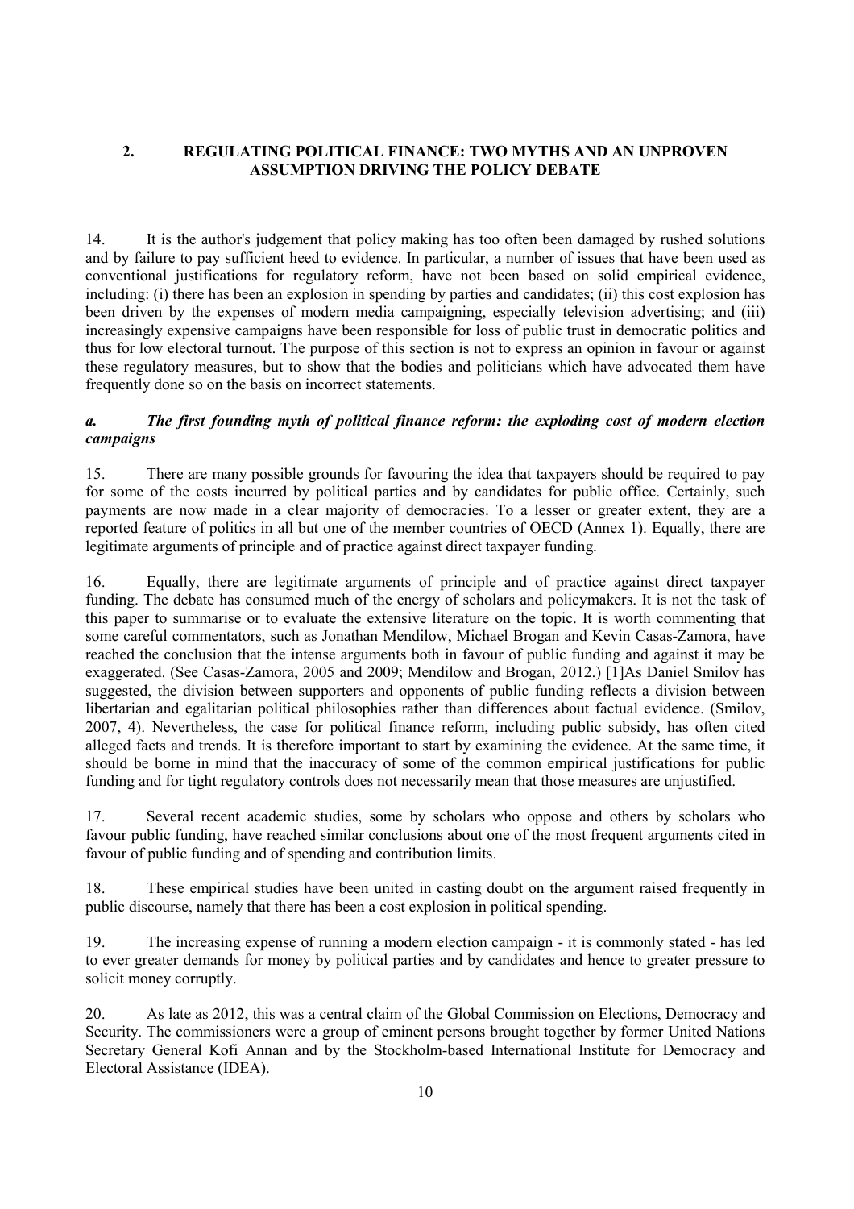## 2. REGULATING POLITICAL FINANCE: TWO MYTHS AND AN UNPROVEN ASSUMPTION DRIVING THE POLICY DEBATE

14. It is the author's judgement that policy making has too often been damaged by rushed solutions and by failure to pay sufficient heed to evidence. In particular, a number of issues that have been used as conventional justifications for regulatory reform, have not been based on solid empirical evidence, including: (i) there has been an explosion in spending by parties and candidates; (ii) this cost explosion has been driven by the expenses of modern media campaigning, especially television advertising; and (iii) increasingly expensive campaigns have been responsible for loss of public trust in democratic politics and thus for low electoral turnout. The purpose of this section is not to express an opinion in favour or against these regulatory measures, but to show that the bodies and politicians which have advocated them have frequently done so on the basis on incorrect statements.

### *a. The first founding myth of political finance reform: the exploding cost of modern election campaigns*

15. There are many possible grounds for favouring the idea that taxpayers should be required to pay for some of the costs incurred by political parties and by candidates for public office. Certainly, such payments are now made in a clear majority of democracies. To a lesser or greater extent, they are a reported feature of politics in all but one of the member countries of OECD (Annex 1). Equally, there are legitimate arguments of principle and of practice against direct taxpayer funding.

16. Equally, there are legitimate arguments of principle and of practice against direct taxpayer funding. The debate has consumed much of the energy of scholars and policymakers. It is not the task of this paper to summarise or to evaluate the extensive literature on the topic. It is worth commenting that some careful commentators, such as Jonathan Mendilow, Michael Brogan and Kevin Casas-Zamora, have reached the conclusion that the intense arguments both in favour of public funding and against it may be exaggerated. (See Casas-Zamora, 2005 and 2009; Mendilow and Brogan, 2012.) [1]As Daniel Smilov has suggested, the division between supporters and opponents of public funding reflects a division between libertarian and egalitarian political philosophies rather than differences about factual evidence. (Smilov, 2007, 4). Nevertheless, the case for political finance reform, including public subsidy, has often cited alleged facts and trends. It is therefore important to start by examining the evidence. At the same time, it should be borne in mind that the inaccuracy of some of the common empirical justifications for public funding and for tight regulatory controls does not necessarily mean that those measures are unjustified.

17. Several recent academic studies, some by scholars who oppose and others by scholars who favour public funding, have reached similar conclusions about one of the most frequent arguments cited in favour of public funding and of spending and contribution limits.

18. These empirical studies have been united in casting doubt on the argument raised frequently in public discourse, namely that there has been a cost explosion in political spending.

19. The increasing expense of running a modern election campaign - it is commonly stated - has led to ever greater demands for money by political parties and by candidates and hence to greater pressure to solicit money corruptly.

20. As late as 2012, this was a central claim of the Global Commission on Elections, Democracy and Security. The commissioners were a group of eminent persons brought together by former United Nations Secretary General Kofi Annan and by the Stockholm-based International Institute for Democracy and Electoral Assistance (IDEA).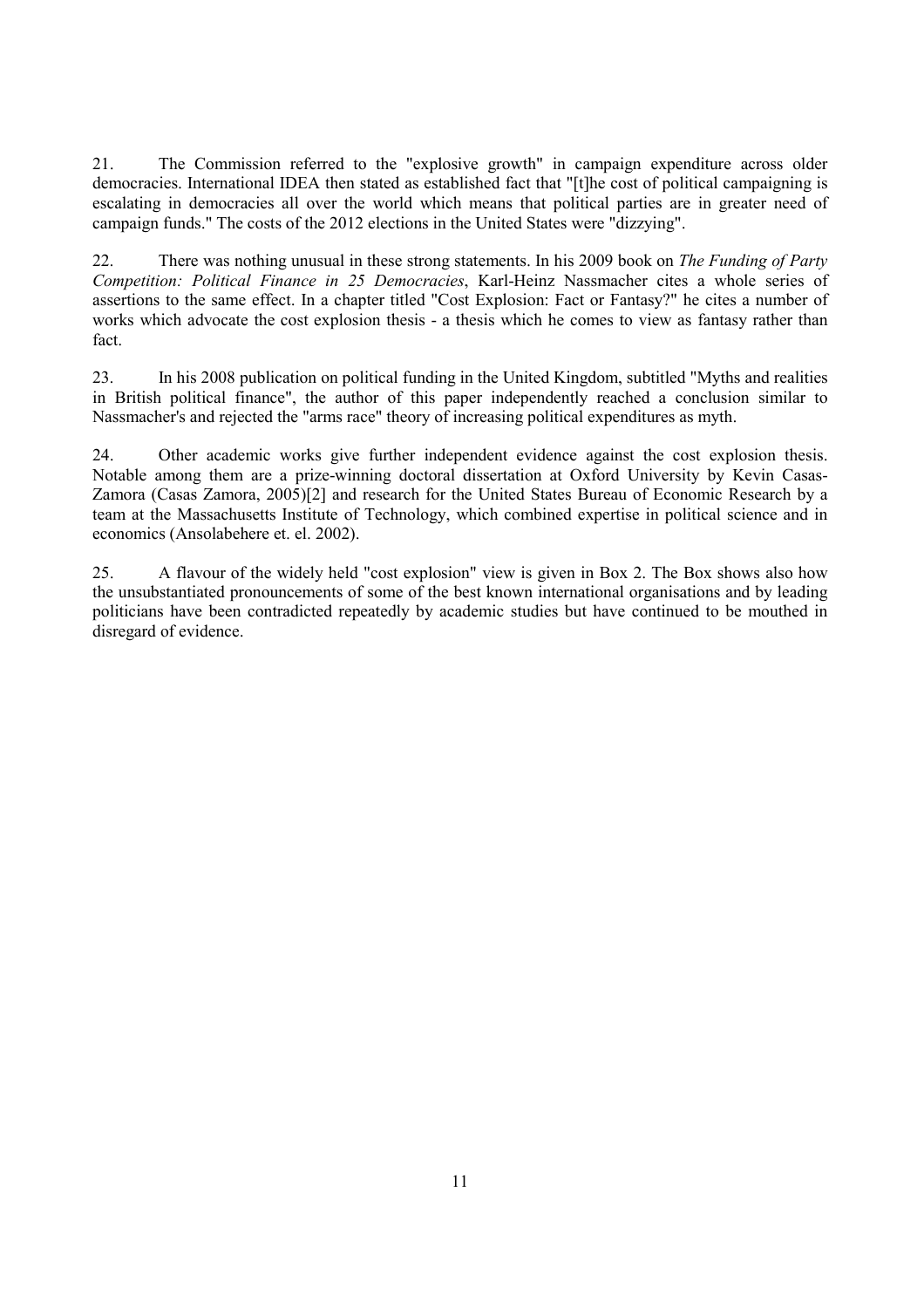21. The Commission referred to the "explosive growth" in campaign expenditure across older democracies. International IDEA then stated as established fact that "[t]he cost of political campaigning is escalating in democracies all over the world which means that political parties are in greater need of campaign funds." The costs of the 2012 elections in the United States were "dizzying".

22. There was nothing unusual in these strong statements. In his 2009 book on *The Funding of Party Competition: Political Finance in 25 Democracies*, Karl-Heinz Nassmacher cites a whole series of assertions to the same effect. In a chapter titled "Cost Explosion: Fact or Fantasy?" he cites a number of works which advocate the cost explosion thesis - a thesis which he comes to view as fantasy rather than fact.

23. In his 2008 publication on political funding in the United Kingdom, subtitled "Myths and realities in British political finance", the author of this paper independently reached a conclusion similar to Nassmacher's and rejected the "arms race" theory of increasing political expenditures as myth.

24. Other academic works give further independent evidence against the cost explosion thesis. Notable among them are a prize-winning doctoral dissertation at Oxford University by Kevin Casas-Zamora (Casas Zamora, 2005)[2] and research for the United States Bureau of Economic Research by a team at the Massachusetts Institute of Technology, which combined expertise in political science and in economics (Ansolabehere et. el. 2002).

25. A flavour of the widely held "cost explosion" view is given in Box 2. The Box shows also how the unsubstantiated pronouncements of some of the best known international organisations and by leading politicians have been contradicted repeatedly by academic studies but have continued to be mouthed in disregard of evidence.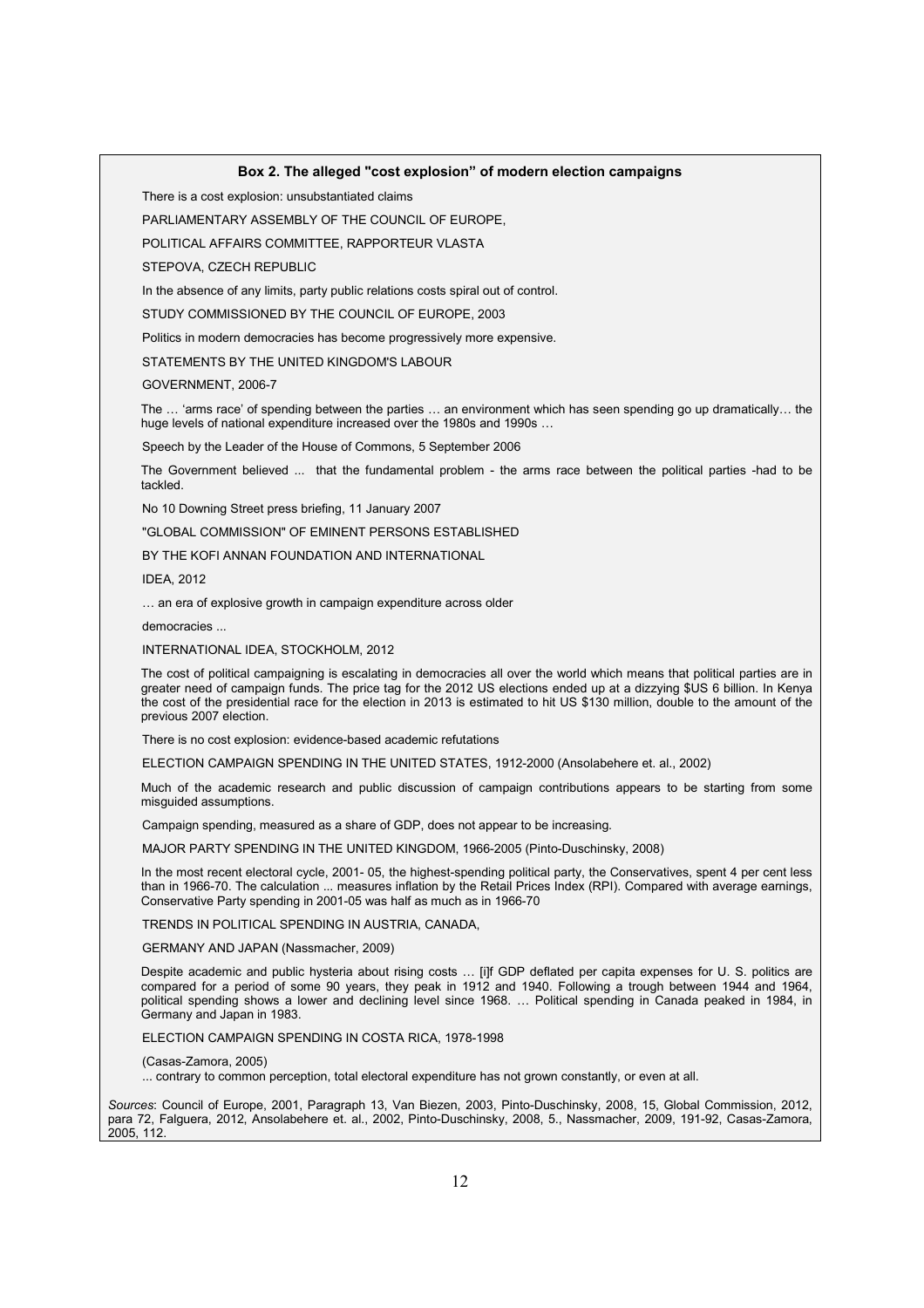**Box 2. The alleged "cost explosion" of modern election campaigns**

There is a cost explosion: unsubstantiated claims

PARLIAMENTARY ASSEMBLY OF THE COUNCIL OF EUROPE,

POLITICAL AFFAIRS COMMITTEE, RAPPORTEUR VLASTA

STEPOVA, CZECH REPUBLIC

In the absence of any limits, party public relations costs spiral out of control.

STUDY COMMISSIONED BY THE COUNCIL OF EUROPE, 2003

Politics in modern democracies has become progressively more expensive.

STATEMENTS BY THE UNITED KINGDOM'S LABOUR

GOVERNMENT, 2006-7

The … 'arms race' of spending between the parties … an environment which has seen spending go up dramatically… the huge levels of national expenditure increased over the 1980s and 1990s …

Speech by the Leader of the House of Commons, 5 September 2006

The Government believed ... that the fundamental problem - the arms race between the political parties -had to be tackled.

No 10 Downing Street press briefing, 11 January 2007

"GLOBAL COMMISSION" OF EMINENT PERSONS ESTABLISHED

BY THE KOFI ANNAN FOUNDATION AND INTERNATIONAL

IDEA, 2012

… an era of explosive growth in campaign expenditure across older

democracies ...

INTERNATIONAL IDEA, STOCKHOLM, 2012

The cost of political campaigning is escalating in democracies all over the world which means that political parties are in greater need of campaign funds. The price tag for the 2012 US elections ended up at a dizzying $US 6 billion. In Kenya the cost of the presidential race for the election in 2013 is estimated to hit US $130 million, double to the amount of the previous 2007 election.

There is no cost explosion: evidence-based academic refutations

ELECTION CAMPAIGN SPENDING IN THE UNITED STATES, 1912-2000 (Ansolabehere et. al., 2002)

Much of the academic research and public discussion of campaign contributions appears to be starting from some misguided assumptions.

Campaign spending, measured as a share of GDP, does not appear to be increasing.

MAJOR PARTY SPENDING IN THE UNITED KINGDOM, 1966-2005 (Pinto-Duschinsky, 2008)

In the most recent electoral cycle, 2001- 05, the highest-spending political party, the Conservatives, spent 4 per cent less than in 1966-70. The calculation ... measures inflation by the Retail Prices Index (RPI). Compared with average earnings, Conservative Party spending in 2001-05 was half as much as in 1966-70

TRENDS IN POLITICAL SPENDING IN AUSTRIA, CANADA,

GERMANY AND JAPAN (Nassmacher, 2009)

Despite academic and public hysteria about rising costs … [i]f GDP deflated per capita expenses for U. S. politics are compared for a period of some 90 years, they peak in 1912 and 1940. Following a trough between 1944 and 1964, political spending shows a lower and declining level since 1968. … Political spending in Canada peaked in 1984, in Germany and Japan in 1983.

ELECTION CAMPAIGN SPENDING IN COSTA RICA, 1978-1998

(Casas-Zamora, 2005)

... contrary to common perception, total electoral expenditure has not grown constantly, or even at all.

*Sources*: Council of Europe, 2001, Paragraph 13, Van Biezen, 2003, Pinto-Duschinsky, 2008, 15, Global Commission, 2012, para 72, Falguera, 2012, Ansolabehere et. al., 2002, Pinto-Duschinsky, 2008, 5., Nassmacher, 2009, 191-92, Casas-Zamora, 2005, 112.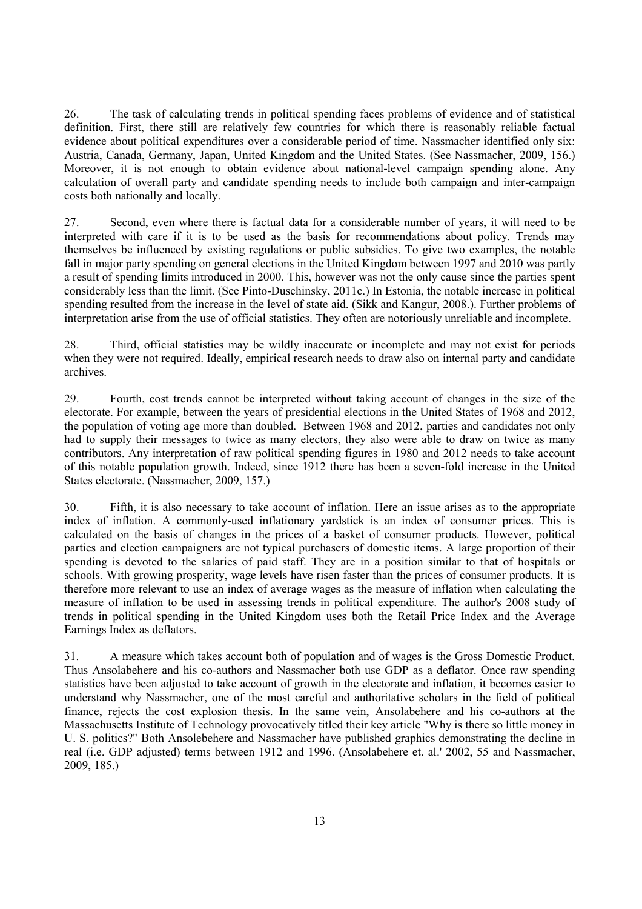26. The task of calculating trends in political spending faces problems of evidence and of statistical definition. First, there still are relatively few countries for which there is reasonably reliable factual evidence about political expenditures over a considerable period of time. Nassmacher identified only six: Austria, Canada, Germany, Japan, United Kingdom and the United States. (See Nassmacher, 2009, 156.) Moreover, it is not enough to obtain evidence about national-level campaign spending alone. Any calculation of overall party and candidate spending needs to include both campaign and inter-campaign costs both nationally and locally.

27. Second, even where there is factual data for a considerable number of years, it will need to be interpreted with care if it is to be used as the basis for recommendations about policy. Trends may themselves be influenced by existing regulations or public subsidies. To give two examples, the notable fall in major party spending on general elections in the United Kingdom between 1997 and 2010 was partly a result of spending limits introduced in 2000. This, however was not the only cause since the parties spent considerably less than the limit. (See Pinto-Duschinsky, 2011c.) In Estonia, the notable increase in political spending resulted from the increase in the level of state aid. (Sikk and Kangur, 2008.). Further problems of interpretation arise from the use of official statistics. They often are notoriously unreliable and incomplete.

28. Third, official statistics may be wildly inaccurate or incomplete and may not exist for periods when they were not required. Ideally, empirical research needs to draw also on internal party and candidate archives.

29. Fourth, cost trends cannot be interpreted without taking account of changes in the size of the electorate. For example, between the years of presidential elections in the United States of 1968 and 2012, the population of voting age more than doubled. Between 1968 and 2012, parties and candidates not only had to supply their messages to twice as many electors, they also were able to draw on twice as many contributors. Any interpretation of raw political spending figures in 1980 and 2012 needs to take account of this notable population growth. Indeed, since 1912 there has been a seven-fold increase in the United States electorate. (Nassmacher, 2009, 157.)

30. Fifth, it is also necessary to take account of inflation. Here an issue arises as to the appropriate index of inflation. A commonly-used inflationary yardstick is an index of consumer prices. This is calculated on the basis of changes in the prices of a basket of consumer products. However, political parties and election campaigners are not typical purchasers of domestic items. A large proportion of their spending is devoted to the salaries of paid staff. They are in a position similar to that of hospitals or schools. With growing prosperity, wage levels have risen faster than the prices of consumer products. It is therefore more relevant to use an index of average wages as the measure of inflation when calculating the measure of inflation to be used in assessing trends in political expenditure. The author's 2008 study of trends in political spending in the United Kingdom uses both the Retail Price Index and the Average Earnings Index as deflators.

31. A measure which takes account both of population and of wages is the Gross Domestic Product. Thus Ansolabehere and his co-authors and Nassmacher both use GDP as a deflator. Once raw spending statistics have been adjusted to take account of growth in the electorate and inflation, it becomes easier to understand why Nassmacher, one of the most careful and authoritative scholars in the field of political finance, rejects the cost explosion thesis. In the same vein, Ansolabehere and his co-authors at the Massachusetts Institute of Technology provocatively titled their key article "Why is there so little money in U. S. politics?" Both Ansolebehere and Nassmacher have published graphics demonstrating the decline in real (i.e. GDP adjusted) terms between 1912 and 1996. (Ansolabehere et. al.' 2002, 55 and Nassmacher, 2009, 185.)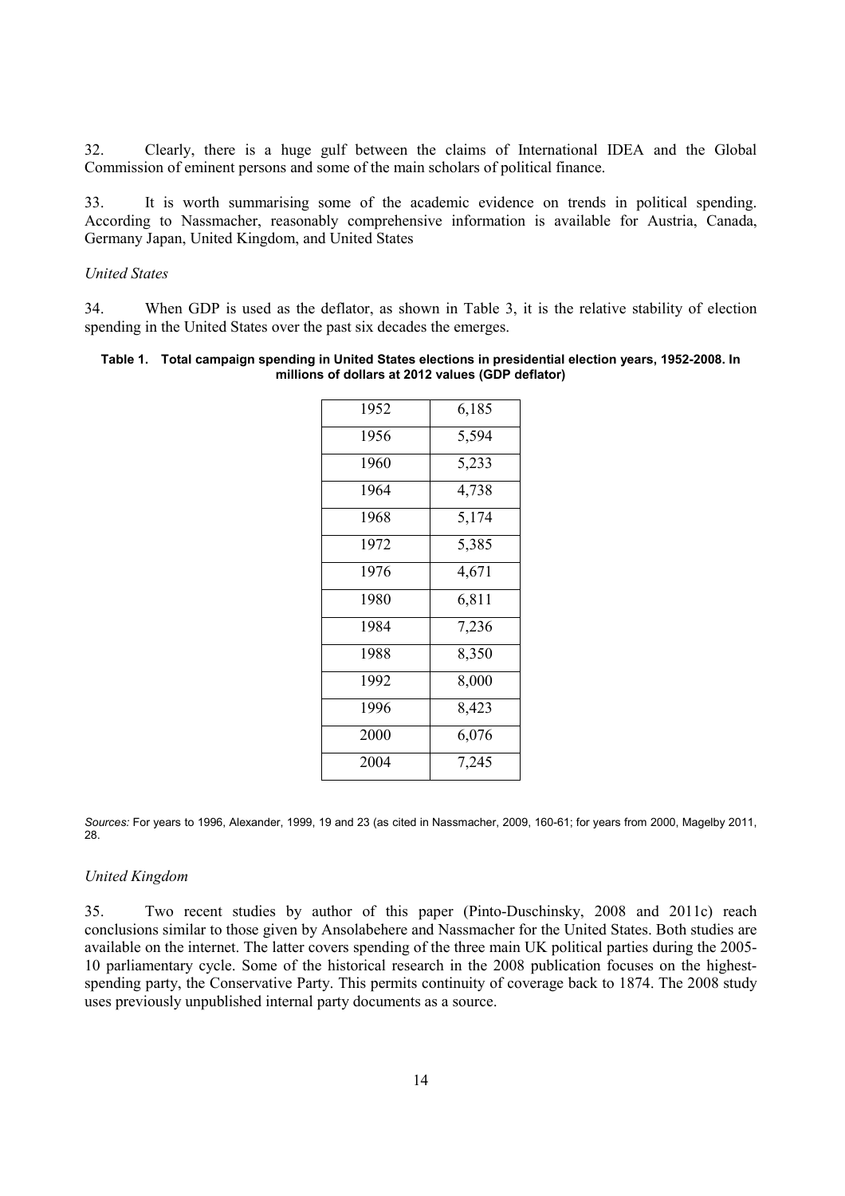32. Clearly, there is a huge gulf between the claims of International IDEA and the Global Commission of eminent persons and some of the main scholars of political finance.

33. It is worth summarising some of the academic evidence on trends in political spending. According to Nassmacher, reasonably comprehensive information is available for Austria, Canada, Germany Japan, United Kingdom, and United States

*United States*

34. When GDP is used as the deflator, as shown in Table 3, it is the relative stability of election spending in the United States over the past six decades the emerges.

**Table 1. Total campaign spending in United States elections in presidential election years, 1952-2008. In millions of dollars at 2012 values (GDP deflator)**

| | |
|---|---|
| 1952 | 6,185 |
| 1956 | 5,594 |
| 1960 | 5,233 |
| 1964 | 4,738 |
| 1968 | 5,174 |
| 1972 | 5,385 |
| 1976 | 4,671 |
| 1980 | 6,811 |
| 1984 | 7,236 |
| 1988 | 8,350 |
| 1992 | 8,000 |
| 1996 | 8,423 |
| 2000 | 6,076 |
| 2004 | 7,245 |

*Sources:* For years to 1996, Alexander, 1999, 19 and 23 (as cited in Nassmacher, 2009, 160-61; for years from 2000, Magelby 2011, 28.

*United Kingdom*

35. Two recent studies by author of this paper (Pinto-Duschinsky, 2008 and 2011c) reach conclusions similar to those given by Ansolabehere and Nassmacher for the United States. Both studies are available on the internet. The latter covers spending of the three main UK political parties during the 2005-10 parliamentary cycle. Some of the historical research in the 2008 publication focuses on the highest-spending party, the Conservative Party. This permits continuity of coverage back to 1874. The 2008 study uses previously unpublished internal party documents as a source.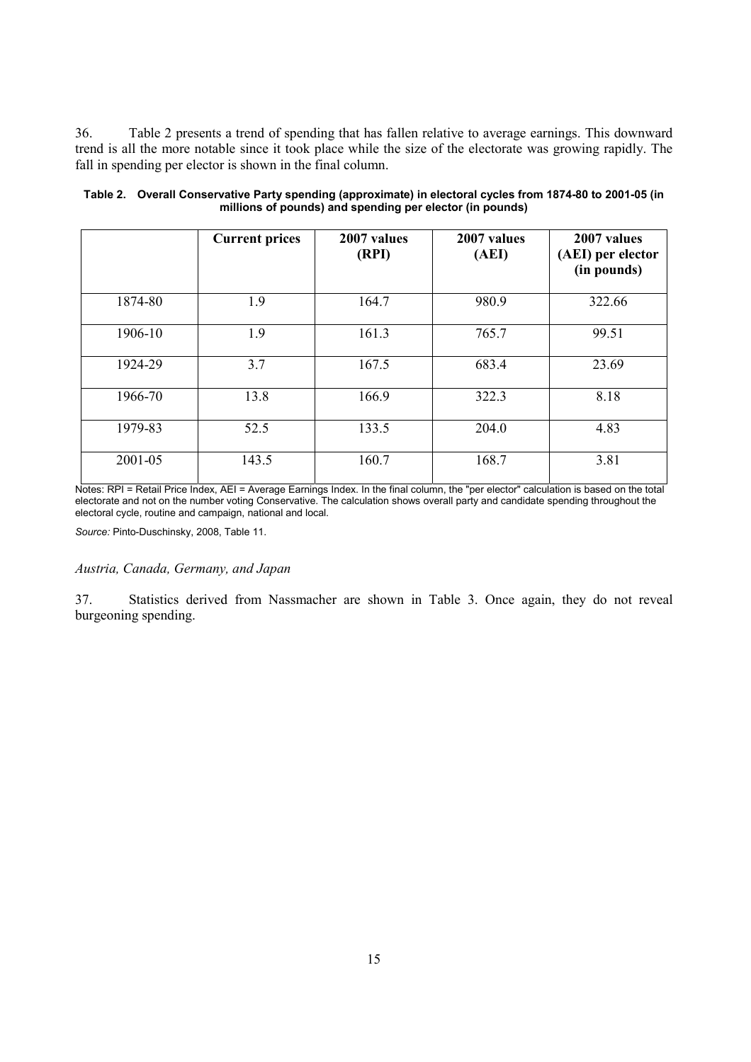36. Table 2 presents a trend of spending that has fallen relative to average earnings. This downward trend is all the more notable since it took place while the size of the electorate was growing rapidly. The fall in spending per elector is shown in the final column.

**Table 2. Overall Conservative Party spending (approximate) in electoral cycles from 1874-80 to 2001-05 (in millions of pounds) and spending per elector (in pounds)**

| | Current prices | 2007 values (RPI) | 2007 values (AEI) | 2007 values (AEI) per elector (in pounds) |
|---|---|---|---|---|
| 1874-80 | 1.9 | 164.7 | 980.9 | 322.66 |
| 1906-10 | 1.9 | 161.3 | 765.7 | 99.51 |
| 1924-29 | 3.7 | 167.5 | 683.4 | 23.69 |
| 1966-70 | 13.8 | 166.9 | 322.3 | 8.18 |
| 1979-83 | 52.5 | 133.5 | 204.0 | 4.83 |
| 2001-05 | 143.5 | 160.7 | 168.7 | 3.81 |

Notes: RPI = Retail Price Index, AEI = Average Earnings Index. In the final column, the "per elector" calculation is based on the total electorate and not on the number voting Conservative. The calculation shows overall party and candidate spending throughout the electoral cycle, routine and campaign, national and local.

*Source:* Pinto-Duschinsky, 2008, Table 11.

*Austria, Canada, Germany, and Japan*

37. Statistics derived from Nassmacher are shown in Table 3. Once again, they do not reveal burgeoning spending.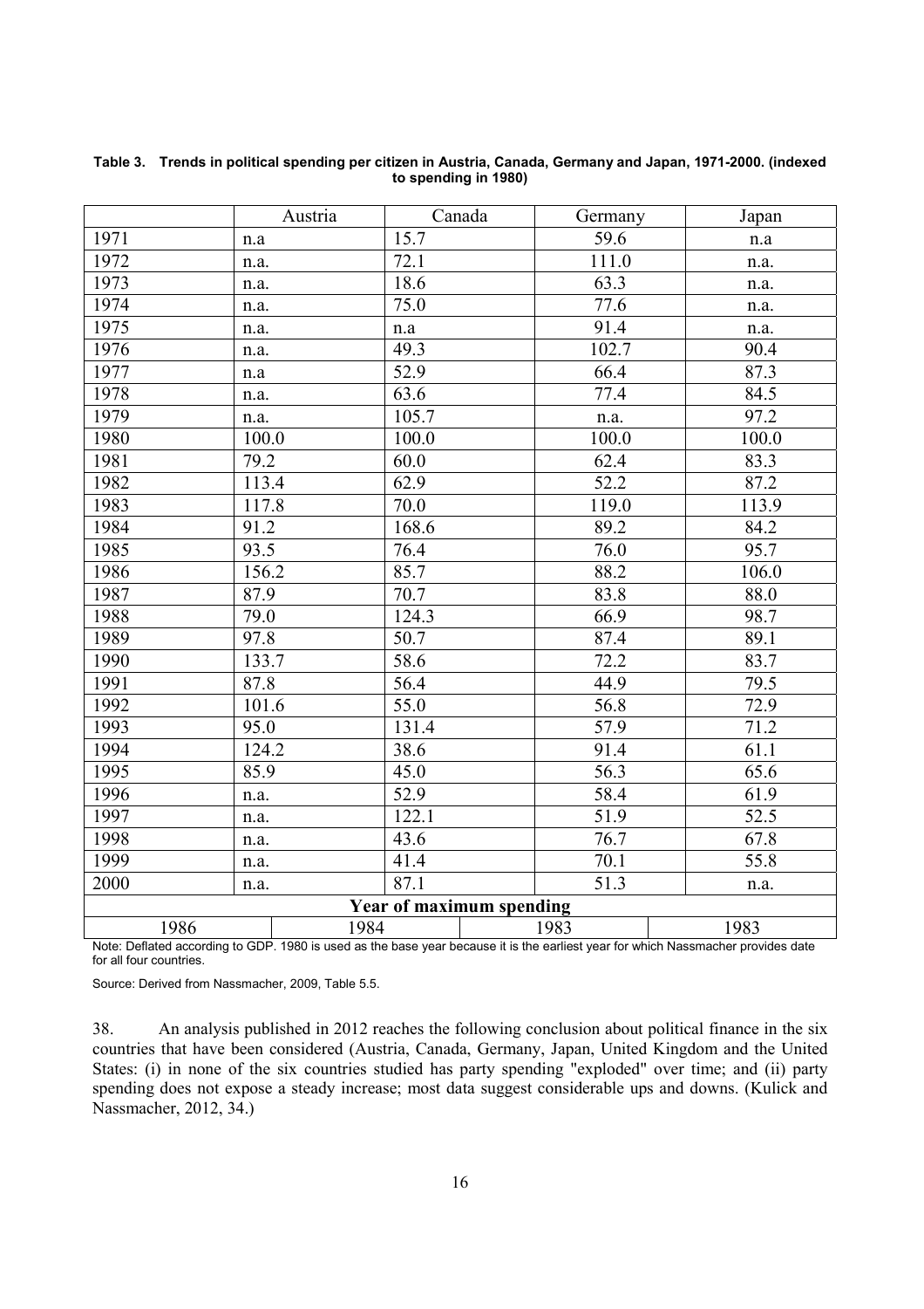**Table 3. Trends in political spending per citizen in Austria, Canada, Germany and Japan, 1971-2000. (indexed to spending in 1980)**

| | Austria | Canada | Germany | Japan |
|---|---|---|---|---|
| 1971 | n.a | 15.7 | 59.6 | n.a |
| 1972 | n.a. | 72.1 | 111.0 | n.a. |
| 1973 | n.a. | 18.6 | 63.3 | n.a. |
| 1974 | n.a. | 75.0 | 77.6 | n.a. |
| 1975 | n.a. | n.a | 91.4 | n.a. |
| 1976 | n.a. | 49.3 | 102.7 | 90.4 |
| 1977 | n.a | 52.9 | 66.4 | 87.3 |
| 1978 | n.a. | 63.6 | 77.4 | 84.5 |
| 1979 | n.a. | 105.7 | n.a. | 97.2 |
| 1980 | 100.0 | 100.0 | 100.0 | 100.0 |
| 1981 | 79.2 | 60.0 | 62.4 | 83.3 |
| 1982 | 113.4 | 62.9 | 52.2 | 87.2 |
| 1983 | 117.8 | 70.0 | 119.0 | 113.9 |
| 1984 | 91.2 | 168.6 | 89.2 | 84.2 |
| 1985 | 93.5 | 76.4 | 76.0 | 95.7 |
| 1986 | 156.2 | 85.7 | 88.2 | 106.0 |
| 1987 | 87.9 | 70.7 | 83.8 | 88.0 |
| 1988 | 79.0 | 124.3 | 66.9 | 98.7 |
| 1989 | 97.8 | 50.7 | 87.4 | 89.1 |
| 1990 | 133.7 | 58.6 | 72.2 | 83.7 |
| 1991 | 87.8 | 56.4 | 44.9 | 79.5 |
| 1992 | 101.6 | 55.0 | 56.8 | 72.9 |
| 1993 | 95.0 | 131.4 | 57.9 | 71.2 |
| 1994 | 124.2 | 38.6 | 91.4 | 61.1 |
| 1995 | 85.9 | 45.0 | 56.3 | 65.6 |
| 1996 | n.a. | 52.9 | 58.4 | 61.9 |
| 1997 | n.a. | 122.1 | 51.9 | 52.5 |
| 1998 | n.a. | 43.6 | 76.7 | 67.8 |
| 1999 | n.a. | 41.4 | 70.1 | 55.8 |
| 2000 | n.a. | 87.1 | 51.3 | n.a. |
| **Year of maximum spending** | | | | |
| | 1986 | 1984 | 1983 | 1983 |

Note: Deflated according to GDP. 1980 is used as the base year because it is the earliest year for which Nassmacher provides date for all four countries.

Source: Derived from Nassmacher, 2009, Table 5.5.

38. An analysis published in 2012 reaches the following conclusion about political finance in the six countries that have been considered (Austria, Canada, Germany, Japan, United Kingdom and the United States: (i) in none of the six countries studied has party spending "exploded" over time; and (ii) party spending does not expose a steady increase; most data suggest considerable ups and downs. (Kulick and Nassmacher, 2012, 34.)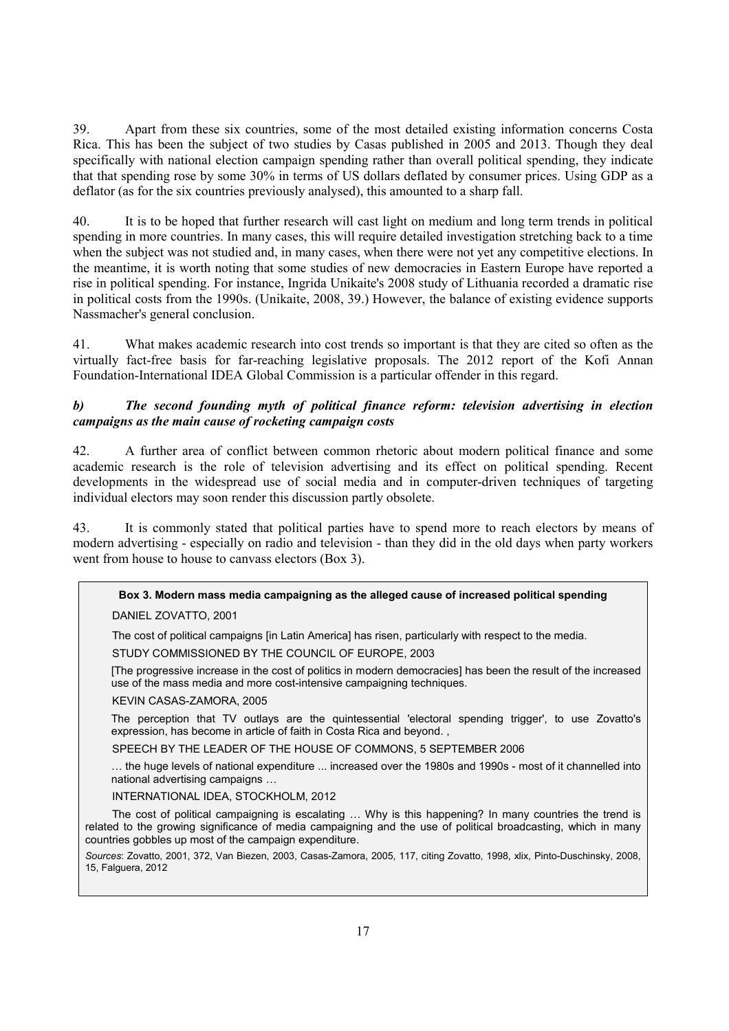39. Apart from these six countries, some of the most detailed existing information concerns Costa Rica. This has been the subject of two studies by Casas published in 2005 and 2013. Though they deal specifically with national election campaign spending rather than overall political spending, they indicate that that spending rose by some 30% in terms of US dollars deflated by consumer prices. Using GDP as a deflator (as for the six countries previously analysed), this amounted to a sharp fall.

40. It is to be hoped that further research will cast light on medium and long term trends in political spending in more countries. In many cases, this will require detailed investigation stretching back to a time when the subject was not studied and, in many cases, when there were not yet any competitive elections. In the meantime, it is worth noting that some studies of new democracies in Eastern Europe have reported a rise in political spending. For instance, Ingrida Unikaite's 2008 study of Lithuania recorded a dramatic rise in political costs from the 1990s. (Unikaite, 2008, 39.) However, the balance of existing evidence supports Nassmacher's general conclusion.

41. What makes academic research into cost trends so important is that they are cited so often as the virtually fact-free basis for far-reaching legislative proposals. The 2012 report of the Kofi Annan Foundation-International IDEA Global Commission is a particular offender in this regard.

### *b) The second founding myth of political finance reform: television advertising in election campaigns as the main cause of rocketing campaign costs*

42. A further area of conflict between common rhetoric about modern political finance and some academic research is the role of television advertising and its effect on political spending. Recent developments in the widespread use of social media and in computer-driven techniques of targeting individual electors may soon render this discussion partly obsolete.

43. It is commonly stated that political parties have to spend more to reach electors by means of modern advertising - especially on radio and television - than they did in the old days when party workers went from house to house to canvass electors (Box 3).

**Box 3. Modern mass media campaigning as the alleged cause of increased political spending**

DANIEL ZOVATTO, 2001

The cost of political campaigns [in Latin America] has risen, particularly with respect to the media.

STUDY COMMISSIONED BY THE COUNCIL OF EUROPE, 2003

[The progressive increase in the cost of politics in modern democracies] has been the result of the increased use of the mass media and more cost-intensive campaigning techniques.

KEVIN CASAS-ZAMORA, 2005

The perception that TV outlays are the quintessential 'electoral spending trigger', to use Zovatto's expression, has become in article of faith in Costa Rica and beyond. ,

SPEECH BY THE LEADER OF THE HOUSE OF COMMONS, 5 SEPTEMBER 2006

… the huge levels of national expenditure ... increased over the 1980s and 1990s - most of it channelled into national advertising campaigns …

INTERNATIONAL IDEA, STOCKHOLM, 2012

The cost of political campaigning is escalating … Why is this happening? In many countries the trend is related to the growing significance of media campaigning and the use of political broadcasting, which in many countries gobbles up most of the campaign expenditure.

*Sources*: Zovatto, 2001, 372, Van Biezen, 2003, Casas-Zamora, 2005, 117, citing Zovatto, 1998, xlix, Pinto-Duschinsky, 2008, 15, Falguera, 2012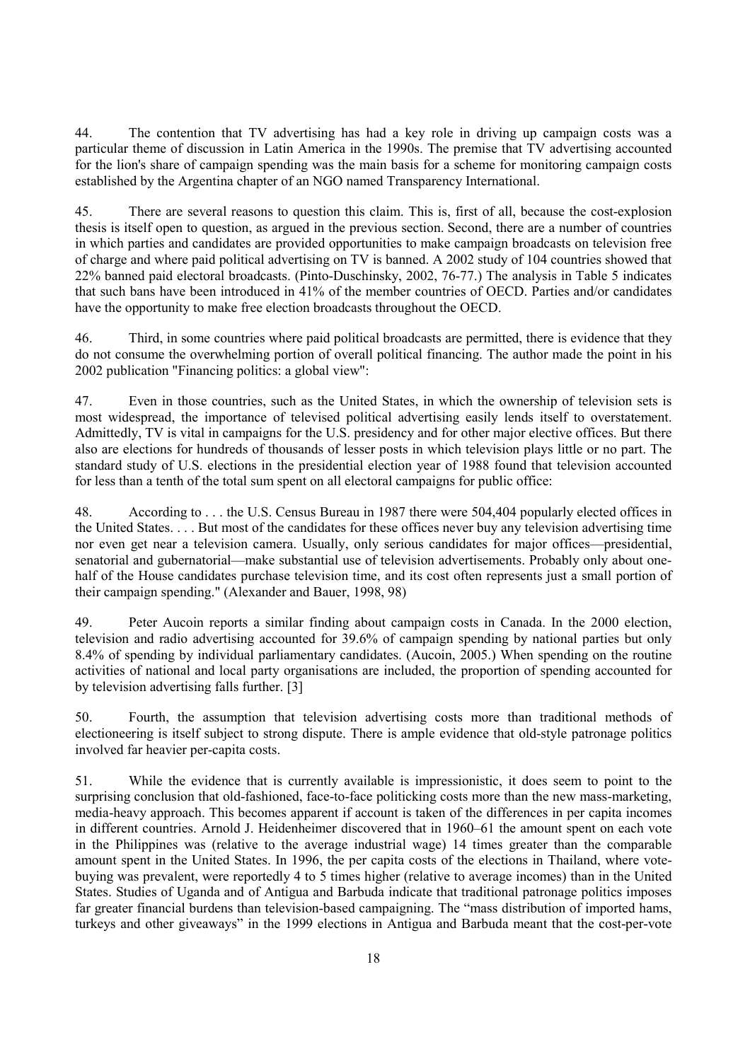44. The contention that TV advertising has had a key role in driving up campaign costs was a particular theme of discussion in Latin America in the 1990s. The premise that TV advertising accounted for the lion's share of campaign spending was the main basis for a scheme for monitoring campaign costs established by the Argentina chapter of an NGO named Transparency International.

45. There are several reasons to question this claim. This is, first of all, because the cost-explosion thesis is itself open to question, as argued in the previous section. Second, there are a number of countries in which parties and candidates are provided opportunities to make campaign broadcasts on television free of charge and where paid political advertising on TV is banned. A 2002 study of 104 countries showed that 22% banned paid electoral broadcasts. (Pinto-Duschinsky, 2002, 76-77.) The analysis in Table 5 indicates that such bans have been introduced in 41% of the member countries of OECD. Parties and/or candidates have the opportunity to make free election broadcasts throughout the OECD.

46. Third, in some countries where paid political broadcasts are permitted, there is evidence that they do not consume the overwhelming portion of overall political financing. The author made the point in his 2002 publication "Financing politics: a global view":

47. Even in those countries, such as the United States, in which the ownership of television sets is most widespread, the importance of televised political advertising easily lends itself to overstatement. Admittedly, TV is vital in campaigns for the U.S. presidency and for other major elective offices. But there also are elections for hundreds of thousands of lesser posts in which television plays little or no part. The standard study of U.S. elections in the presidential election year of 1988 found that television accounted for less than a tenth of the total sum spent on all electoral campaigns for public office:

48. According to . . . the U.S. Census Bureau in 1987 there were 504,404 popularly elected offices in the United States. . . . But most of the candidates for these offices never buy any television advertising time nor even get near a television camera. Usually, only serious candidates for major offices—presidential, senatorial and gubernatorial—make substantial use of television advertisements. Probably only about one-half of the House candidates purchase television time, and its cost often represents just a small portion of their campaign spending." (Alexander and Bauer, 1998, 98)

49. Peter Aucoin reports a similar finding about campaign costs in Canada. In the 2000 election, television and radio advertising accounted for 39.6% of campaign spending by national parties but only 8.4% of spending by individual parliamentary candidates. (Aucoin, 2005.) When spending on the routine activities of national and local party organisations are included, the proportion of spending accounted for by television advertising falls further. [3]

50. Fourth, the assumption that television advertising costs more than traditional methods of electioneering is itself subject to strong dispute. There is ample evidence that old-style patronage politics involved far heavier per-capita costs.

51. While the evidence that is currently available is impressionistic, it does seem to point to the surprising conclusion that old-fashioned, face-to-face politicking costs more than the new mass-marketing, media-heavy approach. This becomes apparent if account is taken of the differences in per capita incomes in different countries. Arnold J. Heidenheimer discovered that in 1960–61 the amount spent on each vote in the Philippines was (relative to the average industrial wage) 14 times greater than the comparable amount spent in the United States. In 1996, the per capita costs of the elections in Thailand, where vote-buying was prevalent, were reportedly 4 to 5 times higher (relative to average incomes) than in the United States. Studies of Uganda and of Antigua and Barbuda indicate that traditional patronage politics imposes far greater financial burdens than television-based campaigning. The "mass distribution of imported hams, turkeys and other giveaways" in the 1999 elections in Antigua and Barbuda meant that the cost-per-vote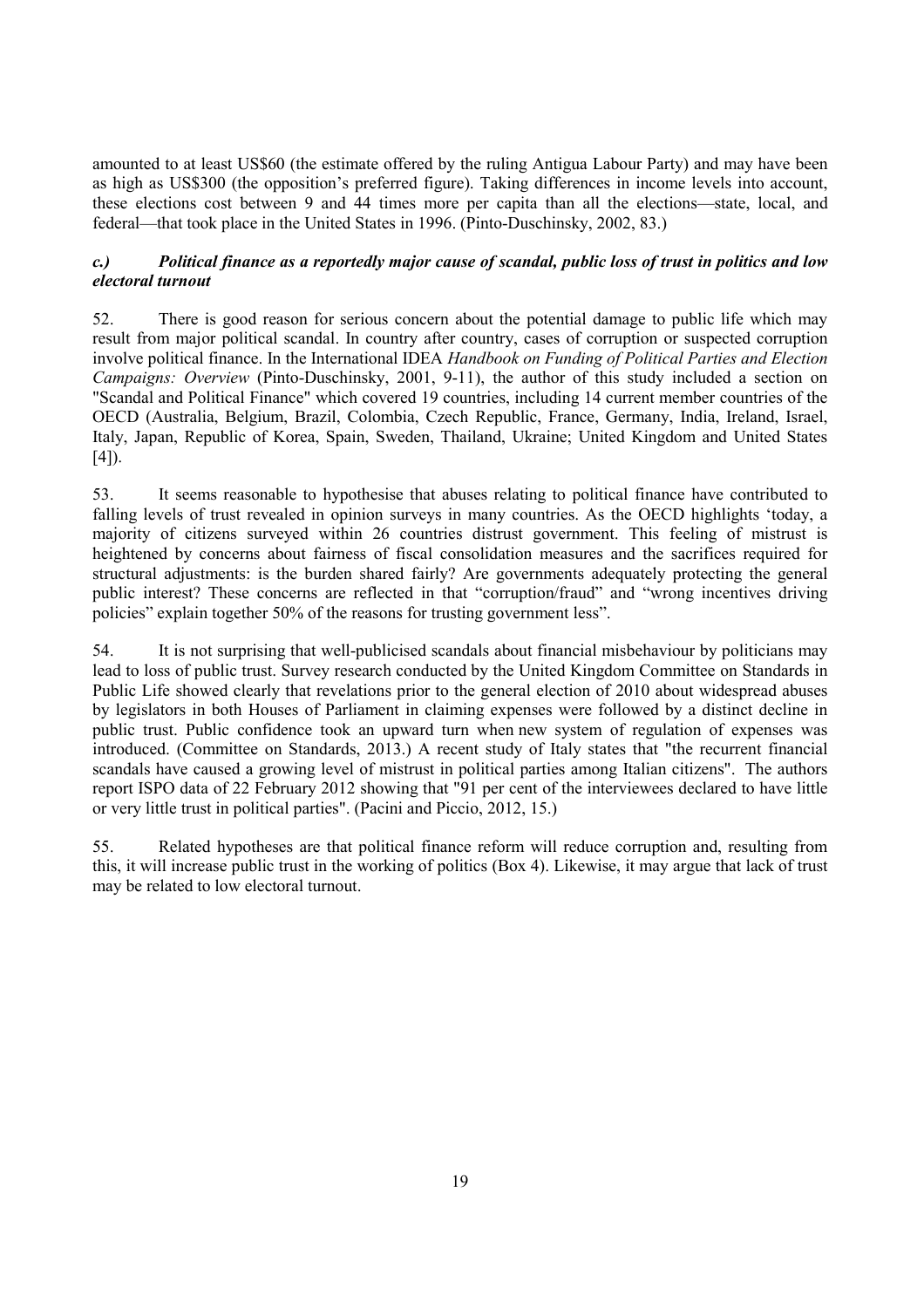amounted to at least US$60 (the estimate offered by the ruling Antigua Labour Party) and may have been as high as US$300 (the opposition's preferred figure). Taking differences in income levels into account, these elections cost between 9 and 44 times more per capita than all the elections—state, local, and federal—that took place in the United States in 1996. (Pinto-Duschinsky, 2002, 83.)

### *c.) Political finance as a reportedly major cause of scandal, public loss of trust in politics and low electoral turnout*

52. There is good reason for serious concern about the potential damage to public life which may result from major political scandal. In country after country, cases of corruption or suspected corruption involve political finance. In the International IDEA *Handbook on Funding of Political Parties and Election Campaigns: Overview* (Pinto-Duschinsky, 2001, 9-11), the author of this study included a section on "Scandal and Political Finance" which covered 19 countries, including 14 current member countries of the OECD (Australia, Belgium, Brazil, Colombia, Czech Republic, France, Germany, India, Ireland, Israel, Italy, Japan, Republic of Korea, Spain, Sweden, Thailand, Ukraine; United Kingdom and United States [4]).

53. It seems reasonable to hypothesise that abuses relating to political finance have contributed to falling levels of trust revealed in opinion surveys in many countries. As the OECD highlights 'today, a majority of citizens surveyed within 26 countries distrust government. This feeling of mistrust is heightened by concerns about fairness of fiscal consolidation measures and the sacrifices required for structural adjustments: is the burden shared fairly? Are governments adequately protecting the general public interest? These concerns are reflected in that "corruption/fraud" and "wrong incentives driving policies" explain together 50% of the reasons for trusting government less".

54. It is not surprising that well-publicised scandals about financial misbehaviour by politicians may lead to loss of public trust. Survey research conducted by the United Kingdom Committee on Standards in Public Life showed clearly that revelations prior to the general election of 2010 about widespread abuses by legislators in both Houses of Parliament in claiming expenses were followed by a distinct decline in public trust. Public confidence took an upward turn when new system of regulation of expenses was introduced. (Committee on Standards, 2013.) A recent study of Italy states that "the recurrent financial scandals have caused a growing level of mistrust in political parties among Italian citizens". The authors report ISPO data of 22 February 2012 showing that "91 per cent of the interviewees declared to have little or very little trust in political parties". (Pacini and Piccio, 2012, 15.)

55. Related hypotheses are that political finance reform will reduce corruption and, resulting from this, it will increase public trust in the working of politics (Box 4). Likewise, it may argue that lack of trust may be related to low electoral turnout.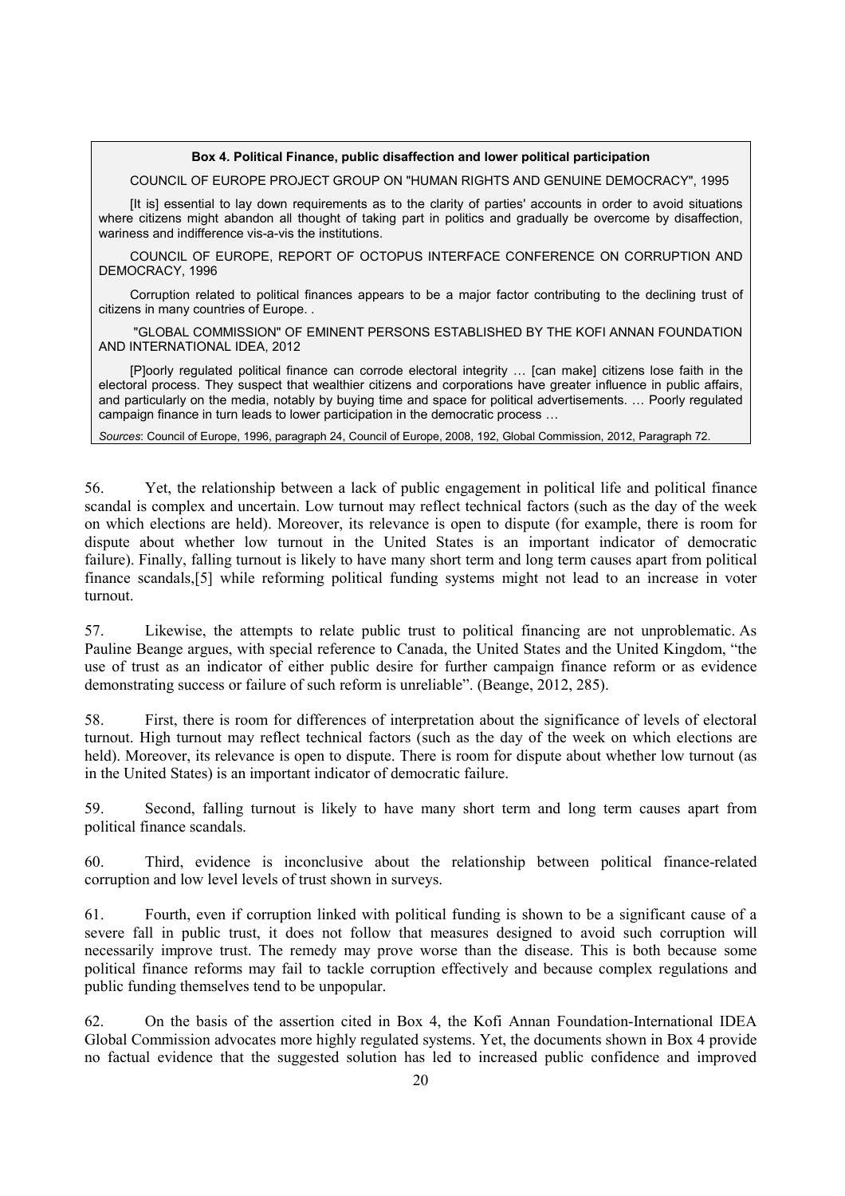> **Box 4. Political Finance, public disaffection and lower political participation**
>
> COUNCIL OF EUROPE PROJECT GROUP ON "HUMAN RIGHTS AND GENUINE DEMOCRACY", 1995
>
> [It is] essential to lay down requirements as to the clarity of parties' accounts in order to avoid situations where citizens might abandon all thought of taking part in politics and gradually be overcome by disaffection, wariness and indifference vis-a-vis the institutions.
>
> COUNCIL OF EUROPE, REPORT OF OCTOPUS INTERFACE CONFERENCE ON CORRUPTION AND DEMOCRACY, 1996
>
> Corruption related to political finances appears to be a major factor contributing to the declining trust of citizens in many countries of Europe. .
>
> "GLOBAL COMMISSION" OF EMINENT PERSONS ESTABLISHED BY THE KOFI ANNAN FOUNDATION AND INTERNATIONAL IDEA, 2012
>
> [P]oorly regulated political finance can corrode electoral integrity … [can make] citizens lose faith in the electoral process. They suspect that wealthier citizens and corporations have greater influence in public affairs, and particularly on the media, notably by buying time and space for political advertisements. … Poorly regulated campaign finance in turn leads to lower participation in the democratic process …
>
> *Sources*: Council of Europe, 1996, paragraph 24, Council of Europe, 2008, 192, Global Commission, 2012, Paragraph 72.

56. Yet, the relationship between a lack of public engagement in political life and political finance scandal is complex and uncertain. Low turnout may reflect technical factors (such as the day of the week on which elections are held). Moreover, its relevance is open to dispute (for example, there is room for dispute about whether low turnout in the United States is an important indicator of democratic failure). Finally, falling turnout is likely to have many short term and long term causes apart from political finance scandals,[5] while reforming political funding systems might not lead to an increase in voter turnout.

57. Likewise, the attempts to relate public trust to political financing are not unproblematic. As Pauline Beange argues, with special reference to Canada, the United States and the United Kingdom, "the use of trust as an indicator of either public desire for further campaign finance reform or as evidence demonstrating success or failure of such reform is unreliable". (Beange, 2012, 285).

58. First, there is room for differences of interpretation about the significance of levels of electoral turnout. High turnout may reflect technical factors (such as the day of the week on which elections are held). Moreover, its relevance is open to dispute. There is room for dispute about whether low turnout (as in the United States) is an important indicator of democratic failure.

59. Second, falling turnout is likely to have many short term and long term causes apart from political finance scandals.

60. Third, evidence is inconclusive about the relationship between political finance-related corruption and low level levels of trust shown in surveys.

61. Fourth, even if corruption linked with political funding is shown to be a significant cause of a severe fall in public trust, it does not follow that measures designed to avoid such corruption will necessarily improve trust. The remedy may prove worse than the disease. This is both because some political finance reforms may fail to tackle corruption effectively and because complex regulations and public funding themselves tend to be unpopular.

62. On the basis of the assertion cited in Box 4, the Kofi Annan Foundation-International IDEA Global Commission advocates more highly regulated systems. Yet, the documents shown in Box 4 provide no factual evidence that the suggested solution has led to increased public confidence and improved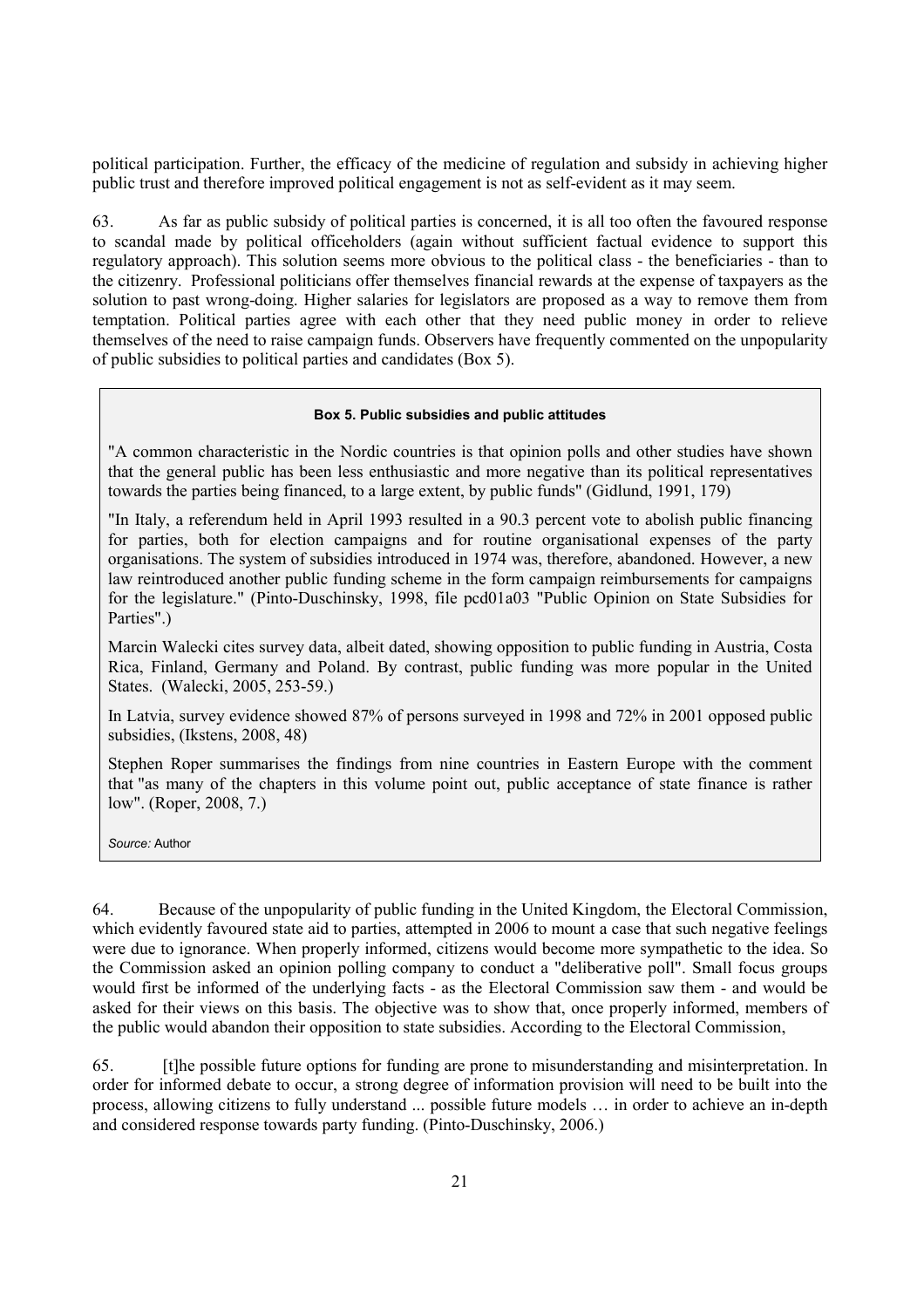political participation. Further, the efficacy of the medicine of regulation and subsidy in achieving higher public trust and therefore improved political engagement is not as self-evident as it may seem.

63. As far as public subsidy of political parties is concerned, it is all too often the favoured response to scandal made by political officeholders (again without sufficient factual evidence to support this regulatory approach). This solution seems more obvious to the political class - the beneficiaries - than to the citizenry. Professional politicians offer themselves financial rewards at the expense of taxpayers as the solution to past wrong-doing. Higher salaries for legislators are proposed as a way to remove them from temptation. Political parties agree with each other that they need public money in order to relieve themselves of the need to raise campaign funds. Observers have frequently commented on the unpopularity of public subsidies to political parties and candidates (Box 5).

> **Box 5. Public subsidies and public attitudes**
>
> "A common characteristic in the Nordic countries is that opinion polls and other studies have shown that the general public has been less enthusiastic and more negative than its political representatives towards the parties being financed, to a large extent, by public funds" (Gidlund, 1991, 179)
>
> "In Italy, a referendum held in April 1993 resulted in a 90.3 percent vote to abolish public financing for parties, both for election campaigns and for routine organisational expenses of the party organisations. The system of subsidies introduced in 1974 was, therefore, abandoned. However, a new law reintroduced another public funding scheme in the form campaign reimbursements for campaigns for the legislature." (Pinto-Duschinsky, 1998, file pcd01a03 "Public Opinion on State Subsidies for Parties".)
>
> Marcin Walecki cites survey data, albeit dated, showing opposition to public funding in Austria, Costa Rica, Finland, Germany and Poland. By contrast, public funding was more popular in the United States. (Walecki, 2005, 253-59.)
>
> In Latvia, survey evidence showed 87% of persons surveyed in 1998 and 72% in 2001 opposed public subsidies, (Ikstens, 2008, 48)
>
> Stephen Roper summarises the findings from nine countries in Eastern Europe with the comment that "as many of the chapters in this volume point out, public acceptance of state finance is rather low". (Roper, 2008, 7.)
>
> *Source:* Author

64. Because of the unpopularity of public funding in the United Kingdom, the Electoral Commission, which evidently favoured state aid to parties, attempted in 2006 to mount a case that such negative feelings were due to ignorance. When properly informed, citizens would become more sympathetic to the idea. So the Commission asked an opinion polling company to conduct a "deliberative poll". Small focus groups would first be informed of the underlying facts - as the Electoral Commission saw them - and would be asked for their views on this basis. The objective was to show that, once properly informed, members of the public would abandon their opposition to state subsidies. According to the Electoral Commission,

65. [t]he possible future options for funding are prone to misunderstanding and misinterpretation. In order for informed debate to occur, a strong degree of information provision will need to be built into the process, allowing citizens to fully understand ... possible future models … in order to achieve an in-depth and considered response towards party funding. (Pinto-Duschinsky, 2006.)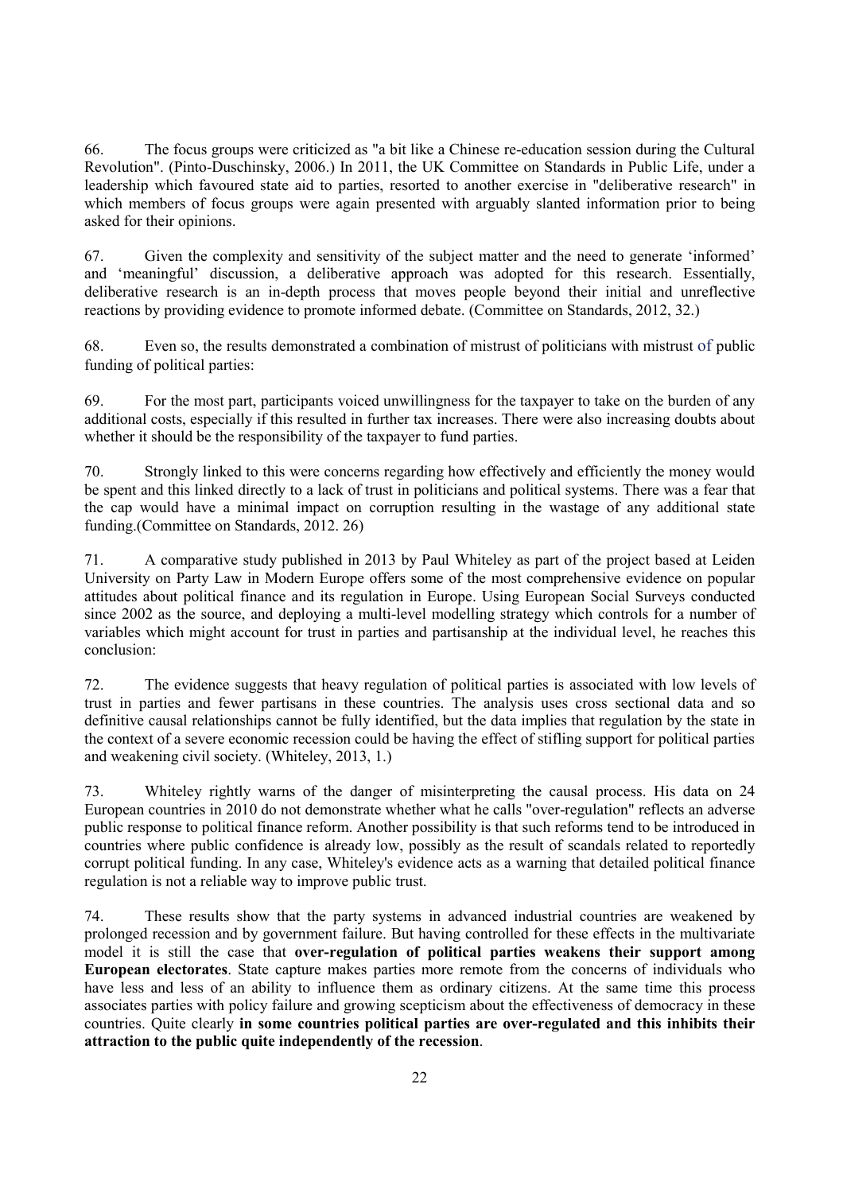66. The focus groups were criticized as "a bit like a Chinese re-education session during the Cultural Revolution". (Pinto-Duschinsky, 2006.) In 2011, the UK Committee on Standards in Public Life, under a leadership which favoured state aid to parties, resorted to another exercise in "deliberative research" in which members of focus groups were again presented with arguably slanted information prior to being asked for their opinions.

67. Given the complexity and sensitivity of the subject matter and the need to generate 'informed' and 'meaningful' discussion, a deliberative approach was adopted for this research. Essentially, deliberative research is an in-depth process that moves people beyond their initial and unreflective reactions by providing evidence to promote informed debate. (Committee on Standards, 2012, 32.)

68. Even so, the results demonstrated a combination of mistrust of politicians with mistrust of public funding of political parties:

69. For the most part, participants voiced unwillingness for the taxpayer to take on the burden of any additional costs, especially if this resulted in further tax increases. There were also increasing doubts about whether it should be the responsibility of the taxpayer to fund parties.

70. Strongly linked to this were concerns regarding how effectively and efficiently the money would be spent and this linked directly to a lack of trust in politicians and political systems. There was a fear that the cap would have a minimal impact on corruption resulting in the wastage of any additional state funding.(Committee on Standards, 2012. 26)

71. A comparative study published in 2013 by Paul Whiteley as part of the project based at Leiden University on Party Law in Modern Europe offers some of the most comprehensive evidence on popular attitudes about political finance and its regulation in Europe. Using European Social Surveys conducted since 2002 as the source, and deploying a multi-level modelling strategy which controls for a number of variables which might account for trust in parties and partisanship at the individual level, he reaches this conclusion:

72. The evidence suggests that heavy regulation of political parties is associated with low levels of trust in parties and fewer partisans in these countries. The analysis uses cross sectional data and so definitive causal relationships cannot be fully identified, but the data implies that regulation by the state in the context of a severe economic recession could be having the effect of stifling support for political parties and weakening civil society. (Whiteley, 2013, 1.)

73. Whiteley rightly warns of the danger of misinterpreting the causal process. His data on 24 European countries in 2010 do not demonstrate whether what he calls "over-regulation" reflects an adverse public response to political finance reform. Another possibility is that such reforms tend to be introduced in countries where public confidence is already low, possibly as the result of scandals related to reportedly corrupt political funding. In any case, Whiteley's evidence acts as a warning that detailed political finance regulation is not a reliable way to improve public trust.

74. These results show that the party systems in advanced industrial countries are weakened by prolonged recession and by government failure. But having controlled for these effects in the multivariate model it is still the case that **over-regulation of political parties weakens their support among European electorates**. State capture makes parties more remote from the concerns of individuals who have less and less of an ability to influence them as ordinary citizens. At the same time this process associates parties with policy failure and growing scepticism about the effectiveness of democracy in these countries. Quite clearly **in some countries political parties are over-regulated and this inhibits their attraction to the public quite independently of the recession**.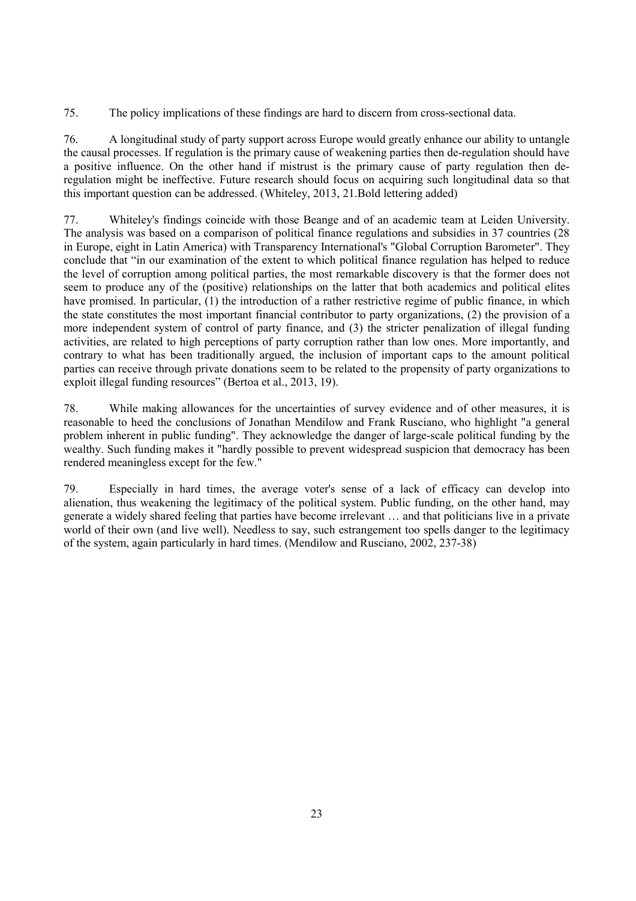75. The policy implications of these findings are hard to discern from cross-sectional data.

76. A longitudinal study of party support across Europe would greatly enhance our ability to untangle the causal processes. If regulation is the primary cause of weakening parties then de-regulation should have a positive influence. On the other hand if mistrust is the primary cause of party regulation then de-regulation might be ineffective. Future research should focus on acquiring such longitudinal data so that this important question can be addressed. (Whiteley, 2013, 21.Bold lettering added)

77. Whiteley's findings coincide with those Beange and of an academic team at Leiden University. The analysis was based on a comparison of political finance regulations and subsidies in 37 countries (28 in Europe, eight in Latin America) with Transparency International's "Global Corruption Barometer". They conclude that "in our examination of the extent to which political finance regulation has helped to reduce the level of corruption among political parties, the most remarkable discovery is that the former does not seem to produce any of the (positive) relationships on the latter that both academics and political elites have promised. In particular, (1) the introduction of a rather restrictive regime of public finance, in which the state constitutes the most important financial contributor to party organizations, (2) the provision of a more independent system of control of party finance, and (3) the stricter penalization of illegal funding activities, are related to high perceptions of party corruption rather than low ones. More importantly, and contrary to what has been traditionally argued, the inclusion of important caps to the amount political parties can receive through private donations seem to be related to the propensity of party organizations to exploit illegal funding resources" (Bertoa et al., 2013, 19).

78. While making allowances for the uncertainties of survey evidence and of other measures, it is reasonable to heed the conclusions of Jonathan Mendilow and Frank Rusciano, who highlight "a general problem inherent in public funding". They acknowledge the danger of large-scale political funding by the wealthy. Such funding makes it "hardly possible to prevent widespread suspicion that democracy has been rendered meaningless except for the few."

79. Especially in hard times, the average voter's sense of a lack of efficacy can develop into alienation, thus weakening the legitimacy of the political system. Public funding, on the other hand, may generate a widely shared feeling that parties have become irrelevant … and that politicians live in a private world of their own (and live well). Needless to say, such estrangement too spells danger to the legitimacy of the system, again particularly in hard times. (Mendilow and Rusciano, 2002, 237-38)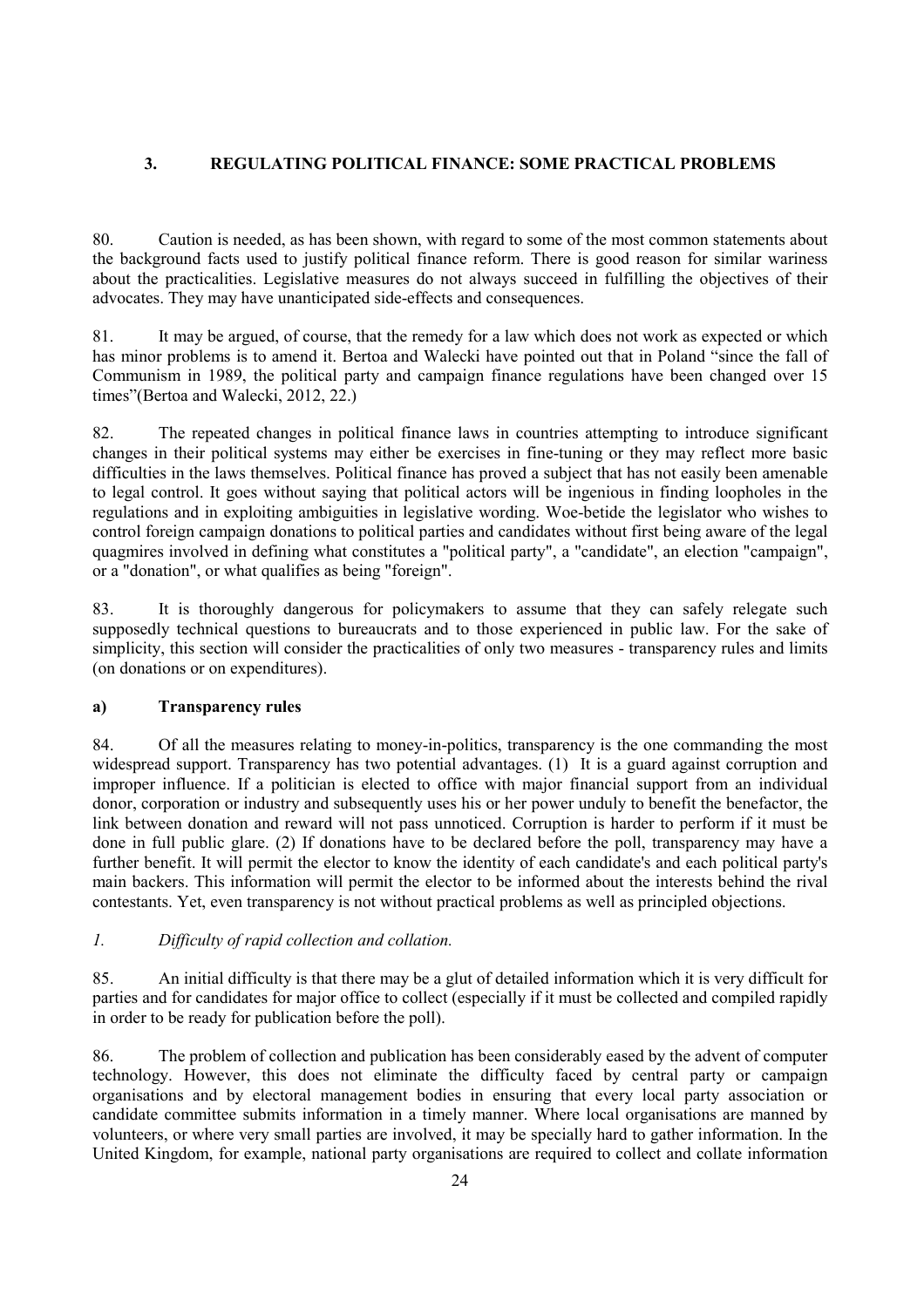## 3. REGULATING POLITICAL FINANCE: SOME PRACTICAL PROBLEMS

80. Caution is needed, as has been shown, with regard to some of the most common statements about the background facts used to justify political finance reform. There is good reason for similar wariness about the practicalities. Legislative measures do not always succeed in fulfilling the objectives of their advocates. They may have unanticipated side-effects and consequences.

81. It may be argued, of course, that the remedy for a law which does not work as expected or which has minor problems is to amend it. Bertoa and Walecki have pointed out that in Poland "since the fall of Communism in 1989, the political party and campaign finance regulations have been changed over 15 times"(Bertoa and Walecki, 2012, 22.)

82. The repeated changes in political finance laws in countries attempting to introduce significant changes in their political systems may either be exercises in fine-tuning or they may reflect more basic difficulties in the laws themselves. Political finance has proved a subject that has not easily been amenable to legal control. It goes without saying that political actors will be ingenious in finding loopholes in the regulations and in exploiting ambiguities in legislative wording. Woe-betide the legislator who wishes to control foreign campaign donations to political parties and candidates without first being aware of the legal quagmires involved in defining what constitutes a "political party", a "candidate", an election "campaign", or a "donation", or what qualifies as being "foreign".

83. It is thoroughly dangerous for policymakers to assume that they can safely relegate such supposedly technical questions to bureaucrats and to those experienced in public law. For the sake of simplicity, this section will consider the practicalities of only two measures - transparency rules and limits (on donations or on expenditures).

### a) Transparency rules

84. Of all the measures relating to money-in-politics, transparency is the one commanding the most widespread support. Transparency has two potential advantages. (1) It is a guard against corruption and improper influence. If a politician is elected to office with major financial support from an individual donor, corporation or industry and subsequently uses his or her power unduly to benefit the benefactor, the link between donation and reward will not pass unnoticed. Corruption is harder to perform if it must be done in full public glare. (2) If donations have to be declared before the poll, transparency may have a further benefit. It will permit the elector to know the identity of each candidate's and each political party's main backers. This information will permit the elector to be informed about the interests behind the rival contestants. Yet, even transparency is not without practical problems as well as principled objections.

*1. Difficulty of rapid collection and collation.*

85. An initial difficulty is that there may be a glut of detailed information which it is very difficult for parties and for candidates for major office to collect (especially if it must be collected and compiled rapidly in order to be ready for publication before the poll).

86. The problem of collection and publication has been considerably eased by the advent of computer technology. However, this does not eliminate the difficulty faced by central party or campaign organisations and by electoral management bodies in ensuring that every local party association or candidate committee submits information in a timely manner. Where local organisations are manned by volunteers, or where very small parties are involved, it may be specially hard to gather information. In the United Kingdom, for example, national party organisations are required to collect and collate information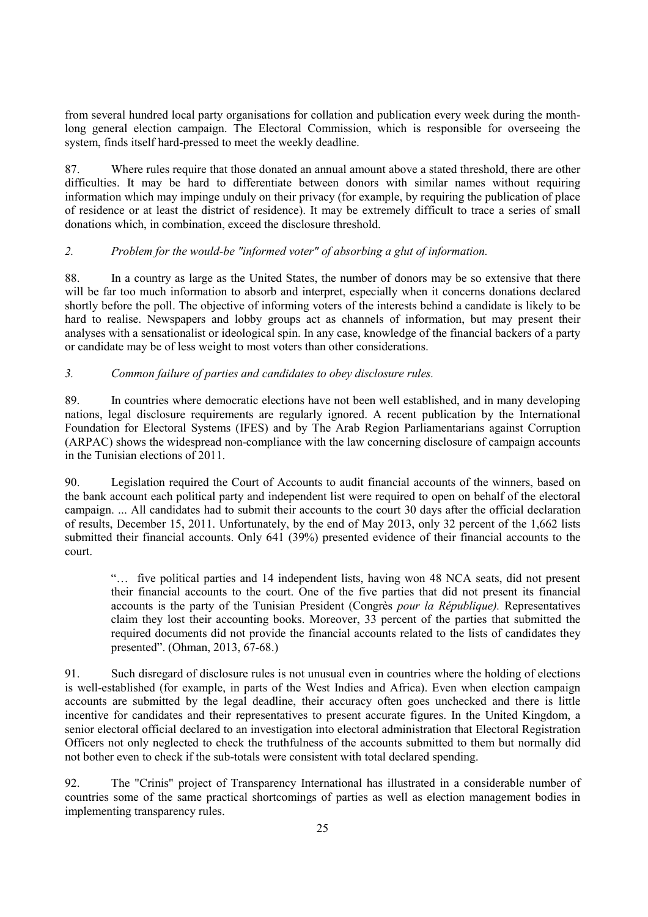from several hundred local party organisations for collation and publication every week during the month-long general election campaign. The Electoral Commission, which is responsible for overseeing the system, finds itself hard-pressed to meet the weekly deadline.

87. Where rules require that those donated an annual amount above a stated threshold, there are other difficulties. It may be hard to differentiate between donors with similar names without requiring information which may impinge unduly on their privacy (for example, by requiring the publication of place of residence or at least the district of residence). It may be extremely difficult to trace a series of small donations which, in combination, exceed the disclosure threshold.

*2. Problem for the would-be "informed voter" of absorbing a glut of information.*

88. In a country as large as the United States, the number of donors may be so extensive that there will be far too much information to absorb and interpret, especially when it concerns donations declared shortly before the poll. The objective of informing voters of the interests behind a candidate is likely to be hard to realise. Newspapers and lobby groups act as channels of information, but may present their analyses with a sensationalist or ideological spin. In any case, knowledge of the financial backers of a party or candidate may be of less weight to most voters than other considerations.

*3. Common failure of parties and candidates to obey disclosure rules.*

89. In countries where democratic elections have not been well established, and in many developing nations, legal disclosure requirements are regularly ignored. A recent publication by the International Foundation for Electoral Systems (IFES) and by The Arab Region Parliamentarians against Corruption (ARPAC) shows the widespread non-compliance with the law concerning disclosure of campaign accounts in the Tunisian elections of 2011.

90. Legislation required the Court of Accounts to audit financial accounts of the winners, based on the bank account each political party and independent list were required to open on behalf of the electoral campaign. ... All candidates had to submit their accounts to the court 30 days after the official declaration of results, December 15, 2011. Unfortunately, by the end of May 2013, only 32 percent of the 1,662 lists submitted their financial accounts. Only 641 (39%) presented evidence of their financial accounts to the court.

> "… five political parties and 14 independent lists, having won 48 NCA seats, did not present their financial accounts to the court. One of the five parties that did not present its financial accounts is the party of the Tunisian President (Congrès *pour la République).* Representatives claim they lost their accounting books. Moreover, 33 percent of the parties that submitted the required documents did not provide the financial accounts related to the lists of candidates they presented". (Ohman, 2013, 67-68.)

91. Such disregard of disclosure rules is not unusual even in countries where the holding of elections is well-established (for example, in parts of the West Indies and Africa). Even when election campaign accounts are submitted by the legal deadline, their accuracy often goes unchecked and there is little incentive for candidates and their representatives to present accurate figures. In the United Kingdom, a senior electoral official declared to an investigation into electoral administration that Electoral Registration Officers not only neglected to check the truthfulness of the accounts submitted to them but normally did not bother even to check if the sub-totals were consistent with total declared spending.

92. The "Crinis" project of Transparency International has illustrated in a considerable number of countries some of the same practical shortcomings of parties as well as election management bodies in implementing transparency rules.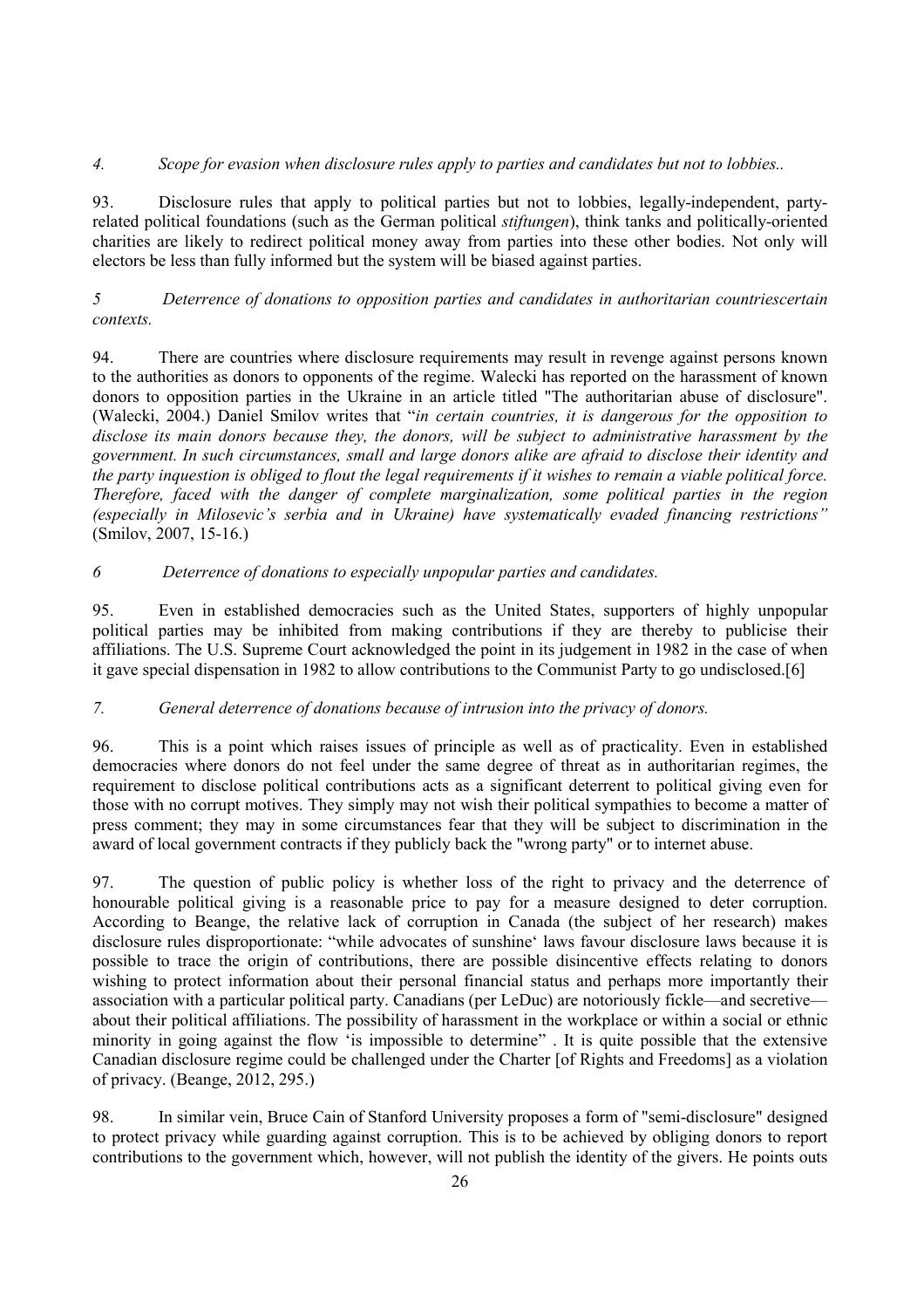*4. Scope for evasion when disclosure rules apply to parties and candidates but not to lobbies..*

93. Disclosure rules that apply to political parties but not to lobbies, legally-independent, party-related political foundations (such as the German political *stiftungen*), think tanks and politically-oriented charities are likely to redirect political money away from parties into these other bodies. Not only will electors be less than fully informed but the system will be biased against parties.

*5 Deterrence of donations to opposition parties and candidates in authoritarian countriescertain contexts.*

94. There are countries where disclosure requirements may result in revenge against persons known to the authorities as donors to opponents of the regime. Walecki has reported on the harassment of known donors to opposition parties in the Ukraine in an article titled "The authoritarian abuse of disclosure". (Walecki, 2004.) Daniel Smilov writes that "*in certain countries, it is dangerous for the opposition to disclose its main donors because they, the donors, will be subject to administrative harassment by the government. In such circumstances, small and large donors alike are afraid to disclose their identity and the party inquestion is obliged to flout the legal requirements if it wishes to remain a viable political force. Therefore, faced with the danger of complete marginalization, some political parties in the region (especially in Milosevic's serbia and in Ukraine) have systematically evaded financing restrictions"* (Smilov, 2007, 15-16.)

*6 Deterrence of donations to especially unpopular parties and candidates.*

95. Even in established democracies such as the United States, supporters of highly unpopular political parties may be inhibited from making contributions if they are thereby to publicise their affiliations. The U.S. Supreme Court acknowledged the point in its judgement in 1982 in the case of when it gave special dispensation in 1982 to allow contributions to the Communist Party to go undisclosed.[6]

*7. General deterrence of donations because of intrusion into the privacy of donors.*

96. This is a point which raises issues of principle as well as of practicality. Even in established democracies where donors do not feel under the same degree of threat as in authoritarian regimes, the requirement to disclose political contributions acts as a significant deterrent to political giving even for those with no corrupt motives. They simply may not wish their political sympathies to become a matter of press comment; they may in some circumstances fear that they will be subject to discrimination in the award of local government contracts if they publicly back the "wrong party" or to internet abuse.

97. The question of public policy is whether loss of the right to privacy and the deterrence of honourable political giving is a reasonable price to pay for a measure designed to deter corruption. According to Beange, the relative lack of corruption in Canada (the subject of her research) makes disclosure rules disproportionate: "while advocates of sunshine' laws favour disclosure laws because it is possible to trace the origin of contributions, there are possible disincentive effects relating to donors wishing to protect information about their personal financial status and perhaps more importantly their association with a particular political party. Canadians (per LeDuc) are notoriously fickle—and secretive—about their political affiliations. The possibility of harassment in the workplace or within a social or ethnic minority in going against the flow 'is impossible to determine" . It is quite possible that the extensive Canadian disclosure regime could be challenged under the Charter [of Rights and Freedoms] as a violation of privacy. (Beange, 2012, 295.)

98. In similar vein, Bruce Cain of Stanford University proposes a form of "semi-disclosure" designed to protect privacy while guarding against corruption. This is to be achieved by obliging donors to report contributions to the government which, however, will not publish the identity of the givers. He points outs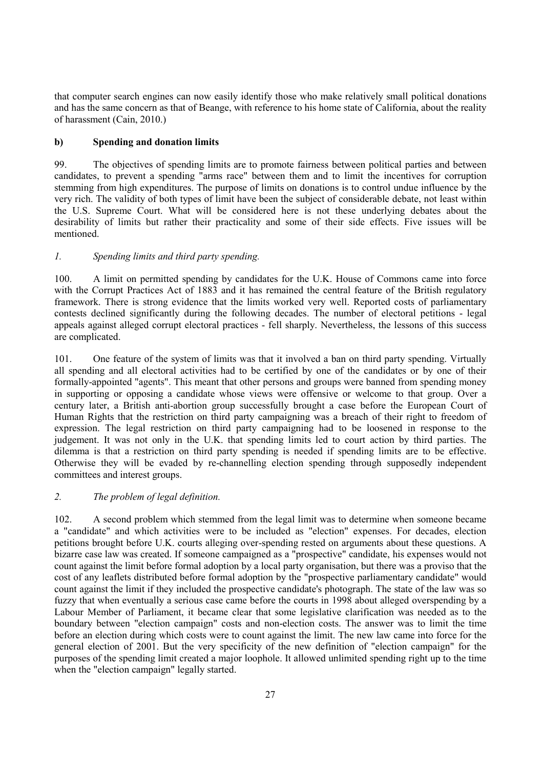that computer search engines can now easily identify those who make relatively small political donations and has the same concern as that of Beange, with reference to his home state of California, about the reality of harassment (Cain, 2010.)

### b) Spending and donation limits

99. The objectives of spending limits are to promote fairness between political parties and between candidates, to prevent a spending "arms race" between them and to limit the incentives for corruption stemming from high expenditures. The purpose of limits on donations is to control undue influence by the very rich. The validity of both types of limit have been the subject of considerable debate, not least within the U.S. Supreme Court. What will be considered here is not these underlying debates about the desirability of limits but rather their practicality and some of their side effects. Five issues will be mentioned.

*1. Spending limits and third party spending.*

100. A limit on permitted spending by candidates for the U.K. House of Commons came into force with the Corrupt Practices Act of 1883 and it has remained the central feature of the British regulatory framework. There is strong evidence that the limits worked very well. Reported costs of parliamentary contests declined significantly during the following decades. The number of electoral petitions - legal appeals against alleged corrupt electoral practices - fell sharply. Nevertheless, the lessons of this success are complicated.

101. One feature of the system of limits was that it involved a ban on third party spending. Virtually all spending and all electoral activities had to be certified by one of the candidates or by one of their formally-appointed "agents". This meant that other persons and groups were banned from spending money in supporting or opposing a candidate whose views were offensive or welcome to that group. Over a century later, a British anti-abortion group successfully brought a case before the European Court of Human Rights that the restriction on third party campaigning was a breach of their right to freedom of expression. The legal restriction on third party campaigning had to be loosened in response to the judgement. It was not only in the U.K. that spending limits led to court action by third parties. The dilemma is that a restriction on third party spending is needed if spending limits are to be effective. Otherwise they will be evaded by re-channelling election spending through supposedly independent committees and interest groups.

*2. The problem of legal definition.*

102. A second problem which stemmed from the legal limit was to determine when someone became a "candidate" and which activities were to be included as "election" expenses. For decades, election petitions brought before U.K. courts alleging over-spending rested on arguments about these questions. A bizarre case law was created. If someone campaigned as a "prospective" candidate, his expenses would not count against the limit before formal adoption by a local party organisation, but there was a proviso that the cost of any leaflets distributed before formal adoption by the "prospective parliamentary candidate" would count against the limit if they included the prospective candidate's photograph. The state of the law was so fuzzy that when eventually a serious case came before the courts in 1998 about alleged overspending by a Labour Member of Parliament, it became clear that some legislative clarification was needed as to the boundary between "election campaign" costs and non-election costs. The answer was to limit the time before an election during which costs were to count against the limit. The new law came into force for the general election of 2001. But the very specificity of the new definition of "election campaign" for the purposes of the spending limit created a major loophole. It allowed unlimited spending right up to the time when the "election campaign" legally started.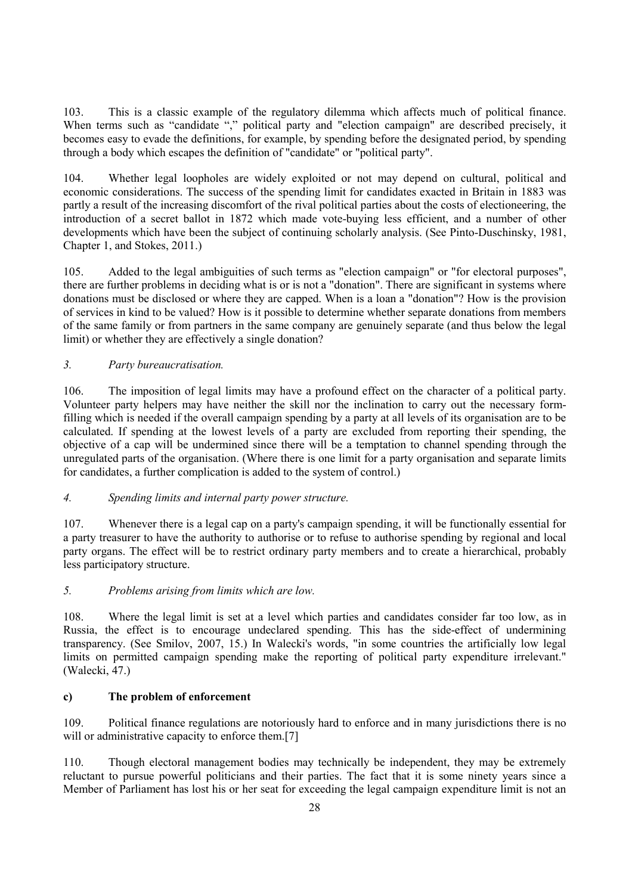103. This is a classic example of the regulatory dilemma which affects much of political finance. When terms such as "candidate "," political party and "election campaign" are described precisely, it becomes easy to evade the definitions, for example, by spending before the designated period, by spending through a body which escapes the definition of "candidate" or "political party".

104. Whether legal loopholes are widely exploited or not may depend on cultural, political and economic considerations. The success of the spending limit for candidates exacted in Britain in 1883 was partly a result of the increasing discomfort of the rival political parties about the costs of electioneering, the introduction of a secret ballot in 1872 which made vote-buying less efficient, and a number of other developments which have been the subject of continuing scholarly analysis. (See Pinto-Duschinsky, 1981, Chapter 1, and Stokes, 2011.)

105. Added to the legal ambiguities of such terms as "election campaign" or "for electoral purposes", there are further problems in deciding what is or is not a "donation". There are significant in systems where donations must be disclosed or where they are capped. When is a loan a "donation"? How is the provision of services in kind to be valued? How is it possible to determine whether separate donations from members of the same family or from partners in the same company are genuinely separate (and thus below the legal limit) or whether they are effectively a single donation?

*3. Party bureaucratisation.*

106. The imposition of legal limits may have a profound effect on the character of a political party. Volunteer party helpers may have neither the skill nor the inclination to carry out the necessary form-filling which is needed if the overall campaign spending by a party at all levels of its organisation are to be calculated. If spending at the lowest levels of a party are excluded from reporting their spending, the objective of a cap will be undermined since there will be a temptation to channel spending through the unregulated parts of the organisation. (Where there is one limit for a party organisation and separate limits for candidates, a further complication is added to the system of control.)

*4. Spending limits and internal party power structure.*

107. Whenever there is a legal cap on a party's campaign spending, it will be functionally essential for a party treasurer to have the authority to authorise or to refuse to authorise spending by regional and local party organs. The effect will be to restrict ordinary party members and to create a hierarchical, probably less participatory structure.

*5. Problems arising from limits which are low.*

108. Where the legal limit is set at a level which parties and candidates consider far too low, as in Russia, the effect is to encourage undeclared spending. This has the side-effect of undermining transparency. (See Smilov, 2007, 15.) In Walecki's words, "in some countries the artificially low legal limits on permitted campaign spending make the reporting of political party expenditure irrelevant." (Walecki, 47.)

**c) The problem of enforcement**

109. Political finance regulations are notoriously hard to enforce and in many jurisdictions there is no will or administrative capacity to enforce them.[7]

110. Though electoral management bodies may technically be independent, they may be extremely reluctant to pursue powerful politicians and their parties. The fact that it is some ninety years since a Member of Parliament has lost his or her seat for exceeding the legal campaign expenditure limit is not an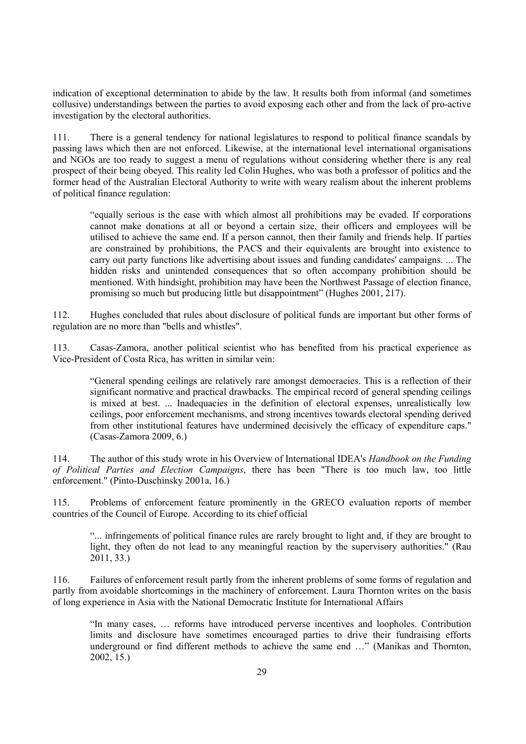indication of exceptional determination to abide by the law. It results both from informal (and sometimes collusive) understandings between the parties to avoid exposing each other and from the lack of pro-active investigation by the electoral authorities.

111. There is a general tendency for national legislatures to respond to political finance scandals by passing laws which then are not enforced. Likewise, at the international level international organisations and NGOs are too ready to suggest a menu of regulations without considering whether there is any real prospect of their being obeyed. This reality led Colin Hughes, who was both a professor of politics and the former head of the Australian Electoral Authority to write with weary realism about the inherent problems of political finance regulation:

> "equally serious is the ease with which almost all prohibitions may be evaded. If corporations cannot make donations at all or beyond a certain size, their officers and employees will be utilised to achieve the same end. If a person cannot, then their family and friends help. If parties are constrained by prohibitions, the PACS and their equivalents are brought into existence to carry out party functions like advertising about issues and funding candidates' campaigns. ... The hidden risks and unintended consequences that so often accompany prohibition should be mentioned. With hindsight, prohibition may have been the Northwest Passage of election finance, promising so much but producing little but disappointment" (Hughes 2001, 217).

112. Hughes concluded that rules about disclosure of political funds are important but other forms of regulation are no more than "bells and whistles".

113. Casas-Zamora, another political scientist who has benefited from his practical experience as Vice-President of Costa Rica, has written in similar vein:

> "General spending ceilings are relatively rare amongst democracies. This is a reflection of their significant normative and practical drawbacks. The empirical record of general spending ceilings is mixed at best. ... Inadequacies in the definition of electoral expenses, unrealistically low ceilings, poor enforcement mechanisms, and strong incentives towards electoral spending derived from other institutional features have undermined decisively the efficacy of expenditure caps." (Casas-Zamora 2009, 6.)

114. The author of this study wrote in his Overview of International IDEA's *Handbook on the Funding of Political Parties and Election Campaigns*, there has been "There is too much law, too little enforcement." (Pinto-Duschinsky 2001a, 16.)

115. Problems of enforcement feature prominently in the GRECO evaluation reports of member countries of the Council of Europe. According to its chief official

> "... infringements of political finance rules are rarely brought to light and, if they are brought to light, they often do not lead to any meaningful reaction by the supervisory authorities." (Rau 2011, 33.)

116. Failures of enforcement result partly from the inherent problems of some forms of regulation and partly from avoidable shortcomings in the machinery of enforcement. Laura Thornton writes on the basis of long experience in Asia with the National Democratic Institute for International Affairs

> "In many cases, … reforms have introduced perverse incentives and loopholes. Contribution limits and disclosure have sometimes encouraged parties to drive their fundraising efforts underground or find different methods to achieve the same end …" (Manikas and Thornton, 2002, 15.)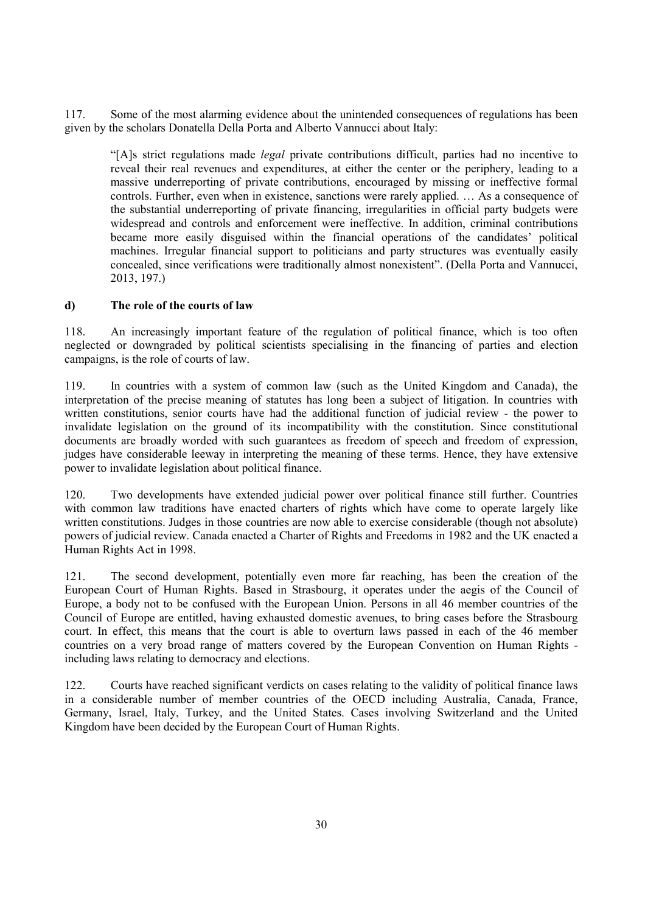117. Some of the most alarming evidence about the unintended consequences of regulations has been given by the scholars Donatella Della Porta and Alberto Vannucci about Italy:

> "[A]s strict regulations made *legal* private contributions difficult, parties had no incentive to reveal their real revenues and expenditures, at either the center or the periphery, leading to a massive underreporting of private contributions, encouraged by missing or ineffective formal controls. Further, even when in existence, sanctions were rarely applied. … As a consequence of the substantial underreporting of private financing, irregularities in official party budgets were widespread and controls and enforcement were ineffective. In addition, criminal contributions became more easily disguised within the financial operations of the candidates' political machines. Irregular financial support to politicians and party structures was eventually easily concealed, since verifications were traditionally almost nonexistent". (Della Porta and Vannucci, 2013, 197.)

### d) The role of the courts of law

118. An increasingly important feature of the regulation of political finance, which is too often neglected or downgraded by political scientists specialising in the financing of parties and election campaigns, is the role of courts of law.

119. In countries with a system of common law (such as the United Kingdom and Canada), the interpretation of the precise meaning of statutes has long been a subject of litigation. In countries with written constitutions, senior courts have had the additional function of judicial review - the power to invalidate legislation on the ground of its incompatibility with the constitution. Since constitutional documents are broadly worded with such guarantees as freedom of speech and freedom of expression, judges have considerable leeway in interpreting the meaning of these terms. Hence, they have extensive power to invalidate legislation about political finance.

120. Two developments have extended judicial power over political finance still further. Countries with common law traditions have enacted charters of rights which have come to operate largely like written constitutions. Judges in those countries are now able to exercise considerable (though not absolute) powers of judicial review. Canada enacted a Charter of Rights and Freedoms in 1982 and the UK enacted a Human Rights Act in 1998.

121. The second development, potentially even more far reaching, has been the creation of the European Court of Human Rights. Based in Strasbourg, it operates under the aegis of the Council of Europe, a body not to be confused with the European Union. Persons in all 46 member countries of the Council of Europe are entitled, having exhausted domestic avenues, to bring cases before the Strasbourg court. In effect, this means that the court is able to overturn laws passed in each of the 46 member countries on a very broad range of matters covered by the European Convention on Human Rights - including laws relating to democracy and elections.

122. Courts have reached significant verdicts on cases relating to the validity of political finance laws in a considerable number of member countries of the OECD including Australia, Canada, France, Germany, Israel, Italy, Turkey, and the United States. Cases involving Switzerland and the United Kingdom have been decided by the European Court of Human Rights.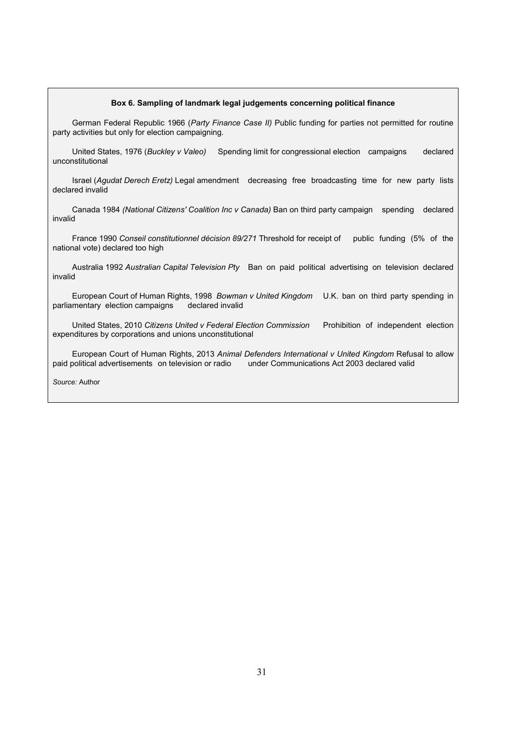**Box 6. Sampling of landmark legal judgements concerning political finance**

German Federal Republic 1966 (*Party Finance Case II)* Public funding for parties not permitted for routine party activities but only for election campaigning.

United States, 1976 (*Buckley v Valeo)* Spending limit for congressional election campaigns declared unconstitutional

Israel (*Agudat Derech Eretz)* Legal amendment decreasing free broadcasting time for new party lists declared invalid

Canada 1984 *(National Citizens' Coalition Inc v Canada)* Ban on third party campaign spending declared invalid

France 1990 *Conseil constitutionnel décision 89/271* Threshold for receipt of public funding (5% of the national vote) declared too high

Australia 1992 *Australian Capital Television Pty* Ban on paid political advertising on television declared invalid

European Court of Human Rights, 1998 *Bowman v United Kingdom* U.K. ban on third party spending in parliamentary election campaigns declared invalid

United States, 2010 *Citizens United v Federal Election Commission* Prohibition of independent election expenditures by corporations and unions unconstitutional

European Court of Human Rights, 2013 *Animal Defenders International v United Kingdom* Refusal to allow paid political advertisements on television or radio under Communications Act 2003 declared valid

*Source:* Author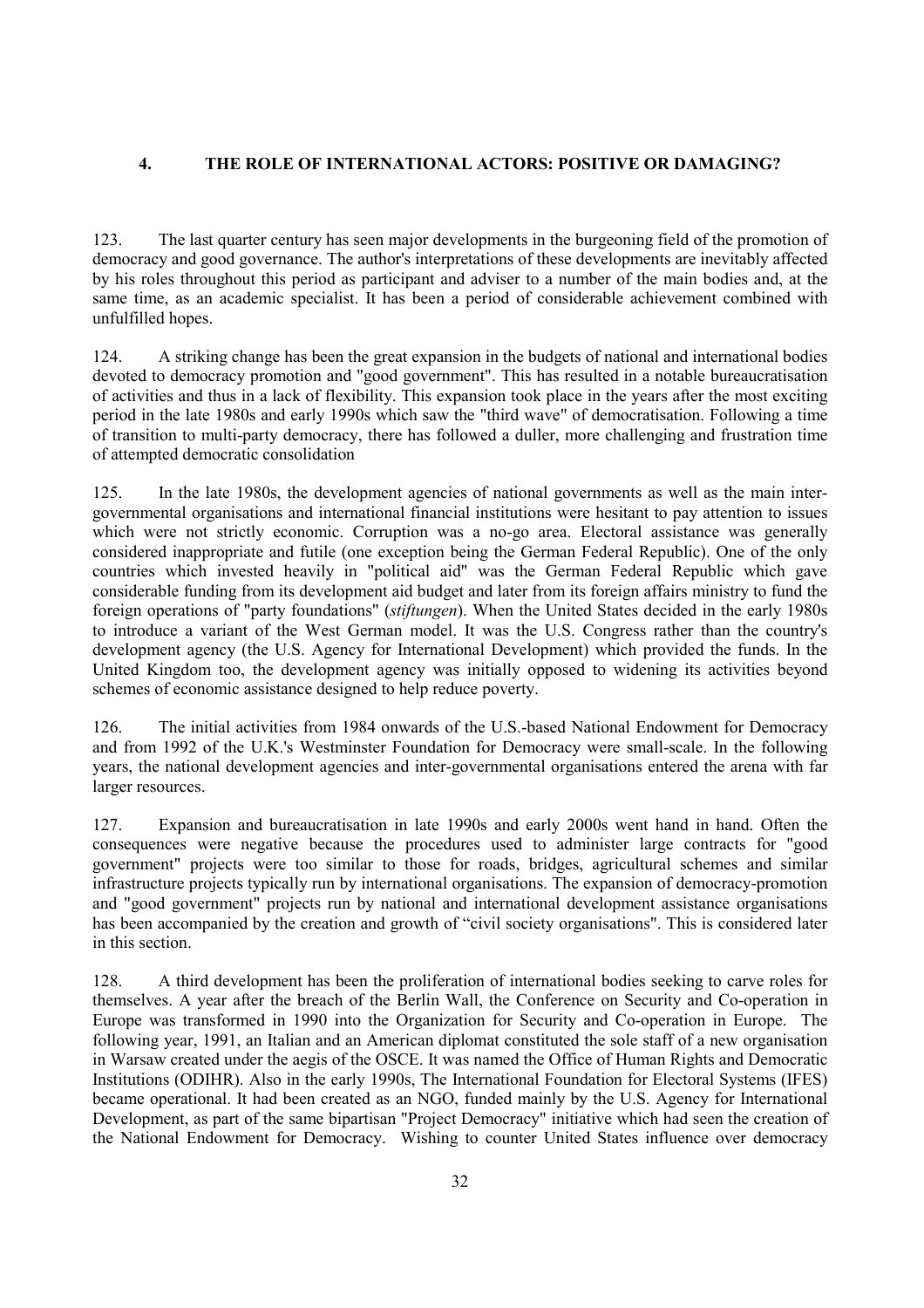## 4. THE ROLE OF INTERNATIONAL ACTORS: POSITIVE OR DAMAGING?

123. The last quarter century has seen major developments in the burgeoning field of the promotion of democracy and good governance. The author's interpretations of these developments are inevitably affected by his roles throughout this period as participant and adviser to a number of the main bodies and, at the same time, as an academic specialist. It has been a period of considerable achievement combined with unfulfilled hopes.

124. A striking change has been the great expansion in the budgets of national and international bodies devoted to democracy promotion and "good government". This has resulted in a notable bureaucratisation of activities and thus in a lack of flexibility. This expansion took place in the years after the most exciting period in the late 1980s and early 1990s which saw the "third wave" of democratisation. Following a time of transition to multi-party democracy, there has followed a duller, more challenging and frustration time of attempted democratic consolidation

125. In the late 1980s, the development agencies of national governments as well as the main inter-governmental organisations and international financial institutions were hesitant to pay attention to issues which were not strictly economic. Corruption was a no-go area. Electoral assistance was generally considered inappropriate and futile (one exception being the German Federal Republic). One of the only countries which invested heavily in "political aid" was the German Federal Republic which gave considerable funding from its development aid budget and later from its foreign affairs ministry to fund the foreign operations of "party foundations" (*stiftungen*). When the United States decided in the early 1980s to introduce a variant of the West German model. It was the U.S. Congress rather than the country's development agency (the U.S. Agency for International Development) which provided the funds. In the United Kingdom too, the development agency was initially opposed to widening its activities beyond schemes of economic assistance designed to help reduce poverty.

126. The initial activities from 1984 onwards of the U.S.-based National Endowment for Democracy and from 1992 of the U.K.'s Westminster Foundation for Democracy were small-scale. In the following years, the national development agencies and inter-governmental organisations entered the arena with far larger resources.

127. Expansion and bureaucratisation in late 1990s and early 2000s went hand in hand. Often the consequences were negative because the procedures used to administer large contracts for "good government" projects were too similar to those for roads, bridges, agricultural schemes and similar infrastructure projects typically run by international organisations. The expansion of democracy-promotion and "good government" projects run by national and international development assistance organisations has been accompanied by the creation and growth of "civil society organisations". This is considered later in this section.

128. A third development has been the proliferation of international bodies seeking to carve roles for themselves. A year after the breach of the Berlin Wall, the Conference on Security and Co-operation in Europe was transformed in 1990 into the Organization for Security and Co-operation in Europe. The following year, 1991, an Italian and an American diplomat constituted the sole staff of a new organisation in Warsaw created under the aegis of the OSCE. It was named the Office of Human Rights and Democratic Institutions (ODIHR). Also in the early 1990s, The International Foundation for Electoral Systems (IFES) became operational. It had been created as an NGO, funded mainly by the U.S. Agency for International Development, as part of the same bipartisan "Project Democracy" initiative which had seen the creation of the National Endowment for Democracy. Wishing to counter United States influence over democracy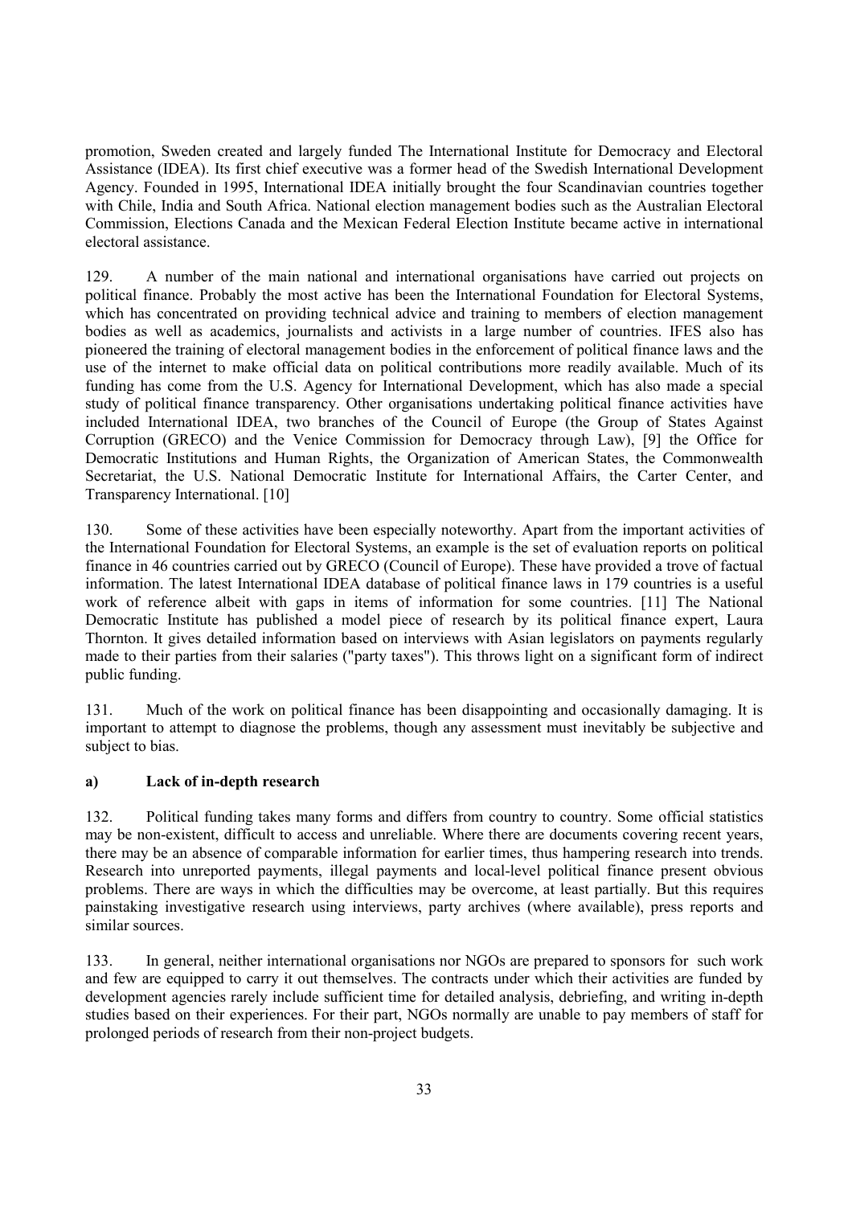promotion, Sweden created and largely funded The International Institute for Democracy and Electoral Assistance (IDEA). Its first chief executive was a former head of the Swedish International Development Agency. Founded in 1995, International IDEA initially brought the four Scandinavian countries together with Chile, India and South Africa. National election management bodies such as the Australian Electoral Commission, Elections Canada and the Mexican Federal Election Institute became active in international electoral assistance.

129. A number of the main national and international organisations have carried out projects on political finance. Probably the most active has been the International Foundation for Electoral Systems, which has concentrated on providing technical advice and training to members of election management bodies as well as academics, journalists and activists in a large number of countries. IFES also has pioneered the training of electoral management bodies in the enforcement of political finance laws and the use of the internet to make official data on political contributions more readily available. Much of its funding has come from the U.S. Agency for International Development, which has also made a special study of political finance transparency. Other organisations undertaking political finance activities have included International IDEA, two branches of the Council of Europe (the Group of States Against Corruption (GRECO) and the Venice Commission for Democracy through Law), [9] the Office for Democratic Institutions and Human Rights, the Organization of American States, the Commonwealth Secretariat, the U.S. National Democratic Institute for International Affairs, the Carter Center, and Transparency International. [10]

130. Some of these activities have been especially noteworthy. Apart from the important activities of the International Foundation for Electoral Systems, an example is the set of evaluation reports on political finance in 46 countries carried out by GRECO (Council of Europe). These have provided a trove of factual information. The latest International IDEA database of political finance laws in 179 countries is a useful work of reference albeit with gaps in items of information for some countries. [11] The National Democratic Institute has published a model piece of research by its political finance expert, Laura Thornton. It gives detailed information based on interviews with Asian legislators on payments regularly made to their parties from their salaries ("party taxes"). This throws light on a significant form of indirect public funding.

131. Much of the work on political finance has been disappointing and occasionally damaging. It is important to attempt to diagnose the problems, though any assessment must inevitably be subjective and subject to bias.

**a) Lack of in-depth research**

132. Political funding takes many forms and differs from country to country. Some official statistics may be non-existent, difficult to access and unreliable. Where there are documents covering recent years, there may be an absence of comparable information for earlier times, thus hampering research into trends. Research into unreported payments, illegal payments and local-level political finance present obvious problems. There are ways in which the difficulties may be overcome, at least partially. But this requires painstaking investigative research using interviews, party archives (where available), press reports and similar sources.

133. In general, neither international organisations nor NGOs are prepared to sponsors for such work and few are equipped to carry it out themselves. The contracts under which their activities are funded by development agencies rarely include sufficient time for detailed analysis, debriefing, and writing in-depth studies based on their experiences. For their part, NGOs normally are unable to pay members of staff for prolonged periods of research from their non-project budgets.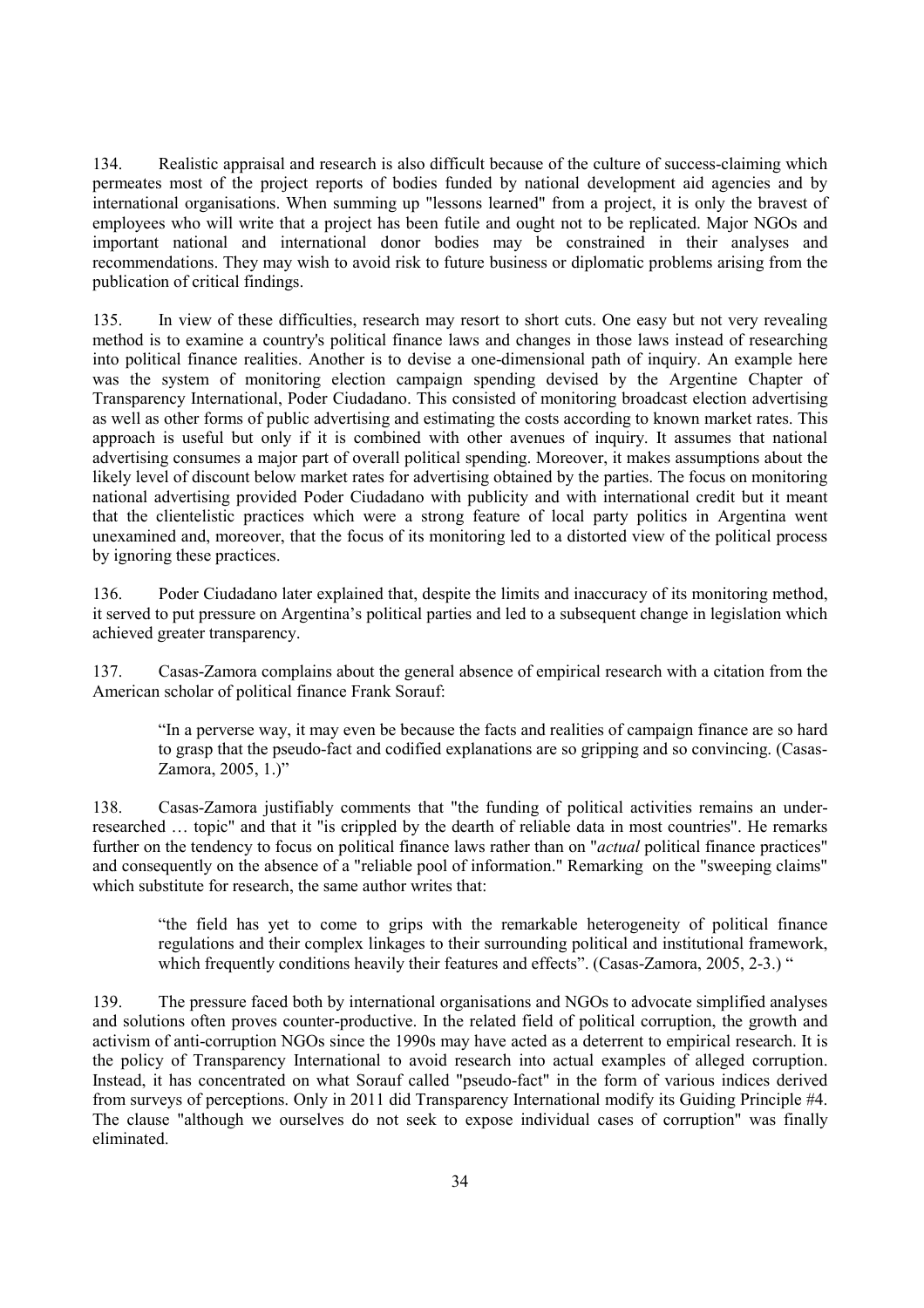134. Realistic appraisal and research is also difficult because of the culture of success-claiming which permeates most of the project reports of bodies funded by national development aid agencies and by international organisations. When summing up "lessons learned" from a project, it is only the bravest of employees who will write that a project has been futile and ought not to be replicated. Major NGOs and important national and international donor bodies may be constrained in their analyses and recommendations. They may wish to avoid risk to future business or diplomatic problems arising from the publication of critical findings.

135. In view of these difficulties, research may resort to short cuts. One easy but not very revealing method is to examine a country's political finance laws and changes in those laws instead of researching into political finance realities. Another is to devise a one-dimensional path of inquiry. An example here was the system of monitoring election campaign spending devised by the Argentine Chapter of Transparency International, Poder Ciudadano. This consisted of monitoring broadcast election advertising as well as other forms of public advertising and estimating the costs according to known market rates. This approach is useful but only if it is combined with other avenues of inquiry. It assumes that national advertising consumes a major part of overall political spending. Moreover, it makes assumptions about the likely level of discount below market rates for advertising obtained by the parties. The focus on monitoring national advertising provided Poder Ciudadano with publicity and with international credit but it meant that the clientelistic practices which were a strong feature of local party politics in Argentina went unexamined and, moreover, that the focus of its monitoring led to a distorted view of the political process by ignoring these practices.

136. Poder Ciudadano later explained that, despite the limits and inaccuracy of its monitoring method, it served to put pressure on Argentina's political parties and led to a subsequent change in legislation which achieved greater transparency.

137. Casas-Zamora complains about the general absence of empirical research with a citation from the American scholar of political finance Frank Sorauf:

> "In a perverse way, it may even be because the facts and realities of campaign finance are so hard to grasp that the pseudo-fact and codified explanations are so gripping and so convincing. (Casas-Zamora, 2005, 1.)"

138. Casas-Zamora justifiably comments that "the funding of political activities remains an under-researched … topic" and that it "is crippled by the dearth of reliable data in most countries". He remarks further on the tendency to focus on political finance laws rather than on "*actual* political finance practices" and consequently on the absence of a "reliable pool of information." Remarking on the "sweeping claims" which substitute for research, the same author writes that:

> "the field has yet to come to grips with the remarkable heterogeneity of political finance regulations and their complex linkages to their surrounding political and institutional framework, which frequently conditions heavily their features and effects". (Casas-Zamora, 2005, 2-3.) "

139. The pressure faced both by international organisations and NGOs to advocate simplified analyses and solutions often proves counter-productive. In the related field of political corruption, the growth and activism of anti-corruption NGOs since the 1990s may have acted as a deterrent to empirical research. It is the policy of Transparency International to avoid research into actual examples of alleged corruption. Instead, it has concentrated on what Sorauf called "pseudo-fact" in the form of various indices derived from surveys of perceptions. Only in 2011 did Transparency International modify its Guiding Principle #4. The clause "although we ourselves do not seek to expose individual cases of corruption" was finally eliminated.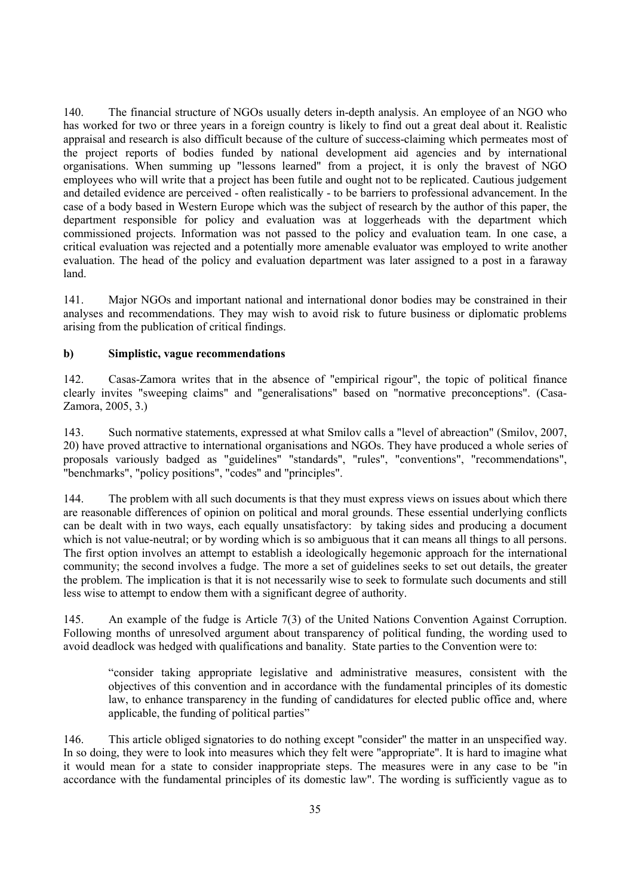140. The financial structure of NGOs usually deters in-depth analysis. An employee of an NGO who has worked for two or three years in a foreign country is likely to find out a great deal about it. Realistic appraisal and research is also difficult because of the culture of success-claiming which permeates most of the project reports of bodies funded by national development aid agencies and by international organisations. When summing up "lessons learned" from a project, it is only the bravest of NGO employees who will write that a project has been futile and ought not to be replicated. Cautious judgement and detailed evidence are perceived - often realistically - to be barriers to professional advancement. In the case of a body based in Western Europe which was the subject of research by the author of this paper, the department responsible for policy and evaluation was at loggerheads with the department which commissioned projects. Information was not passed to the policy and evaluation team. In one case, a critical evaluation was rejected and a potentially more amenable evaluator was employed to write another evaluation. The head of the policy and evaluation department was later assigned to a post in a faraway land.

141. Major NGOs and important national and international donor bodies may be constrained in their analyses and recommendations. They may wish to avoid risk to future business or diplomatic problems arising from the publication of critical findings.

**b) Simplistic, vague recommendations**

142. Casas-Zamora writes that in the absence of "empirical rigour", the topic of political finance clearly invites "sweeping claims" and "generalisations" based on "normative preconceptions". (Casa-Zamora, 2005, 3.)

143. Such normative statements, expressed at what Smilov calls a "level of abreaction" (Smilov, 2007, 20) have proved attractive to international organisations and NGOs. They have produced a whole series of proposals variously badged as "guidelines" "standards", "rules", "conventions", "recommendations", "benchmarks", "policy positions", "codes" and "principles".

144. The problem with all such documents is that they must express views on issues about which there are reasonable differences of opinion on political and moral grounds. These essential underlying conflicts can be dealt with in two ways, each equally unsatisfactory: by taking sides and producing a document which is not value-neutral; or by wording which is so ambiguous that it can means all things to all persons. The first option involves an attempt to establish a ideologically hegemonic approach for the international community; the second involves a fudge. The more a set of guidelines seeks to set out details, the greater the problem. The implication is that it is not necessarily wise to seek to formulate such documents and still less wise to attempt to endow them with a significant degree of authority.

145. An example of the fudge is Article 7(3) of the United Nations Convention Against Corruption. Following months of unresolved argument about transparency of political funding, the wording used to avoid deadlock was hedged with qualifications and banality. State parties to the Convention were to:

> "consider taking appropriate legislative and administrative measures, consistent with the objectives of this convention and in accordance with the fundamental principles of its domestic law, to enhance transparency in the funding of candidatures for elected public office and, where applicable, the funding of political parties"

146. This article obliged signatories to do nothing except "consider" the matter in an unspecified way. In so doing, they were to look into measures which they felt were "appropriate". It is hard to imagine what it would mean for a state to consider inappropriate steps. The measures were in any case to be "in accordance with the fundamental principles of its domestic law". The wording is sufficiently vague as to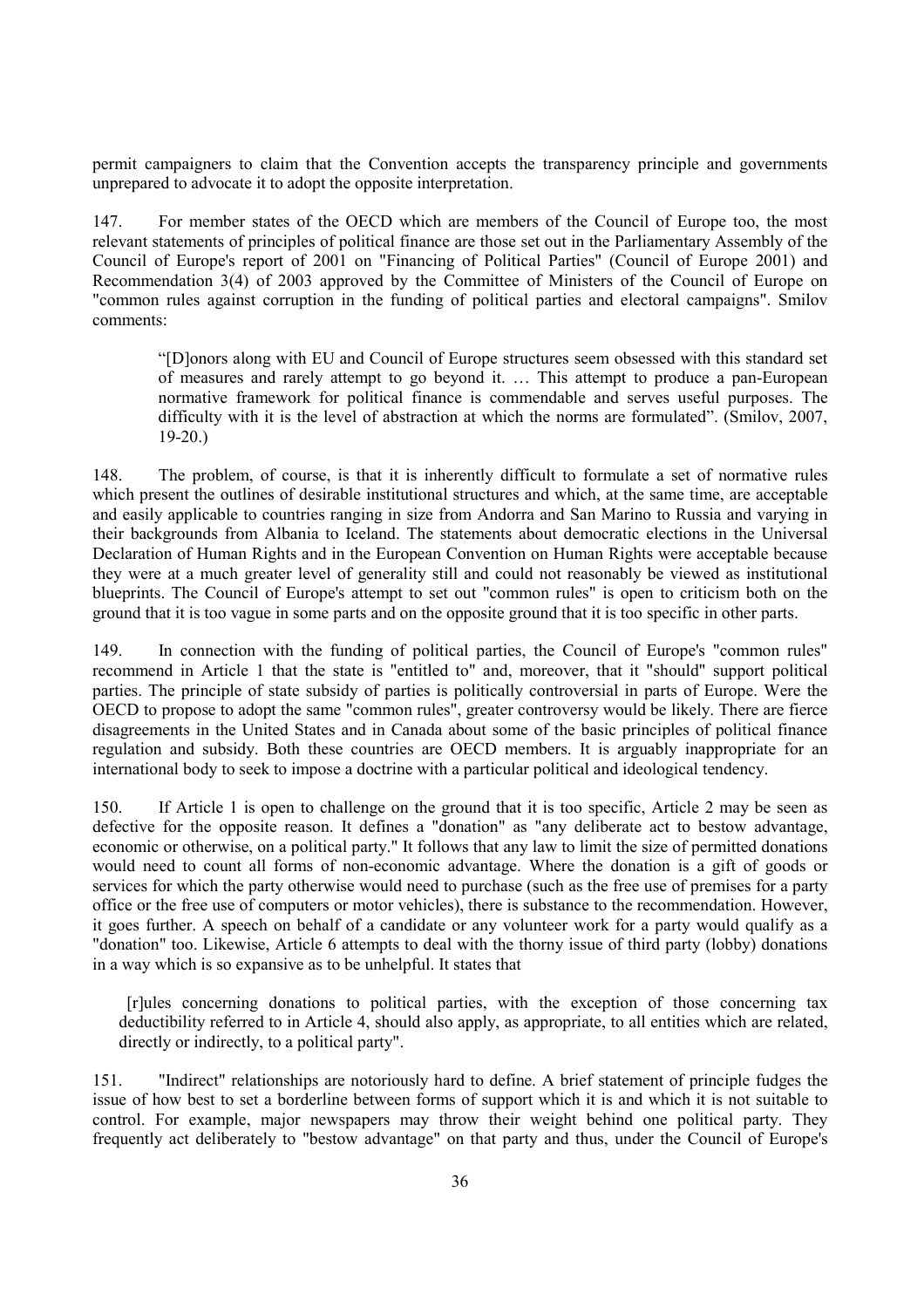permit campaigners to claim that the Convention accepts the transparency principle and governments unprepared to advocate it to adopt the opposite interpretation.

147. For member states of the OECD which are members of the Council of Europe too, the most relevant statements of principles of political finance are those set out in the Parliamentary Assembly of the Council of Europe's report of 2001 on "Financing of Political Parties" (Council of Europe 2001) and Recommendation 3(4) of 2003 approved by the Committee of Ministers of the Council of Europe on "common rules against corruption in the funding of political parties and electoral campaigns". Smilov comments:

> "[D]onors along with EU and Council of Europe structures seem obsessed with this standard set of measures and rarely attempt to go beyond it. … This attempt to produce a pan-European normative framework for political finance is commendable and serves useful purposes. The difficulty with it is the level of abstraction at which the norms are formulated". (Smilov, 2007, 19-20.)

148. The problem, of course, is that it is inherently difficult to formulate a set of normative rules which present the outlines of desirable institutional structures and which, at the same time, are acceptable and easily applicable to countries ranging in size from Andorra and San Marino to Russia and varying in their backgrounds from Albania to Iceland. The statements about democratic elections in the Universal Declaration of Human Rights and in the European Convention on Human Rights were acceptable because they were at a much greater level of generality still and could not reasonably be viewed as institutional blueprints. The Council of Europe's attempt to set out "common rules" is open to criticism both on the ground that it is too vague in some parts and on the opposite ground that it is too specific in other parts.

149. In connection with the funding of political parties, the Council of Europe's "common rules" recommend in Article 1 that the state is "entitled to" and, moreover, that it "should" support political parties. The principle of state subsidy of parties is politically controversial in parts of Europe. Were the OECD to propose to adopt the same "common rules", greater controversy would be likely. There are fierce disagreements in the United States and in Canada about some of the basic principles of political finance regulation and subsidy. Both these countries are OECD members. It is arguably inappropriate for an international body to seek to impose a doctrine with a particular political and ideological tendency.

150. If Article 1 is open to challenge on the ground that it is too specific, Article 2 may be seen as defective for the opposite reason. It defines a "donation" as "any deliberate act to bestow advantage, economic or otherwise, on a political party." It follows that any law to limit the size of permitted donations would need to count all forms of non-economic advantage. Where the donation is a gift of goods or services for which the party otherwise would need to purchase (such as the free use of premises for a party office or the free use of computers or motor vehicles), there is substance to the recommendation. However, it goes further. A speech on behalf of a candidate or any volunteer work for a party would qualify as a "donation" too. Likewise, Article 6 attempts to deal with the thorny issue of third party (lobby) donations in a way which is so expansive as to be unhelpful. It states that

> [r]ules concerning donations to political parties, with the exception of those concerning tax deductibility referred to in Article 4, should also apply, as appropriate, to all entities which are related, directly or indirectly, to a political party".

151. "Indirect" relationships are notoriously hard to define. A brief statement of principle fudges the issue of how best to set a borderline between forms of support which it is and which it is not suitable to control. For example, major newspapers may throw their weight behind one political party. They frequently act deliberately to "bestow advantage" on that party and thus, under the Council of Europe's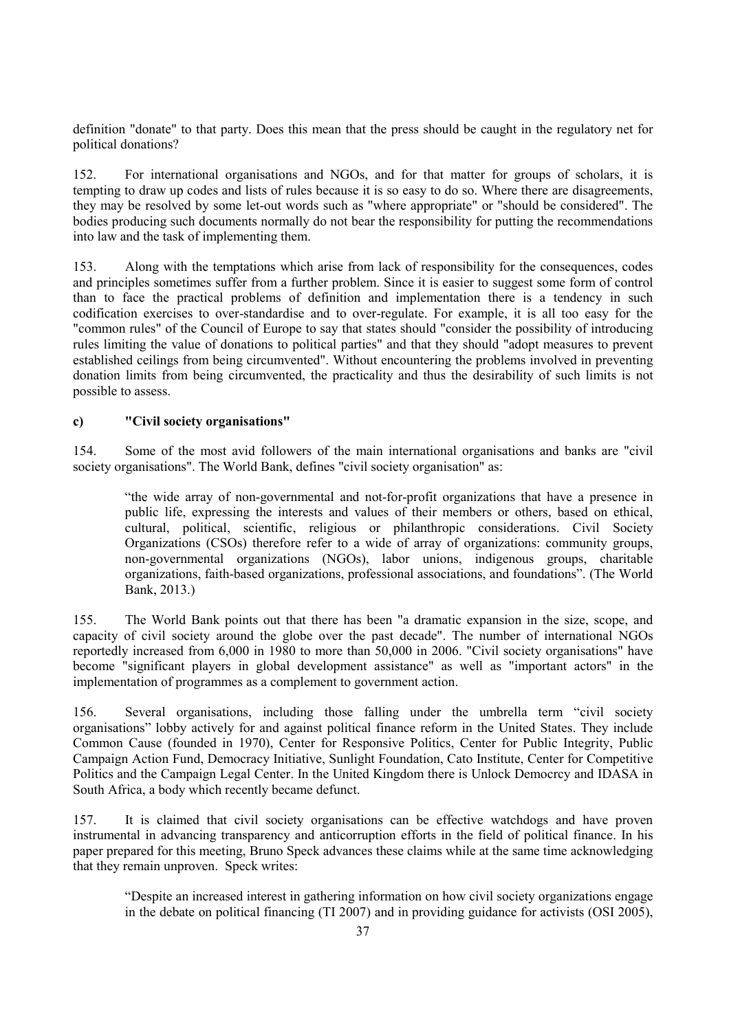definition "donate" to that party. Does this mean that the press should be caught in the regulatory net for political donations?

152. For international organisations and NGOs, and for that matter for groups of scholars, it is tempting to draw up codes and lists of rules because it is so easy to do so. Where there are disagreements, they may be resolved by some let-out words such as "where appropriate" or "should be considered". The bodies producing such documents normally do not bear the responsibility for putting the recommendations into law and the task of implementing them.

153. Along with the temptations which arise from lack of responsibility for the consequences, codes and principles sometimes suffer from a further problem. Since it is easier to suggest some form of control than to face the practical problems of definition and implementation there is a tendency in such codification exercises to over-standardise and to over-regulate. For example, it is all too easy for the "common rules" of the Council of Europe to say that states should "consider the possibility of introducing rules limiting the value of donations to political parties" and that they should "adopt measures to prevent established ceilings from being circumvented". Without encountering the problems involved in preventing donation limits from being circumvented, the practicality and thus the desirability of such limits is not possible to assess.

#### c) "Civil society organisations"

154. Some of the most avid followers of the main international organisations and banks are "civil society organisations". The World Bank, defines "civil society organisation" as:

> "the wide array of non-governmental and not-for-profit organizations that have a presence in public life, expressing the interests and values of their members or others, based on ethical, cultural, political, scientific, religious or philanthropic considerations. Civil Society Organizations (CSOs) therefore refer to a wide of array of organizations: community groups, non-governmental organizations (NGOs), labor unions, indigenous groups, charitable organizations, faith-based organizations, professional associations, and foundations". (The World Bank, 2013.)

155. The World Bank points out that there has been "a dramatic expansion in the size, scope, and capacity of civil society around the globe over the past decade". The number of international NGOs reportedly increased from 6,000 in 1980 to more than 50,000 in 2006. "Civil society organisations" have become "significant players in global development assistance" as well as "important actors" in the implementation of programmes as a complement to government action.

156. Several organisations, including those falling under the umbrella term "civil society organisations" lobby actively for and against political finance reform in the United States. They include Common Cause (founded in 1970), Center for Responsive Politics, Center for Public Integrity, Public Campaign Action Fund, Democracy Initiative, Sunlight Foundation, Cato Institute, Center for Competitive Politics and the Campaign Legal Center. In the United Kingdom there is Unlock Democrcy and IDASA in South Africa, a body which recently became defunct.

157. It is claimed that civil society organisations can be effective watchdogs and have proven instrumental in advancing transparency and anticorruption efforts in the field of political finance. In his paper prepared for this meeting, Bruno Speck advances these claims while at the same time acknowledging that they remain unproven. Speck writes:

> "Despite an increased interest in gathering information on how civil society organizations engage in the debate on political financing (TI 2007) and in providing guidance for activists (OSI 2005),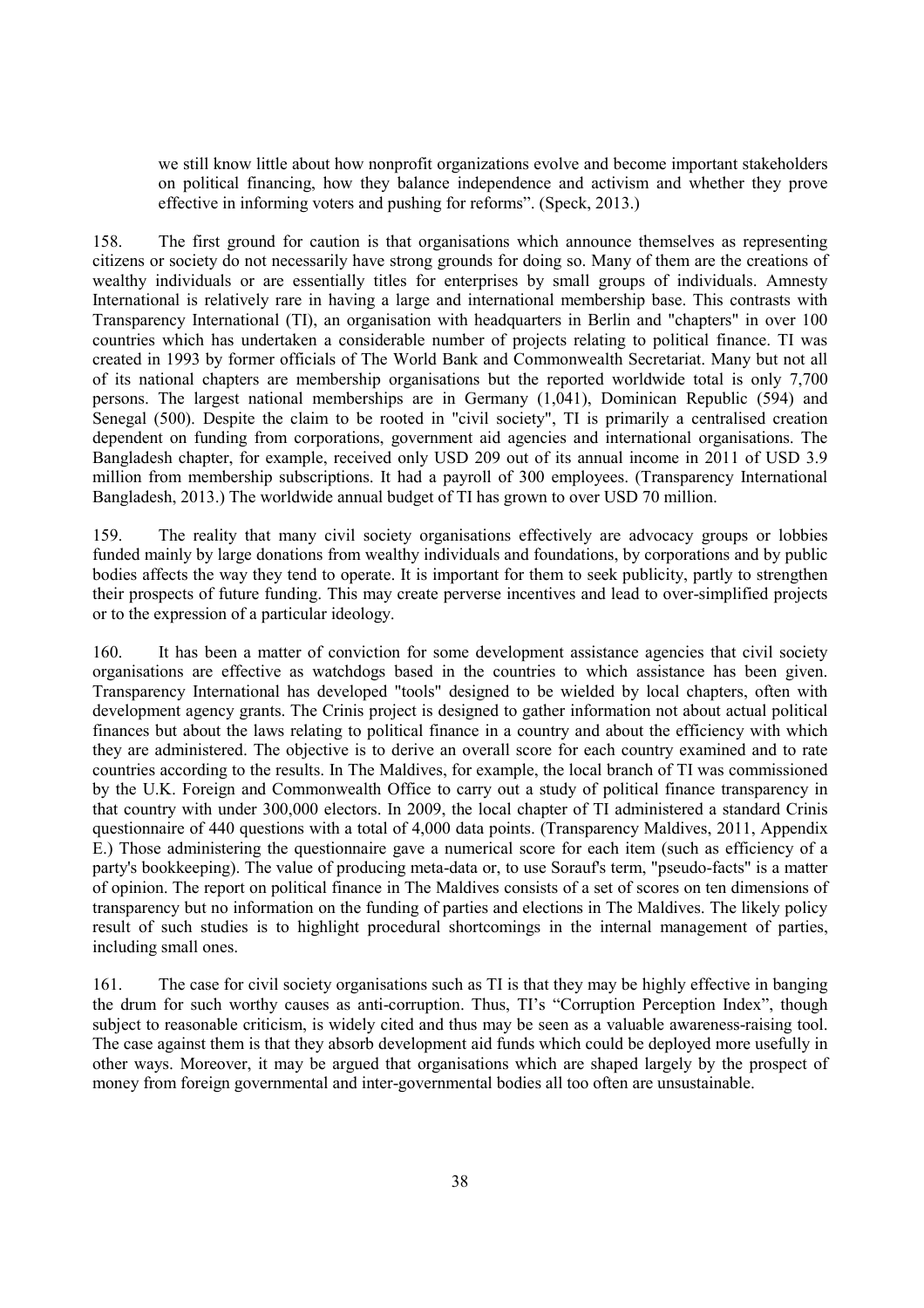we still know little about how nonprofit organizations evolve and become important stakeholders on political financing, how they balance independence and activism and whether they prove effective in informing voters and pushing for reforms". (Speck, 2013.)

158. The first ground for caution is that organisations which announce themselves as representing citizens or society do not necessarily have strong grounds for doing so. Many of them are the creations of wealthy individuals or are essentially titles for enterprises by small groups of individuals. Amnesty International is relatively rare in having a large and international membership base. This contrasts with Transparency International (TI), an organisation with headquarters in Berlin and "chapters" in over 100 countries which has undertaken a considerable number of projects relating to political finance. TI was created in 1993 by former officials of The World Bank and Commonwealth Secretariat. Many but not all of its national chapters are membership organisations but the reported worldwide total is only 7,700 persons. The largest national memberships are in Germany (1,041), Dominican Republic (594) and Senegal (500). Despite the claim to be rooted in "civil society", TI is primarily a centralised creation dependent on funding from corporations, government aid agencies and international organisations. The Bangladesh chapter, for example, received only USD 209 out of its annual income in 2011 of USD 3.9 million from membership subscriptions. It had a payroll of 300 employees. (Transparency International Bangladesh, 2013.) The worldwide annual budget of TI has grown to over USD 70 million.

159. The reality that many civil society organisations effectively are advocacy groups or lobbies funded mainly by large donations from wealthy individuals and foundations, by corporations and by public bodies affects the way they tend to operate. It is important for them to seek publicity, partly to strengthen their prospects of future funding. This may create perverse incentives and lead to over-simplified projects or to the expression of a particular ideology.

160. It has been a matter of conviction for some development assistance agencies that civil society organisations are effective as watchdogs based in the countries to which assistance has been given. Transparency International has developed "tools" designed to be wielded by local chapters, often with development agency grants. The Crinis project is designed to gather information not about actual political finances but about the laws relating to political finance in a country and about the efficiency with which they are administered. The objective is to derive an overall score for each country examined and to rate countries according to the results. In The Maldives, for example, the local branch of TI was commissioned by the U.K. Foreign and Commonwealth Office to carry out a study of political finance transparency in that country with under 300,000 electors. In 2009, the local chapter of TI administered a standard Crinis questionnaire of 440 questions with a total of 4,000 data points. (Transparency Maldives, 2011, Appendix E.) Those administering the questionnaire gave a numerical score for each item (such as efficiency of a party's bookkeeping). The value of producing meta-data or, to use Sorauf's term, "pseudo-facts" is a matter of opinion. The report on political finance in The Maldives consists of a set of scores on ten dimensions of transparency but no information on the funding of parties and elections in The Maldives. The likely policy result of such studies is to highlight procedural shortcomings in the internal management of parties, including small ones.

161. The case for civil society organisations such as TI is that they may be highly effective in banging the drum for such worthy causes as anti-corruption. Thus, TI's "Corruption Perception Index", though subject to reasonable criticism, is widely cited and thus may be seen as a valuable awareness-raising tool. The case against them is that they absorb development aid funds which could be deployed more usefully in other ways. Moreover, it may be argued that organisations which are shaped largely by the prospect of money from foreign governmental and inter-governmental bodies all too often are unsustainable.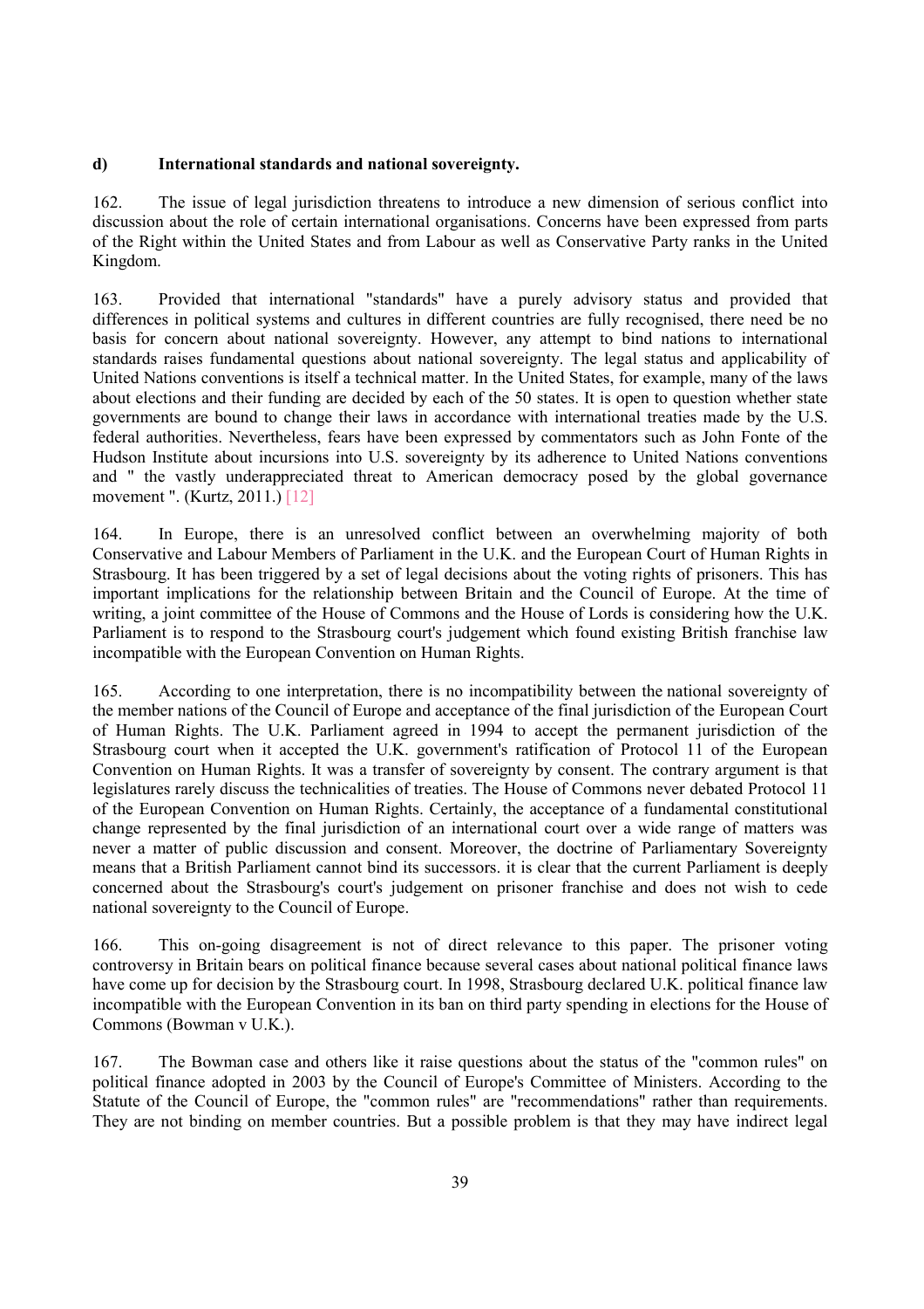**d) International standards and national sovereignty.**

162. The issue of legal jurisdiction threatens to introduce a new dimension of serious conflict into discussion about the role of certain international organisations. Concerns have been expressed from parts of the Right within the United States and from Labour as well as Conservative Party ranks in the United Kingdom.

163. Provided that international "standards" have a purely advisory status and provided that differences in political systems and cultures in different countries are fully recognised, there need be no basis for concern about national sovereignty. However, any attempt to bind nations to international standards raises fundamental questions about national sovereignty. The legal status and applicability of United Nations conventions is itself a technical matter. In the United States, for example, many of the laws about elections and their funding are decided by each of the 50 states. It is open to question whether state governments are bound to change their laws in accordance with international treaties made by the U.S. federal authorities. Nevertheless, fears have been expressed by commentators such as John Fonte of the Hudson Institute about incursions into U.S. sovereignty by its adherence to United Nations conventions and " the vastly underappreciated threat to American democracy posed by the global governance movement ". (Kurtz, 2011.) [12]

164. In Europe, there is an unresolved conflict between an overwhelming majority of both Conservative and Labour Members of Parliament in the U.K. and the European Court of Human Rights in Strasbourg. It has been triggered by a set of legal decisions about the voting rights of prisoners. This has important implications for the relationship between Britain and the Council of Europe. At the time of writing, a joint committee of the House of Commons and the House of Lords is considering how the U.K. Parliament is to respond to the Strasbourg court's judgement which found existing British franchise law incompatible with the European Convention on Human Rights.

165. According to one interpretation, there is no incompatibility between the national sovereignty of the member nations of the Council of Europe and acceptance of the final jurisdiction of the European Court of Human Rights. The U.K. Parliament agreed in 1994 to accept the permanent jurisdiction of the Strasbourg court when it accepted the U.K. government's ratification of Protocol 11 of the European Convention on Human Rights. It was a transfer of sovereignty by consent. The contrary argument is that legislatures rarely discuss the technicalities of treaties. The House of Commons never debated Protocol 11 of the European Convention on Human Rights. Certainly, the acceptance of a fundamental constitutional change represented by the final jurisdiction of an international court over a wide range of matters was never a matter of public discussion and consent. Moreover, the doctrine of Parliamentary Sovereignty means that a British Parliament cannot bind its successors. it is clear that the current Parliament is deeply concerned about the Strasbourg's court's judgement on prisoner franchise and does not wish to cede national sovereignty to the Council of Europe.

166. This on-going disagreement is not of direct relevance to this paper. The prisoner voting controversy in Britain bears on political finance because several cases about national political finance laws have come up for decision by the Strasbourg court. In 1998, Strasbourg declared U.K. political finance law incompatible with the European Convention in its ban on third party spending in elections for the House of Commons (Bowman v U.K.).

167. The Bowman case and others like it raise questions about the status of the "common rules" on political finance adopted in 2003 by the Council of Europe's Committee of Ministers. According to the Statute of the Council of Europe, the "common rules" are "recommendations" rather than requirements. They are not binding on member countries. But a possible problem is that they may have indirect legal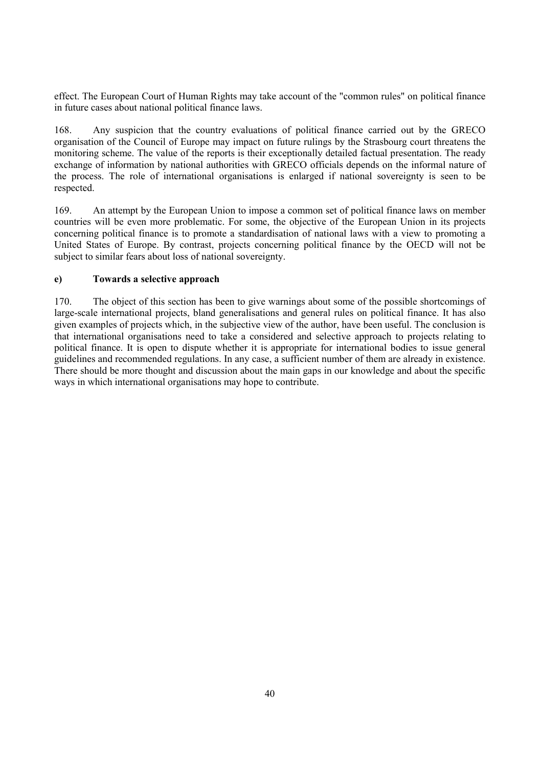effect. The European Court of Human Rights may take account of the "common rules" on political finance in future cases about national political finance laws.

168. Any suspicion that the country evaluations of political finance carried out by the GRECO organisation of the Council of Europe may impact on future rulings by the Strasbourg court threatens the monitoring scheme. The value of the reports is their exceptionally detailed factual presentation. The ready exchange of information by national authorities with GRECO officials depends on the informal nature of the process. The role of international organisations is enlarged if national sovereignty is seen to be respected.

169. An attempt by the European Union to impose a common set of political finance laws on member countries will be even more problematic. For some, the objective of the European Union in its projects concerning political finance is to promote a standardisation of national laws with a view to promoting a United States of Europe. By contrast, projects concerning political finance by the OECD will not be subject to similar fears about loss of national sovereignty.

### e) Towards a selective approach

170. The object of this section has been to give warnings about some of the possible shortcomings of large-scale international projects, bland generalisations and general rules on political finance. It has also given examples of projects which, in the subjective view of the author, have been useful. The conclusion is that international organisations need to take a considered and selective approach to projects relating to political finance. It is open to dispute whether it is appropriate for international bodies to issue general guidelines and recommended regulations. In any case, a sufficient number of them are already in existence. There should be more thought and discussion about the main gaps in our knowledge and about the specific ways in which international organisations may hope to contribute.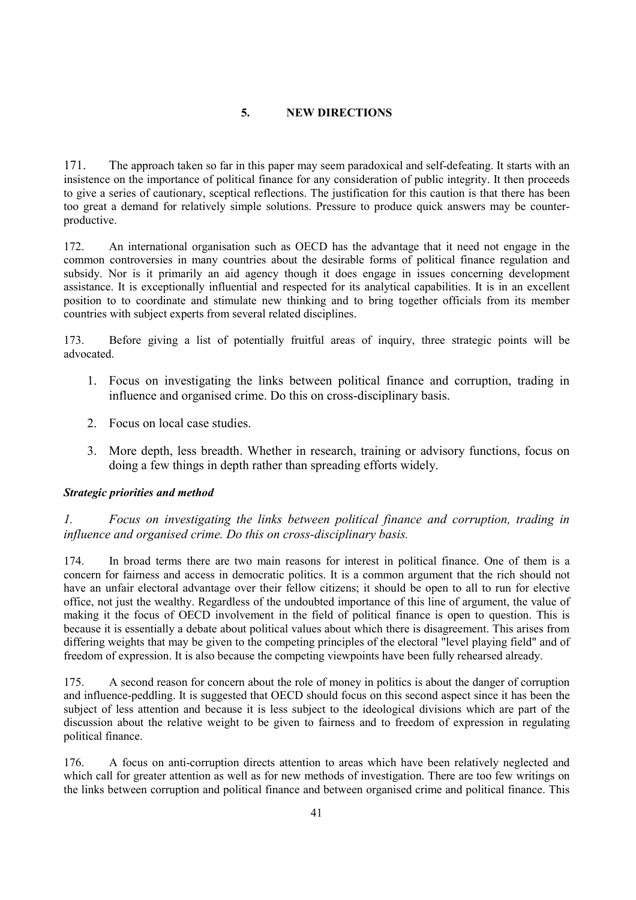## 5. NEW DIRECTIONS

171. The approach taken so far in this paper may seem paradoxical and self-defeating. It starts with an insistence on the importance of political finance for any consideration of public integrity. It then proceeds to give a series of cautionary, sceptical reflections. The justification for this caution is that there has been too great a demand for relatively simple solutions. Pressure to produce quick answers may be counter-productive.

172. An international organisation such as OECD has the advantage that it need not engage in the common controversies in many countries about the desirable forms of political finance regulation and subsidy. Nor is it primarily an aid agency though it does engage in issues concerning development assistance. It is exceptionally influential and respected for its analytical capabilities. It is in an excellent position to to coordinate and stimulate new thinking and to bring together officials from its member countries with subject experts from several related disciplines.

173. Before giving a list of potentially fruitful areas of inquiry, three strategic points will be advocated.

1. Focus on investigating the links between political finance and corruption, trading in influence and organised crime. Do this on cross-disciplinary basis.

2. Focus on local case studies.

3. More depth, less breadth. Whether in research, training or advisory functions, focus on doing a few things in depth rather than spreading efforts widely.

***Strategic priorities and method***

*1. Focus on investigating the links between political finance and corruption, trading in influence and organised crime. Do this on cross-disciplinary basis.*

174. In broad terms there are two main reasons for interest in political finance. One of them is a concern for fairness and access in democratic politics. It is a common argument that the rich should not have an unfair electoral advantage over their fellow citizens; it should be open to all to run for elective office, not just the wealthy. Regardless of the undoubted importance of this line of argument, the value of making it the focus of OECD involvement in the field of political finance is open to question. This is because it is essentially a debate about political values about which there is disagreement. This arises from differing weights that may be given to the competing principles of the electoral "level playing field" and of freedom of expression. It is also because the competing viewpoints have been fully rehearsed already.

175. A second reason for concern about the role of money in politics is about the danger of corruption and influence-peddling. It is suggested that OECD should focus on this second aspect since it has been the subject of less attention and because it is less subject to the ideological divisions which are part of the discussion about the relative weight to be given to fairness and to freedom of expression in regulating political finance.

176. A focus on anti-corruption directs attention to areas which have been relatively neglected and which call for greater attention as well as for new methods of investigation. There are too few writings on the links between corruption and political finance and between organised crime and political finance. This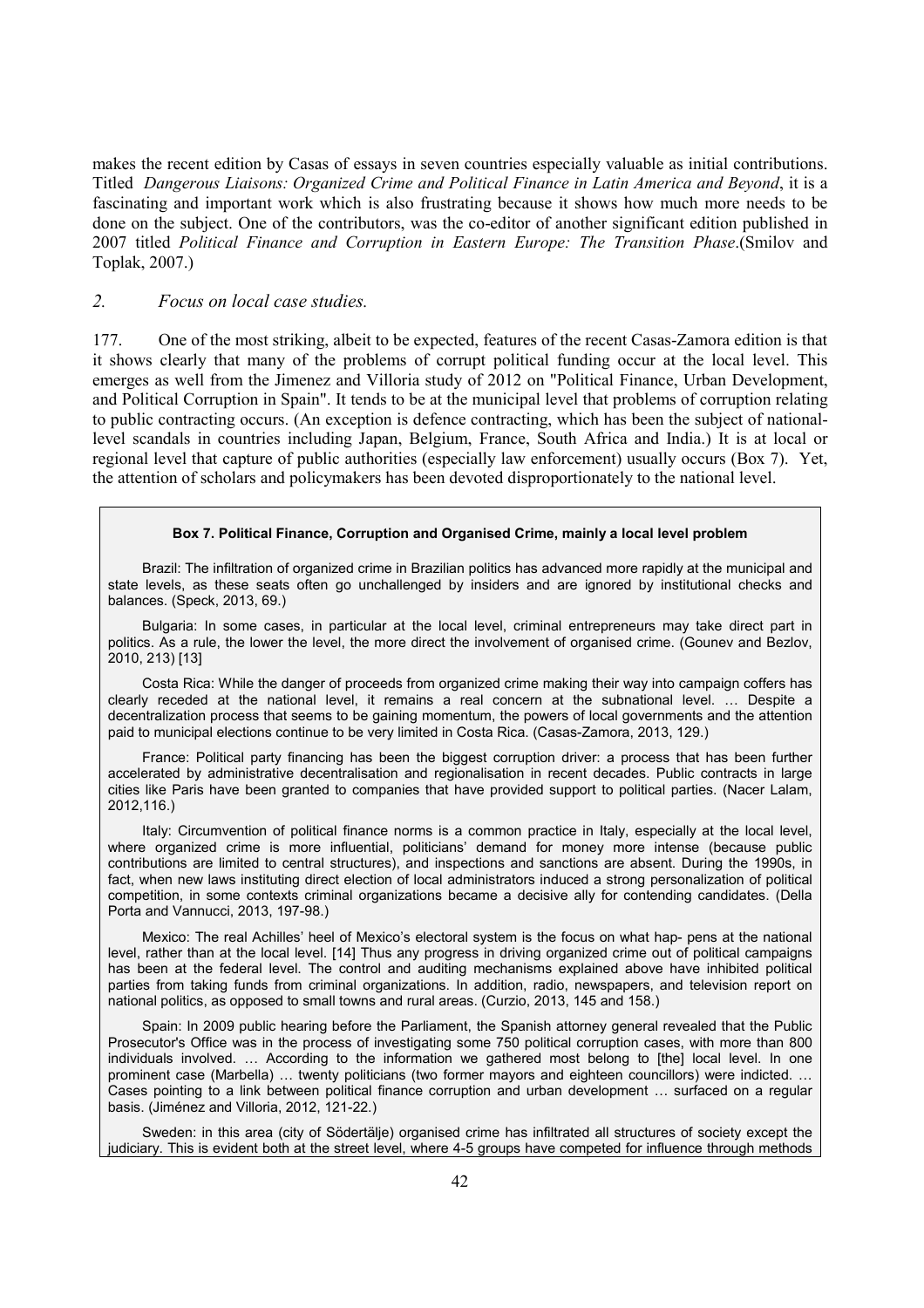makes the recent edition by Casas of essays in seven countries especially valuable as initial contributions. Titled *Dangerous Liaisons: Organized Crime and Political Finance in Latin America and Beyond*, it is a fascinating and important work which is also frustrating because it shows how much more needs to be done on the subject. One of the contributors, was the co-editor of another significant edition published in 2007 titled *Political Finance and Corruption in Eastern Europe: The Transition Phase*.(Smilov and Toplak, 2007.)

### *2. Focus on local case studies.*

177. One of the most striking, albeit to be expected, features of the recent Casas-Zamora edition is that it shows clearly that many of the problems of corrupt political funding occur at the local level. This emerges as well from the Jimenez and Villoria study of 2012 on "Political Finance, Urban Development, and Political Corruption in Spain". It tends to be at the municipal level that problems of corruption relating to public contracting occurs. (An exception is defence contracting, which has been the subject of national-level scandals in countries including Japan, Belgium, France, South Africa and India.) It is at local or regional level that capture of public authorities (especially law enforcement) usually occurs (Box 7). Yet, the attention of scholars and policymakers has been devoted disproportionately to the national level.

**Box 7. Political Finance, Corruption and Organised Crime, mainly a local level problem**

Brazil: The infiltration of organized crime in Brazilian politics has advanced more rapidly at the municipal and state levels, as these seats often go unchallenged by insiders and are ignored by institutional checks and balances. (Speck, 2013, 69.)

Bulgaria: In some cases, in particular at the local level, criminal entrepreneurs may take direct part in politics. As a rule, the lower the level, the more direct the involvement of organised crime. (Gounev and Bezlov, 2010, 213) [13]

Costa Rica: While the danger of proceeds from organized crime making their way into campaign coffers has clearly receded at the national level, it remains a real concern at the subnational level. … Despite a decentralization process that seems to be gaining momentum, the powers of local governments and the attention paid to municipal elections continue to be very limited in Costa Rica. (Casas-Zamora, 2013, 129.)

France: Political party financing has been the biggest corruption driver: a process that has been further accelerated by administrative decentralisation and regionalisation in recent decades. Public contracts in large cities like Paris have been granted to companies that have provided support to political parties. (Nacer Lalam, 2012,116.)

Italy: Circumvention of political finance norms is a common practice in Italy, especially at the local level, where organized crime is more influential, politicians' demand for money more intense (because public contributions are limited to central structures), and inspections and sanctions are absent. During the 1990s, in fact, when new laws instituting direct election of local administrators induced a strong personalization of political competition, in some contexts criminal organizations became a decisive ally for contending candidates. (Della Porta and Vannucci, 2013, 197-98.)

Mexico: The real Achilles' heel of Mexico's electoral system is the focus on what hap- pens at the national level, rather than at the local level. [14] Thus any progress in driving organized crime out of political campaigns has been at the federal level. The control and auditing mechanisms explained above have inhibited political parties from taking funds from criminal organizations. In addition, radio, newspapers, and television report on national politics, as opposed to small towns and rural areas. (Curzio, 2013, 145 and 158.)

Spain: In 2009 public hearing before the Parliament, the Spanish attorney general revealed that the Public Prosecutor's Office was in the process of investigating some 750 political corruption cases, with more than 800 individuals involved. … According to the information we gathered most belong to [the] local level. In one prominent case (Marbella) … twenty politicians (two former mayors and eighteen councillors) were indicted. … Cases pointing to a link between political finance corruption and urban development … surfaced on a regular basis. (Jiménez and Villoria, 2012, 121-22.)

Sweden: in this area (city of Södertälje) organised crime has infiltrated all structures of society except the judiciary. This is evident both at the street level, where 4-5 groups have competed for influence through methods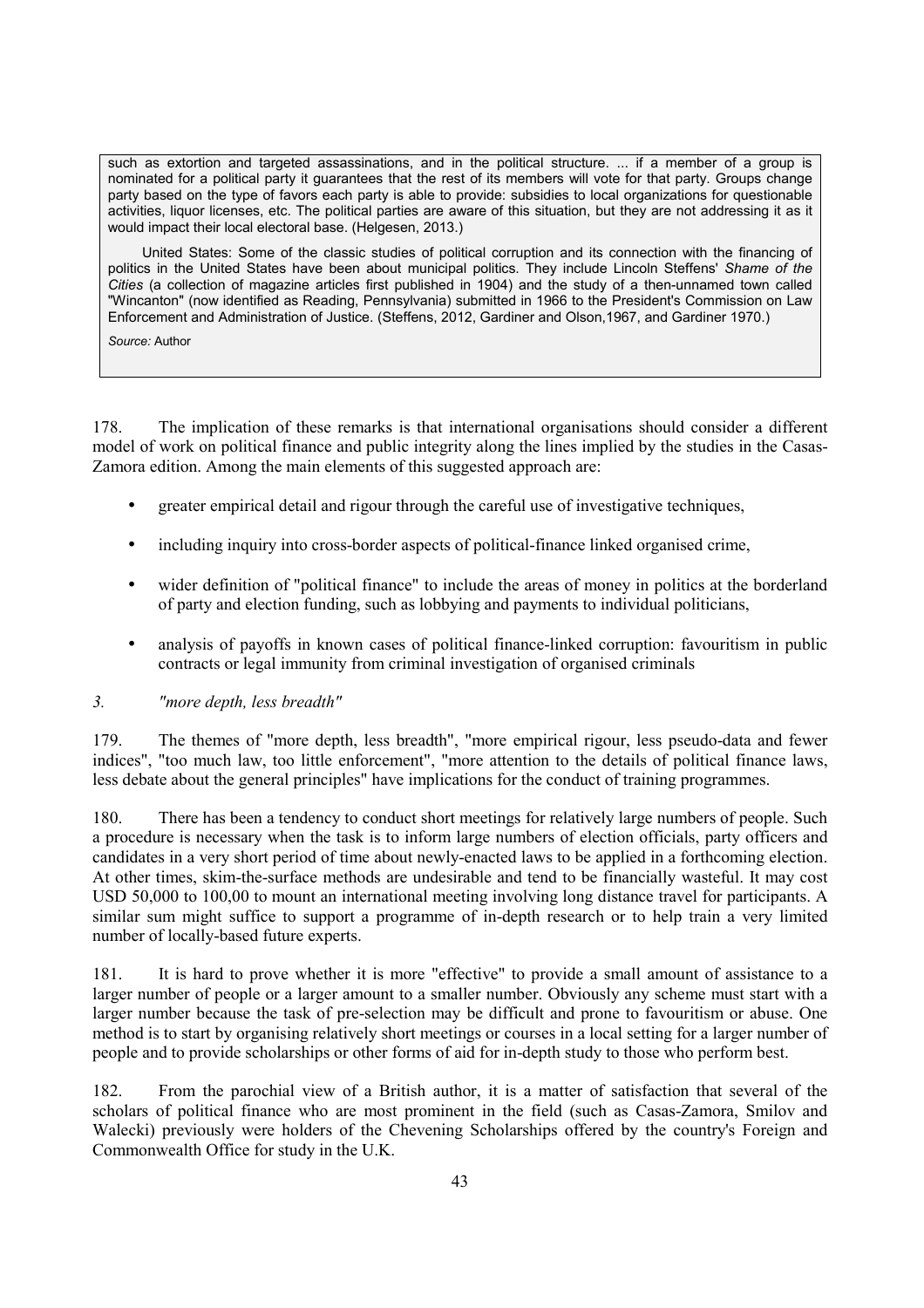such as extortion and targeted assassinations, and in the political structure. ... if a member of a group is nominated for a political party it guarantees that the rest of its members will vote for that party. Groups change party based on the type of favors each party is able to provide: subsidies to local organizations for questionable activities, liquor licenses, etc. The political parties are aware of this situation, but they are not addressing it as it would impact their local electoral base. (Helgesen, 2013.)

United States: Some of the classic studies of political corruption and its connection with the financing of politics in the United States have been about municipal politics. They include Lincoln Steffens' *Shame of the Cities* (a collection of magazine articles first published in 1904) and the study of a then-unnamed town called "Wincanton" (now identified as Reading, Pennsylvania) submitted in 1966 to the President's Commission on Law Enforcement and Administration of Justice. (Steffens, 2012, Gardiner and Olson,1967, and Gardiner 1970.)

*Source:* Author

178. The implication of these remarks is that international organisations should consider a different model of work on political finance and public integrity along the lines implied by the studies in the Casas-Zamora edition. Among the main elements of this suggested approach are:

- greater empirical detail and rigour through the careful use of investigative techniques,
- including inquiry into cross-border aspects of political-finance linked organised crime,
- wider definition of "political finance" to include the areas of money in politics at the borderland of party and election funding, such as lobbying and payments to individual politicians,
- analysis of payoffs in known cases of political finance-linked corruption: favouritism in public contracts or legal immunity from criminal investigation of organised criminals

*3. "more depth, less breadth"*

179. The themes of "more depth, less breadth", "more empirical rigour, less pseudo-data and fewer indices", "too much law, too little enforcement", "more attention to the details of political finance laws, less debate about the general principles" have implications for the conduct of training programmes.

180. There has been a tendency to conduct short meetings for relatively large numbers of people. Such a procedure is necessary when the task is to inform large numbers of election officials, party officers and candidates in a very short period of time about newly-enacted laws to be applied in a forthcoming election. At other times, skim-the-surface methods are undesirable and tend to be financially wasteful. It may cost USD 50,000 to 100,00 to mount an international meeting involving long distance travel for participants. A similar sum might suffice to support a programme of in-depth research or to help train a very limited number of locally-based future experts.

181. It is hard to prove whether it is more "effective" to provide a small amount of assistance to a larger number of people or a larger amount to a smaller number. Obviously any scheme must start with a larger number because the task of pre-selection may be difficult and prone to favouritism or abuse. One method is to start by organising relatively short meetings or courses in a local setting for a larger number of people and to provide scholarships or other forms of aid for in-depth study to those who perform best.

182. From the parochial view of a British author, it is a matter of satisfaction that several of the scholars of political finance who are most prominent in the field (such as Casas-Zamora, Smilov and Walecki) previously were holders of the Chevening Scholarships offered by the country's Foreign and Commonwealth Office for study in the U.K.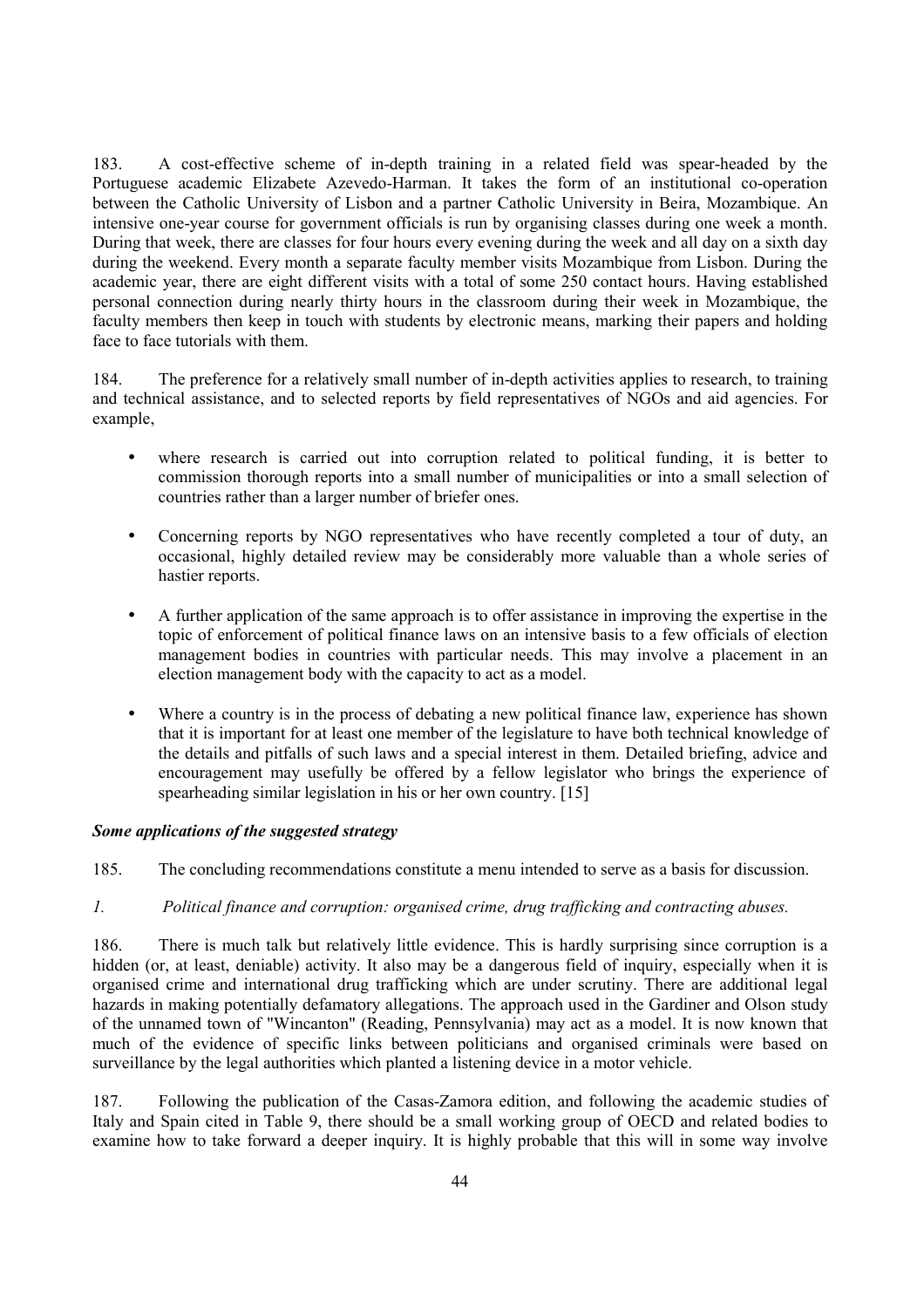183. A cost-effective scheme of in-depth training in a related field was spear-headed by the Portuguese academic Elizabete Azevedo-Harman. It takes the form of an institutional co-operation between the Catholic University of Lisbon and a partner Catholic University in Beira, Mozambique. An intensive one-year course for government officials is run by organising classes during one week a month. During that week, there are classes for four hours every evening during the week and all day on a sixth day during the weekend. Every month a separate faculty member visits Mozambique from Lisbon. During the academic year, there are eight different visits with a total of some 250 contact hours. Having established personal connection during nearly thirty hours in the classroom during their week in Mozambique, the faculty members then keep in touch with students by electronic means, marking their papers and holding face to face tutorials with them.

184. The preference for a relatively small number of in-depth activities applies to research, to training and technical assistance, and to selected reports by field representatives of NGOs and aid agencies. For example,

- where research is carried out into corruption related to political funding, it is better to commission thorough reports into a small number of municipalities or into a small selection of countries rather than a larger number of briefer ones.
- Concerning reports by NGO representatives who have recently completed a tour of duty, an occasional, highly detailed review may be considerably more valuable than a whole series of hastier reports.
- A further application of the same approach is to offer assistance in improving the expertise in the topic of enforcement of political finance laws on an intensive basis to a few officials of election management bodies in countries with particular needs. This may involve a placement in an election management body with the capacity to act as a model.
- Where a country is in the process of debating a new political finance law, experience has shown that it is important for at least one member of the legislature to have both technical knowledge of the details and pitfalls of such laws and a special interest in them. Detailed briefing, advice and encouragement may usefully be offered by a fellow legislator who brings the experience of spearheading similar legislation in his or her own country. [15]

***Some applications of the suggested strategy***

185. The concluding recommendations constitute a menu intended to serve as a basis for discussion.

*1. Political finance and corruption: organised crime, drug trafficking and contracting abuses.*

186. There is much talk but relatively little evidence. This is hardly surprising since corruption is a hidden (or, at least, deniable) activity. It also may be a dangerous field of inquiry, especially when it is organised crime and international drug trafficking which are under scrutiny. There are additional legal hazards in making potentially defamatory allegations. The approach used in the Gardiner and Olson study of the unnamed town of "Wincanton" (Reading, Pennsylvania) may act as a model. It is now known that much of the evidence of specific links between politicians and organised criminals were based on surveillance by the legal authorities which planted a listening device in a motor vehicle.

187. Following the publication of the Casas-Zamora edition, and following the academic studies of Italy and Spain cited in Table 9, there should be a small working group of OECD and related bodies to examine how to take forward a deeper inquiry. It is highly probable that this will in some way involve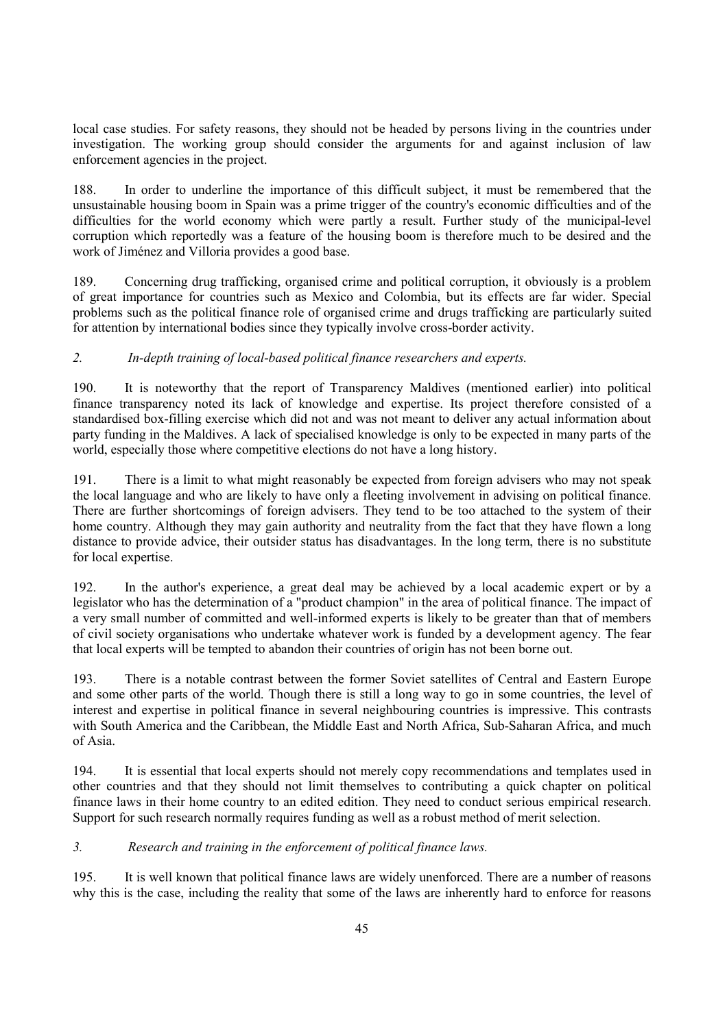local case studies. For safety reasons, they should not be headed by persons living in the countries under investigation. The working group should consider the arguments for and against inclusion of law enforcement agencies in the project.

188. In order to underline the importance of this difficult subject, it must be remembered that the unsustainable housing boom in Spain was a prime trigger of the country's economic difficulties and of the difficulties for the world economy which were partly a result. Further study of the municipal-level corruption which reportedly was a feature of the housing boom is therefore much to be desired and the work of Jiménez and Villoria provides a good base.

189. Concerning drug trafficking, organised crime and political corruption, it obviously is a problem of great importance for countries such as Mexico and Colombia, but its effects are far wider. Special problems such as the political finance role of organised crime and drugs trafficking are particularly suited for attention by international bodies since they typically involve cross-border activity.

*2. In-depth training of local-based political finance researchers and experts.*

190. It is noteworthy that the report of Transparency Maldives (mentioned earlier) into political finance transparency noted its lack of knowledge and expertise. Its project therefore consisted of a standardised box-filling exercise which did not and was not meant to deliver any actual information about party funding in the Maldives. A lack of specialised knowledge is only to be expected in many parts of the world, especially those where competitive elections do not have a long history.

191. There is a limit to what might reasonably be expected from foreign advisers who may not speak the local language and who are likely to have only a fleeting involvement in advising on political finance. There are further shortcomings of foreign advisers. They tend to be too attached to the system of their home country. Although they may gain authority and neutrality from the fact that they have flown a long distance to provide advice, their outsider status has disadvantages. In the long term, there is no substitute for local expertise.

192. In the author's experience, a great deal may be achieved by a local academic expert or by a legislator who has the determination of a "product champion" in the area of political finance. The impact of a very small number of committed and well-informed experts is likely to be greater than that of members of civil society organisations who undertake whatever work is funded by a development agency. The fear that local experts will be tempted to abandon their countries of origin has not been borne out.

193. There is a notable contrast between the former Soviet satellites of Central and Eastern Europe and some other parts of the world. Though there is still a long way to go in some countries, the level of interest and expertise in political finance in several neighbouring countries is impressive. This contrasts with South America and the Caribbean, the Middle East and North Africa, Sub-Saharan Africa, and much of Asia.

194. It is essential that local experts should not merely copy recommendations and templates used in other countries and that they should not limit themselves to contributing a quick chapter on political finance laws in their home country to an edited edition. They need to conduct serious empirical research. Support for such research normally requires funding as well as a robust method of merit selection.

*3. Research and training in the enforcement of political finance laws.*

195. It is well known that political finance laws are widely unenforced. There are a number of reasons why this is the case, including the reality that some of the laws are inherently hard to enforce for reasons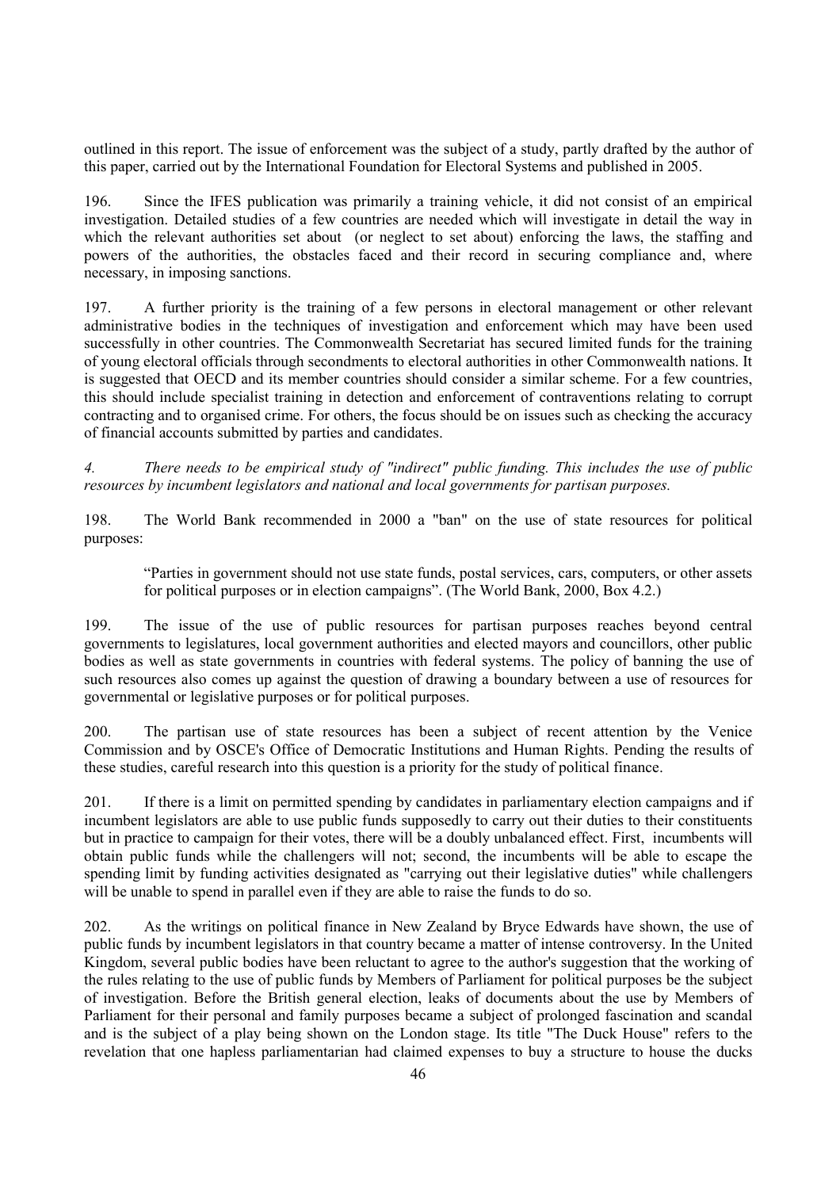outlined in this report. The issue of enforcement was the subject of a study, partly drafted by the author of this paper, carried out by the International Foundation for Electoral Systems and published in 2005.

196. Since the IFES publication was primarily a training vehicle, it did not consist of an empirical investigation. Detailed studies of a few countries are needed which will investigate in detail the way in which the relevant authorities set about (or neglect to set about) enforcing the laws, the staffing and powers of the authorities, the obstacles faced and their record in securing compliance and, where necessary, in imposing sanctions.

197. A further priority is the training of a few persons in electoral management or other relevant administrative bodies in the techniques of investigation and enforcement which may have been used successfully in other countries. The Commonwealth Secretariat has secured limited funds for the training of young electoral officials through secondments to electoral authorities in other Commonwealth nations. It is suggested that OECD and its member countries should consider a similar scheme. For a few countries, this should include specialist training in detection and enforcement of contraventions relating to corrupt contracting and to organised crime. For others, the focus should be on issues such as checking the accuracy of financial accounts submitted by parties and candidates.

*4. There needs to be empirical study of "indirect" public funding. This includes the use of public resources by incumbent legislators and national and local governments for partisan purposes.*

198. The World Bank recommended in 2000 a "ban" on the use of state resources for political purposes:

> "Parties in government should not use state funds, postal services, cars, computers, or other assets for political purposes or in election campaigns". (The World Bank, 2000, Box 4.2.)

199. The issue of the use of public resources for partisan purposes reaches beyond central governments to legislatures, local government authorities and elected mayors and councillors, other public bodies as well as state governments in countries with federal systems. The policy of banning the use of such resources also comes up against the question of drawing a boundary between a use of resources for governmental or legislative purposes or for political purposes.

200. The partisan use of state resources has been a subject of recent attention by the Venice Commission and by OSCE's Office of Democratic Institutions and Human Rights. Pending the results of these studies, careful research into this question is a priority for the study of political finance.

201. If there is a limit on permitted spending by candidates in parliamentary election campaigns and if incumbent legislators are able to use public funds supposedly to carry out their duties to their constituents but in practice to campaign for their votes, there will be a doubly unbalanced effect. First, incumbents will obtain public funds while the challengers will not; second, the incumbents will be able to escape the spending limit by funding activities designated as "carrying out their legislative duties" while challengers will be unable to spend in parallel even if they are able to raise the funds to do so.

202. As the writings on political finance in New Zealand by Bryce Edwards have shown, the use of public funds by incumbent legislators in that country became a matter of intense controversy. In the United Kingdom, several public bodies have been reluctant to agree to the author's suggestion that the working of the rules relating to the use of public funds by Members of Parliament for political purposes be the subject of investigation. Before the British general election, leaks of documents about the use by Members of Parliament for their personal and family purposes became a subject of prolonged fascination and scandal and is the subject of a play being shown on the London stage. Its title "The Duck House" refers to the revelation that one hapless parliamentarian had claimed expenses to buy a structure to house the ducks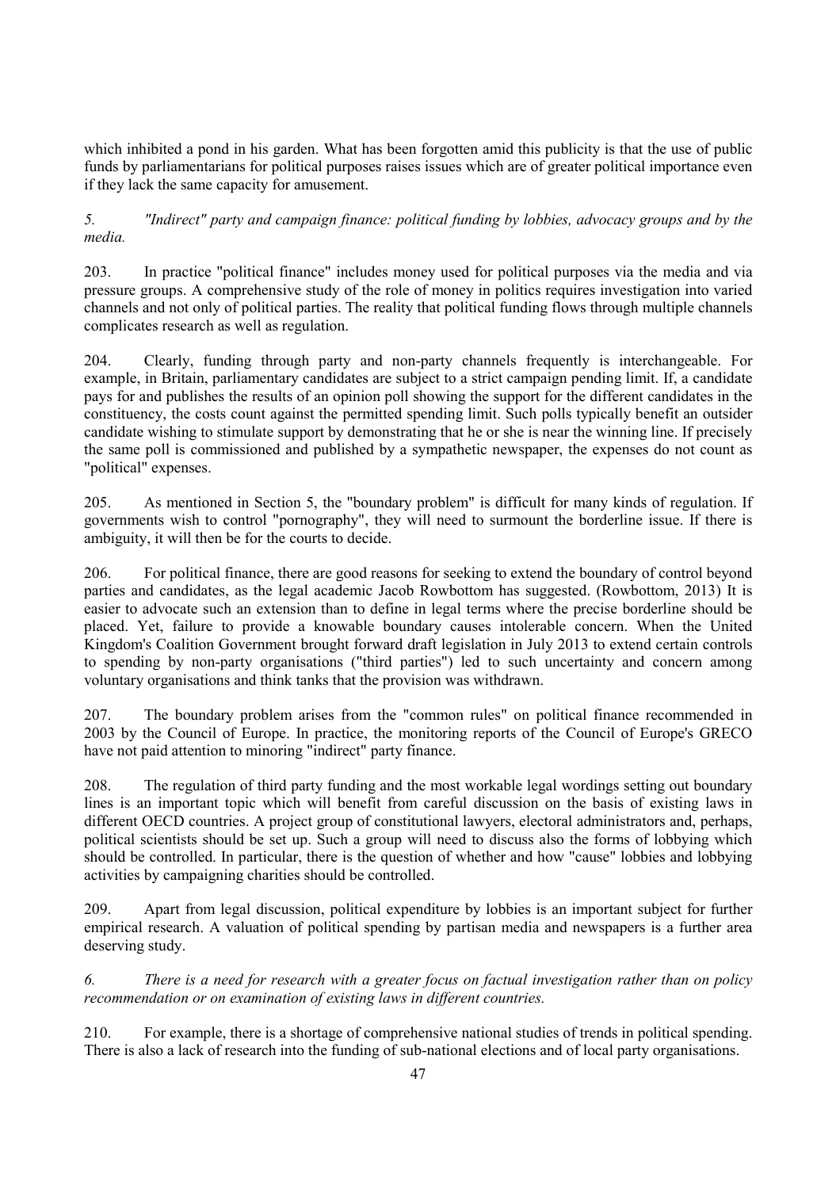which inhibited a pond in his garden. What has been forgotten amid this publicity is that the use of public funds by parliamentarians for political purposes raises issues which are of greater political importance even if they lack the same capacity for amusement.

*5. "Indirect" party and campaign finance: political funding by lobbies, advocacy groups and by the media.*

203. In practice "political finance" includes money used for political purposes via the media and via pressure groups. A comprehensive study of the role of money in politics requires investigation into varied channels and not only of political parties. The reality that political funding flows through multiple channels complicates research as well as regulation.

204. Clearly, funding through party and non-party channels frequently is interchangeable. For example, in Britain, parliamentary candidates are subject to a strict campaign pending limit. If, a candidate pays for and publishes the results of an opinion poll showing the support for the different candidates in the constituency, the costs count against the permitted spending limit. Such polls typically benefit an outsider candidate wishing to stimulate support by demonstrating that he or she is near the winning line. If precisely the same poll is commissioned and published by a sympathetic newspaper, the expenses do not count as "political" expenses.

205. As mentioned in Section 5, the "boundary problem" is difficult for many kinds of regulation. If governments wish to control "pornography", they will need to surmount the borderline issue. If there is ambiguity, it will then be for the courts to decide.

206. For political finance, there are good reasons for seeking to extend the boundary of control beyond parties and candidates, as the legal academic Jacob Rowbottom has suggested. (Rowbottom, 2013) It is easier to advocate such an extension than to define in legal terms where the precise borderline should be placed. Yet, failure to provide a knowable boundary causes intolerable concern. When the United Kingdom's Coalition Government brought forward draft legislation in July 2013 to extend certain controls to spending by non-party organisations ("third parties") led to such uncertainty and concern among voluntary organisations and think tanks that the provision was withdrawn.

207. The boundary problem arises from the "common rules" on political finance recommended in 2003 by the Council of Europe. In practice, the monitoring reports of the Council of Europe's GRECO have not paid attention to minoring "indirect" party finance.

208. The regulation of third party funding and the most workable legal wordings setting out boundary lines is an important topic which will benefit from careful discussion on the basis of existing laws in different OECD countries. A project group of constitutional lawyers, electoral administrators and, perhaps, political scientists should be set up. Such a group will need to discuss also the forms of lobbying which should be controlled. In particular, there is the question of whether and how "cause" lobbies and lobbying activities by campaigning charities should be controlled.

209. Apart from legal discussion, political expenditure by lobbies is an important subject for further empirical research. A valuation of political spending by partisan media and newspapers is a further area deserving study.

*6. There is a need for research with a greater focus on factual investigation rather than on policy recommendation or on examination of existing laws in different countries.*

210. For example, there is a shortage of comprehensive national studies of trends in political spending. There is also a lack of research into the funding of sub-national elections and of local party organisations.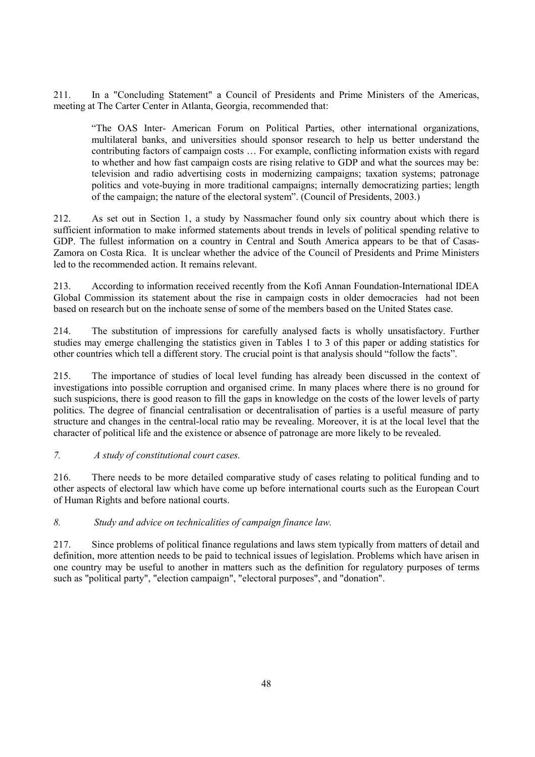211. In a "Concluding Statement" a Council of Presidents and Prime Ministers of the Americas, meeting at The Carter Center in Atlanta, Georgia, recommended that:

> "The OAS Inter- American Forum on Political Parties, other international organizations, multilateral banks, and universities should sponsor research to help us better understand the contributing factors of campaign costs … For example, conflicting information exists with regard to whether and how fast campaign costs are rising relative to GDP and what the sources may be: television and radio advertising costs in modernizing campaigns; taxation systems; patronage politics and vote-buying in more traditional campaigns; internally democratizing parties; length of the campaign; the nature of the electoral system". (Council of Presidents, 2003.)

212. As set out in Section 1, a study by Nassmacher found only six country about which there is sufficient information to make informed statements about trends in levels of political spending relative to GDP. The fullest information on a country in Central and South America appears to be that of Casas-Zamora on Costa Rica. It is unclear whether the advice of the Council of Presidents and Prime Ministers led to the recommended action. It remains relevant.

213. According to information received recently from the Kofi Annan Foundation-International IDEA Global Commission its statement about the rise in campaign costs in older democracies had not been based on research but on the inchoate sense of some of the members based on the United States case.

214. The substitution of impressions for carefully analysed facts is wholly unsatisfactory. Further studies may emerge challenging the statistics given in Tables 1 to 3 of this paper or adding statistics for other countries which tell a different story. The crucial point is that analysis should "follow the facts".

215. The importance of studies of local level funding has already been discussed in the context of investigations into possible corruption and organised crime. In many places where there is no ground for such suspicions, there is good reason to fill the gaps in knowledge on the costs of the lower levels of party politics. The degree of financial centralisation or decentralisation of parties is a useful measure of party structure and changes in the central-local ratio may be revealing. Moreover, it is at the local level that the character of political life and the existence or absence of patronage are more likely to be revealed.

*7. A study of constitutional court cases.*

216. There needs to be more detailed comparative study of cases relating to political funding and to other aspects of electoral law which have come up before international courts such as the European Court of Human Rights and before national courts.

*8. Study and advice on technicalities of campaign finance law.*

217. Since problems of political finance regulations and laws stem typically from matters of detail and definition, more attention needs to be paid to technical issues of legislation. Problems which have arisen in one country may be useful to another in matters such as the definition for regulatory purposes of terms such as "political party", "election campaign", "electoral purposes", and "donation".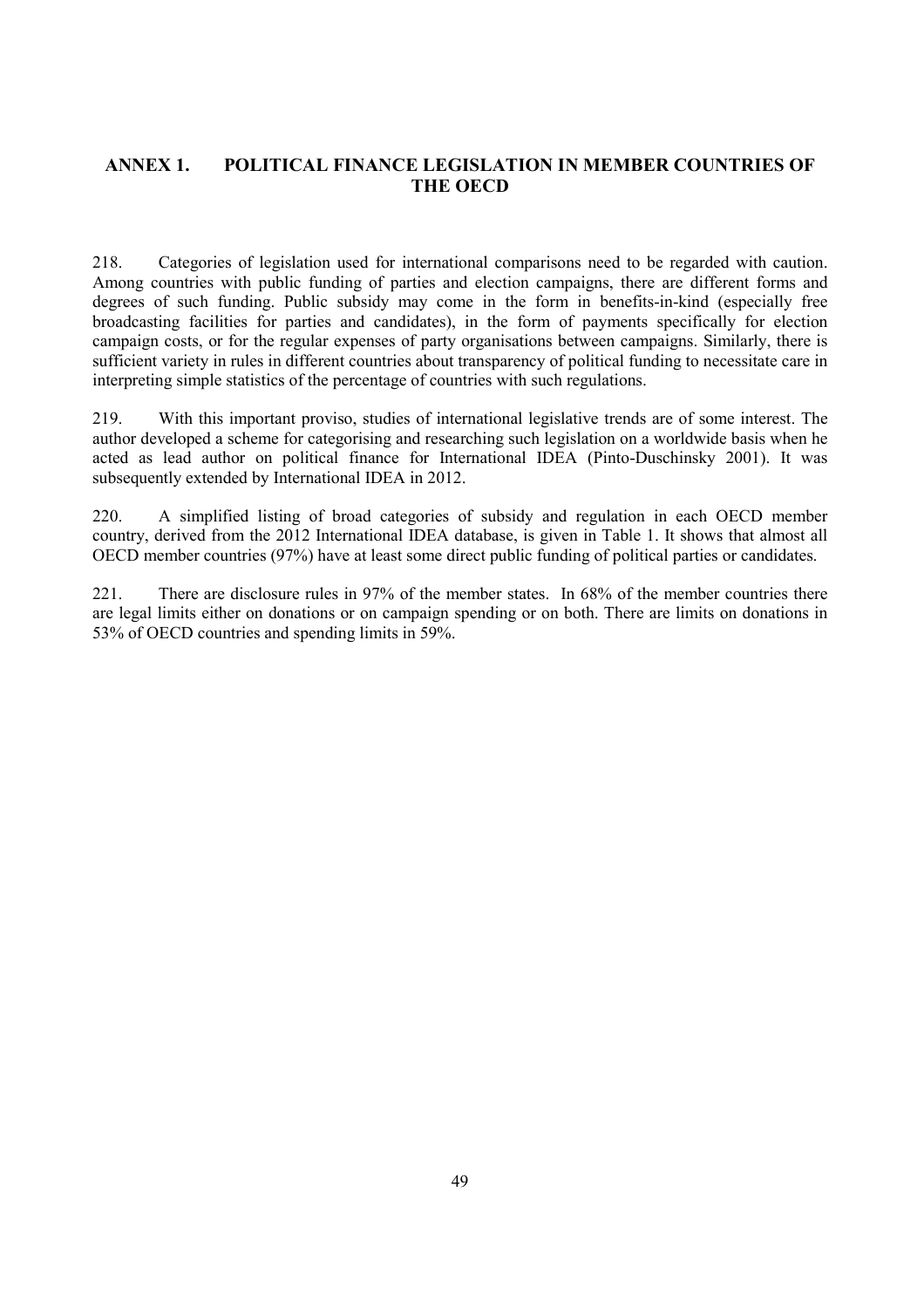## ANNEX 1. POLITICAL FINANCE LEGISLATION IN MEMBER COUNTRIES OF THE OECD

218. Categories of legislation used for international comparisons need to be regarded with caution. Among countries with public funding of parties and election campaigns, there are different forms and degrees of such funding. Public subsidy may come in the form in benefits-in-kind (especially free broadcasting facilities for parties and candidates), in the form of payments specifically for election campaign costs, or for the regular expenses of party organisations between campaigns. Similarly, there is sufficient variety in rules in different countries about transparency of political funding to necessitate care in interpreting simple statistics of the percentage of countries with such regulations.

219. With this important proviso, studies of international legislative trends are of some interest. The author developed a scheme for categorising and researching such legislation on a worldwide basis when he acted as lead author on political finance for International IDEA (Pinto-Duschinsky 2001). It was subsequently extended by International IDEA in 2012.

220. A simplified listing of broad categories of subsidy and regulation in each OECD member country, derived from the 2012 International IDEA database, is given in Table 1. It shows that almost all OECD member countries (97%) have at least some direct public funding of political parties or candidates.

221. There are disclosure rules in 97% of the member states. In 68% of the member countries there are legal limits either on donations or on campaign spending or on both. There are limits on donations in 53% of OECD countries and spending limits in 59%.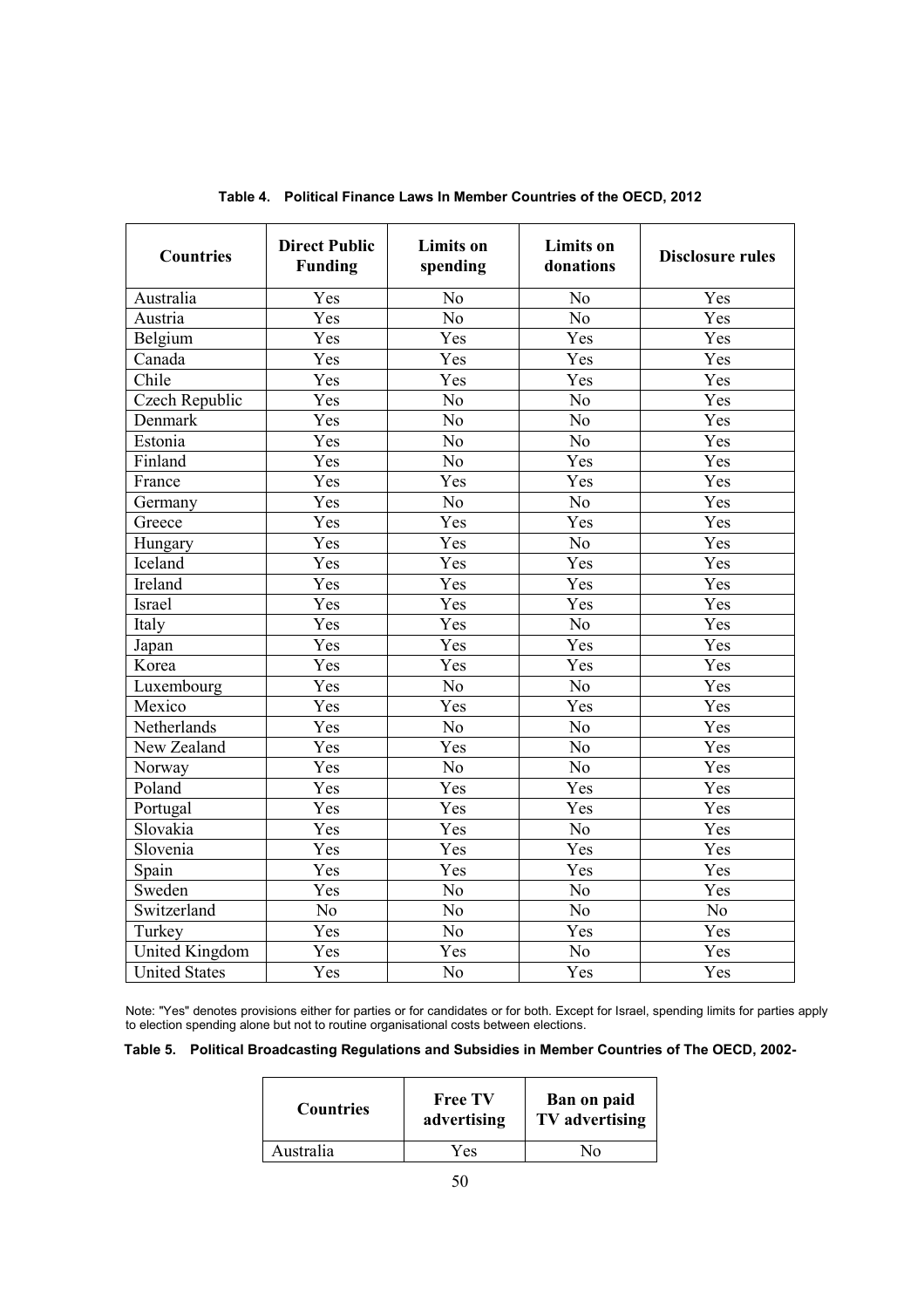**Table 4. Political Finance Laws In Member Countries of the OECD, 2012**

| Countries | Direct Public Funding | Limits on spending | Limits on donations | Disclosure rules |
|---|---|---|---|---|
| Australia | Yes | No | No | Yes |
| Austria | Yes | No | No | Yes |
| Belgium | Yes | Yes | Yes | Yes |
| Canada | Yes | Yes | Yes | Yes |
| Chile | Yes | Yes | Yes | Yes |
| Czech Republic | Yes | No | No | Yes |
| Denmark | Yes | No | No | Yes |
| Estonia | Yes | No | No | Yes |
| Finland | Yes | No | Yes | Yes |
| France | Yes | Yes | Yes | Yes |
| Germany | Yes | No | No | Yes |
| Greece | Yes | Yes | Yes | Yes |
| Hungary | Yes | Yes | No | Yes |
| Iceland | Yes | Yes | Yes | Yes |
| Ireland | Yes | Yes | Yes | Yes |
| Israel | Yes | Yes | Yes | Yes |
| Italy | Yes | Yes | No | Yes |
| Japan | Yes | Yes | Yes | Yes |
| Korea | Yes | Yes | Yes | Yes |
| Luxembourg | Yes | No | No | Yes |
| Mexico | Yes | Yes | Yes | Yes |
| Netherlands | Yes | No | No | Yes |
| New Zealand | Yes | Yes | No | Yes |
| Norway | Yes | No | No | Yes |
| Poland | Yes | Yes | Yes | Yes |
| Portugal | Yes | Yes | Yes | Yes |
| Slovakia | Yes | Yes | No | Yes |
| Slovenia | Yes | Yes | Yes | Yes |
| Spain | Yes | Yes | Yes | Yes |
| Sweden | Yes | No | No | Yes |
| Switzerland | No | No | No | No |
| Turkey | Yes | No | Yes | Yes |
| United Kingdom | Yes | Yes | No | Yes |
| United States | Yes | No | Yes | Yes |

Note: "Yes" denotes provisions either for parties or for candidates or for both. Except for Israel, spending limits for parties apply to election spending alone but not to routine organisational costs between elections.

**Table 5. Political Broadcasting Regulations and Subsidies in Member Countries of The OECD, 2002-**

| Countries | Free TV advertising | Ban on paid TV advertising |
|---|---|---|
| Australia | Yes | No |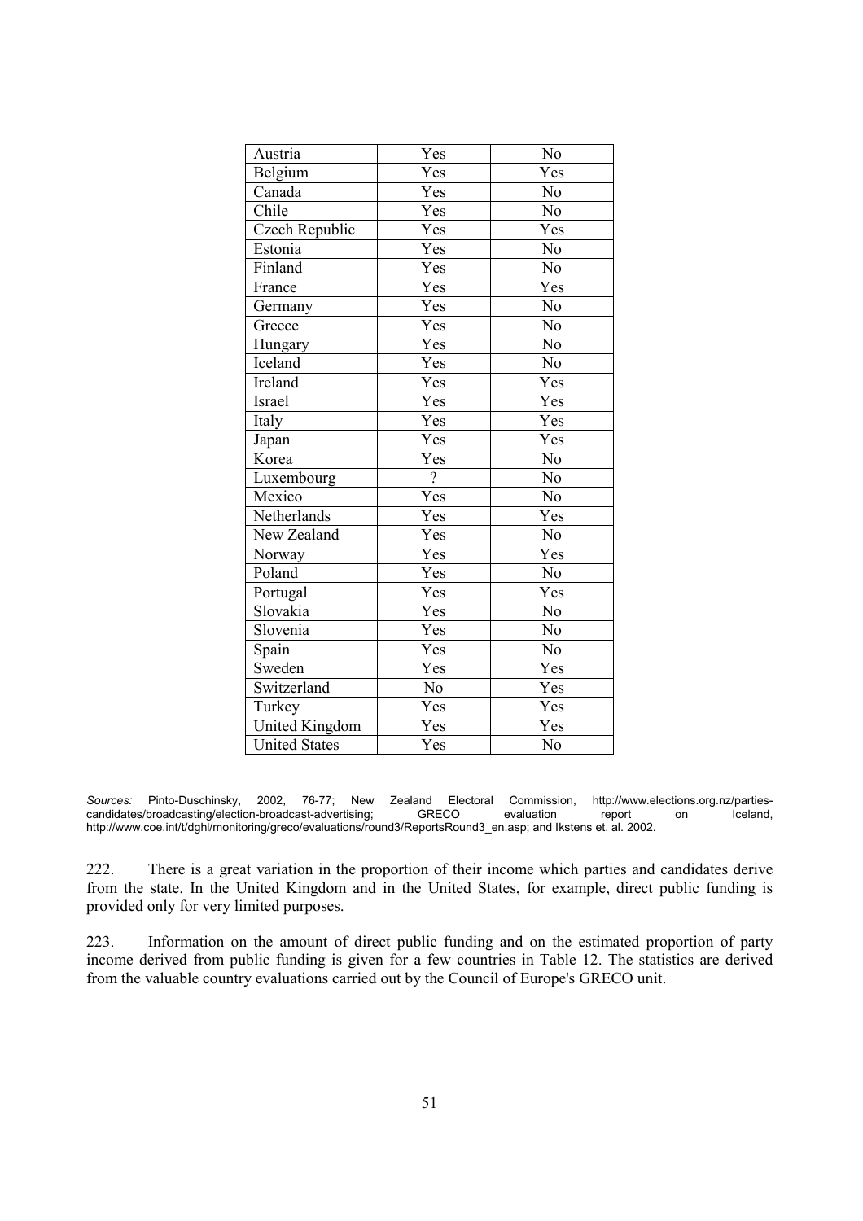| | | |
|---|---|---|
| Austria | Yes | No |
| Belgium | Yes | Yes |
| Canada | Yes | No |
| Chile | Yes | No |
| Czech Republic | Yes | Yes |
| Estonia | Yes | No |
| Finland | Yes | No |
| France | Yes | Yes |
| Germany | Yes | No |
| Greece | Yes | No |
| Hungary | Yes | No |
| Iceland | Yes | No |
| Ireland | Yes | Yes |
| Israel | Yes | Yes |
| Italy | Yes | Yes |
| Japan | Yes | Yes |
| Korea | Yes | No |
| Luxembourg | ? | No |
| Mexico | Yes | No |
| Netherlands | Yes | Yes |
| New Zealand | Yes | No |
| Norway | Yes | Yes |
| Poland | Yes | No |
| Portugal | Yes | Yes |
| Slovakia | Yes | No |
| Slovenia | Yes | No |
| Spain | Yes | No |
| Sweden | Yes | Yes |
| Switzerland | No | Yes |
| Turkey | Yes | Yes |
| United Kingdom | Yes | Yes |
| United States | Yes | No |

*Sources:* Pinto-Duschinsky, 2002, 76-77; New Zealand Electoral Commission, http://www.elections.org.nz/parties-candidates/broadcasting/election-broadcast-advertising; GRECO evaluation report on Iceland, http://www.coe.int/t/dghl/monitoring/greco/evaluations/round3/ReportsRound3_en.asp; and Ikstens et. al. 2002.

222. There is a great variation in the proportion of their income which parties and candidates derive from the state. In the United Kingdom and in the United States, for example, direct public funding is provided only for very limited purposes.

223. Information on the amount of direct public funding and on the estimated proportion of party income derived from public funding is given for a few countries in Table 12. The statistics are derived from the valuable country evaluations carried out by the Council of Europe's GRECO unit.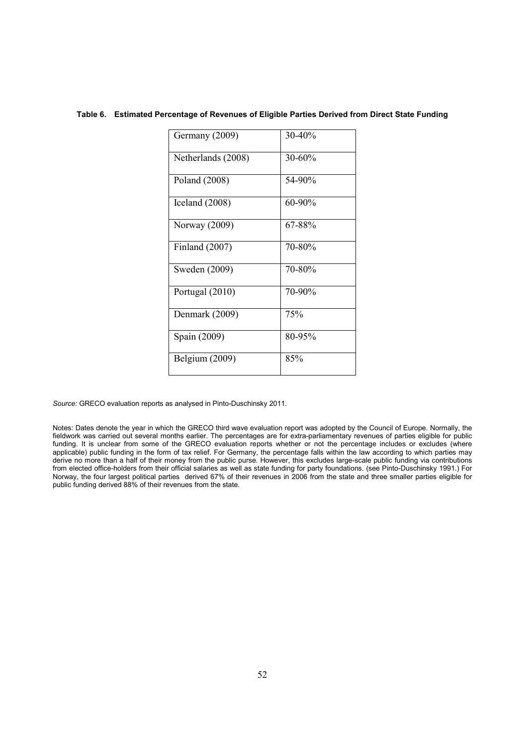**Table 6. Estimated Percentage of Revenues of Eligible Parties Derived from Direct State Funding**

| Country | Percentage |
|---|---|
| Germany (2009) | 30-40% |
| Netherlands (2008) | 30-60% |
| Poland (2008) | 54-90% |
| Iceland (2008) | 60-90% |
| Norway (2009) | 67-88% |
| Finland (2007) | 70-80% |
| Sweden (2009) | 70-80% |
| Portugal (2010) | 70-90% |
| Denmark (2009) | 75% |
| Spain (2009) | 80-95% |
| Belgium (2009) | 85% |

*Source:* GRECO evaluation reports as analysed in Pinto-Duschinsky 2011.

Notes: Dates denote the year in which the GRECO third wave evaluation report was adopted by the Council of Europe. Normally, the fieldwork was carried out several months earlier. The percentages are for extra-parliamentary revenues of parties eligible for public funding. It is unclear from some of the GRECO evaluation reports whether or not the percentage includes or excludes (where applicable) public funding in the form of tax relief. For Germany, the percentage falls within the law according to which parties may derive no more than a half of their money from the public purse. However, this excludes large-scale public funding via contributions from elected office-holders from their official salaries as well as state funding for party foundations. (see Pinto-Duschinsky 1991.) For Norway, the four largest political parties derived 67% of their revenues in 2006 from the state and three smaller parties eligible for public funding derived 88% of their revenues from the state.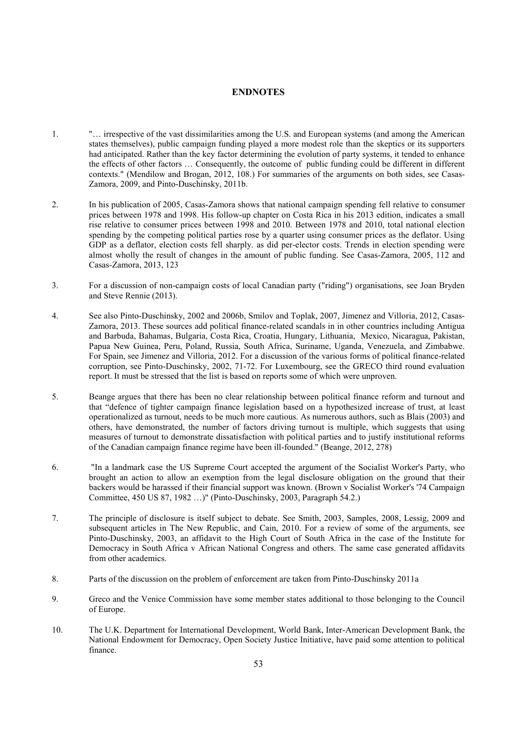## ENDNOTES

1. "… irrespective of the vast dissimilarities among the U.S. and European systems (and among the American states themselves), public campaign funding played a more modest role than the skeptics or its supporters had anticipated. Rather than the key factor determining the evolution of party systems, it tended to enhance the effects of other factors … Consequently, the outcome of public funding could be different in different contexts." (Mendilow and Brogan, 2012, 108.) For summaries of the arguments on both sides, see Casas-Zamora, 2009, and Pinto-Duschinsky, 2011b.

2. In his publication of 2005, Casas-Zamora shows that national campaign spending fell relative to consumer prices between 1978 and 1998. His follow-up chapter on Costa Rica in his 2013 edition, indicates a small rise relative to consumer prices between 1998 and 2010. Between 1978 and 2010, total national election spending by the competing political parties rose by a quarter using consumer prices as the deflator. Using GDP as a deflator, election costs fell sharply. as did per-elector costs. Trends in election spending were almost wholly the result of changes in the amount of public funding. See Casas-Zamora, 2005, 112 and Casas-Zamora, 2013, 123

3. For a discussion of non-campaign costs of local Canadian party ("riding") organisations, see Joan Bryden and Steve Rennie (2013).

4. See also Pinto-Duschinsky, 2002 and 2006b, Smilov and Toplak, 2007, Jimenez and Villoria, 2012, Casas-Zamora, 2013. These sources add political finance-related scandals in in other countries including Antigua and Barbuda, Bahamas, Bulgaria, Costa Rica, Croatia, Hungary, Lithuania, Mexico, Nicaragua, Pakistan, Papua New Guinea, Peru, Poland, Russia, South Africa, Suriname, Uganda, Venezuela, and Zimbabwe. For Spain, see Jimenez and Villoria, 2012. For a discussion of the various forms of political finance-related corruption, see Pinto-Duschinsky, 2002, 71-72. For Luxembourg, see the GRECO third round evaluation report. It must be stressed that the list is based on reports some of which were unproven.

5. Beange argues that there has been no clear relationship between political finance reform and turnout and that "defence of tighter campaign finance legislation based on a hypothesized increase of trust, at least operationalized as turnout, needs to be much more cautious. As numerous authors, such as Blais (2003) and others, have demonstrated, the number of factors driving turnout is multiple, which suggests that using measures of turnout to demonstrate dissatisfaction with political parties and to justify institutional reforms of the Canadian campaign finance regime have been ill-founded." (Beange, 2012, 278)

6. "In a landmark case the US Supreme Court accepted the argument of the Socialist Worker's Party, who brought an action to allow an exemption from the legal disclosure obligation on the ground that their backers would be harassed if their financial support was known. (Brown v Socialist Worker's '74 Campaign Committee, 450 US 87, 1982 …)" (Pinto-Duschinsky, 2003, Paragraph 54.2.)

7. The principle of disclosure is itself subject to debate. See Smith, 2003, Samples, 2008, Lessig, 2009 and subsequent articles in The New Republic, and Cain, 2010. For a review of some of the arguments, see Pinto-Duschinsky, 2003, an affidavit to the High Court of South Africa in the case of the Institute for Democracy in South Africa v African National Congress and others. The same case generated affidavits from other academics.

8. Parts of the discussion on the problem of enforcement are taken from Pinto-Duschinsky 2011a

9. Greco and the Venice Commission have some member states additional to those belonging to the Council of Europe.

10. The U.K. Department for International Development, World Bank, Inter-American Development Bank, the National Endowment for Democracy, Open Society Justice Initiative, have paid some attention to political finance.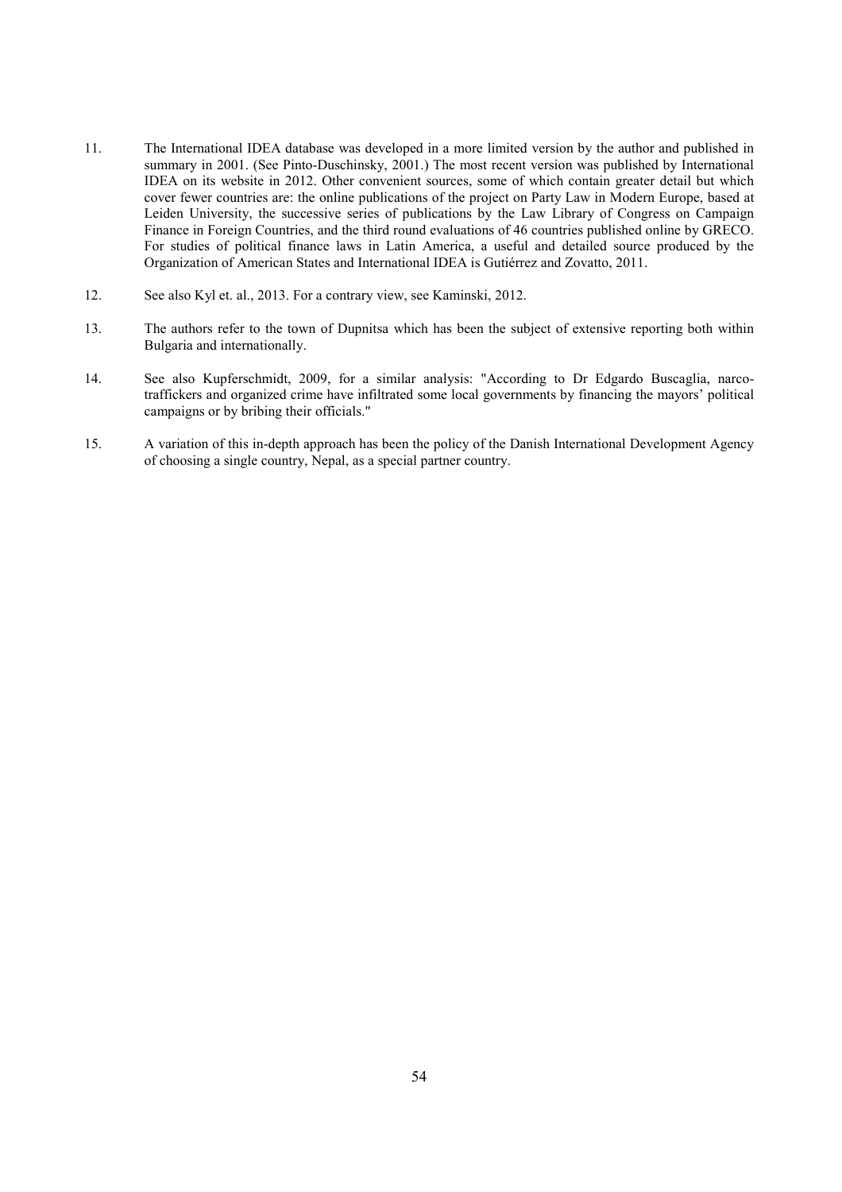11. The International IDEA database was developed in a more limited version by the author and published in summary in 2001. (See Pinto-Duschinsky, 2001.) The most recent version was published by International IDEA on its website in 2012. Other convenient sources, some of which contain greater detail but which cover fewer countries are: the online publications of the project on Party Law in Modern Europe, based at Leiden University, the successive series of publications by the Law Library of Congress on Campaign Finance in Foreign Countries, and the third round evaluations of 46 countries published online by GRECO. For studies of political finance laws in Latin America, a useful and detailed source produced by the Organization of American States and International IDEA is Gutiérrez and Zovatto, 2011.

12. See also Kyl et. al., 2013. For a contrary view, see Kaminski, 2012.

13. The authors refer to the town of Dupnitsa which has been the subject of extensive reporting both within Bulgaria and internationally.

14. See also Kupferschmidt, 2009, for a similar analysis: "According to Dr Edgardo Buscaglia, narco-traffickers and organized crime have infiltrated some local governments by financing the mayors' political campaigns or by bribing their officials."

15. A variation of this in-depth approach has been the policy of the Danish International Development Agency of choosing a single country, Nepal, as a special partner country.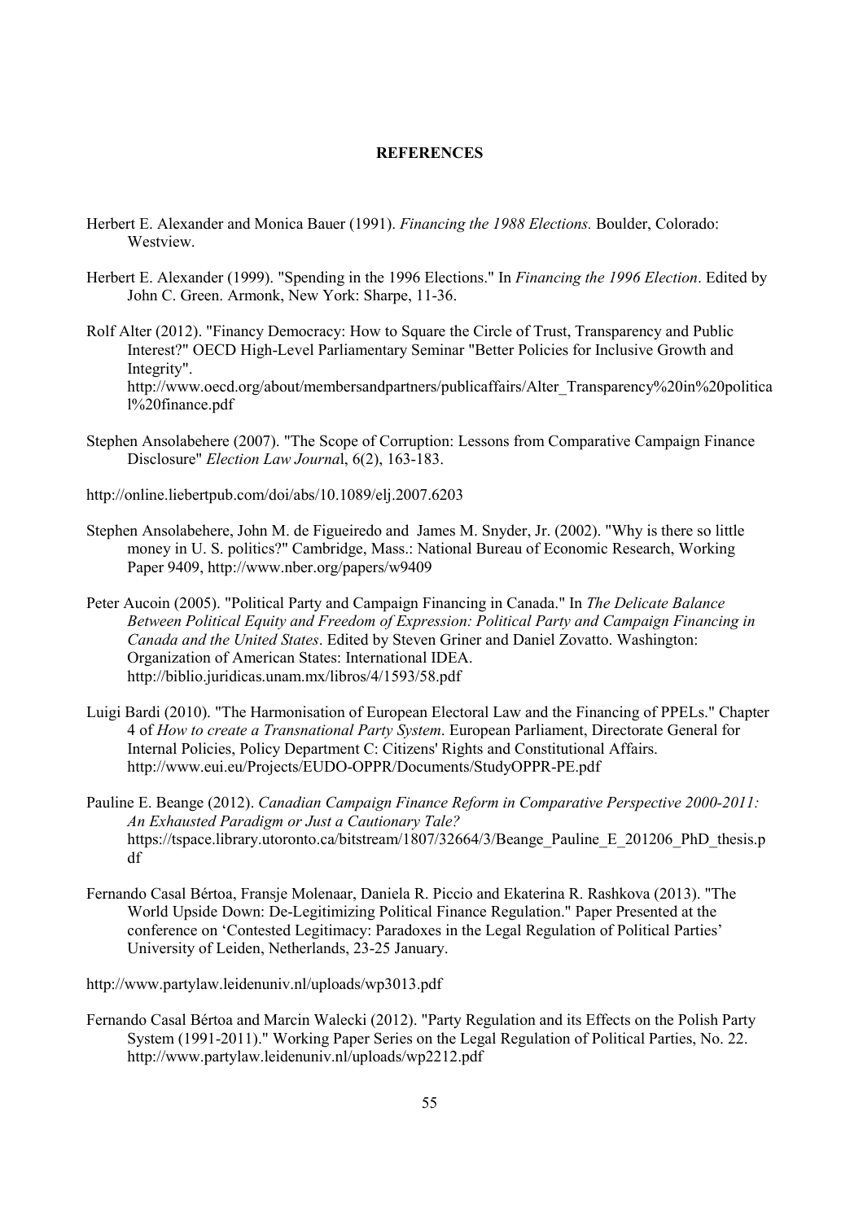**REFERENCES**

Herbert E. Alexander and Monica Bauer (1991). *Financing the 1988 Elections.* Boulder, Colorado: Westview.

Herbert E. Alexander (1999). "Spending in the 1996 Elections." In *Financing the 1996 Election*. Edited by John C. Green. Armonk, New York: Sharpe, 11-36.

Rolf Alter (2012). "Financy Democracy: How to Square the Circle of Trust, Transparency and Public Interest?" OECD High-Level Parliamentary Seminar "Better Policies for Inclusive Growth and Integrity". http://www.oecd.org/about/membersandpartners/publicaffairs/Alter_Transparency%20in%20political%20finance.pdf

Stephen Ansolabehere (2007). "The Scope of Corruption: Lessons from Comparative Campaign Finance Disclosure" *Election Law Journal*, 6(2), 163-183.

http://online.liebertpub.com/doi/abs/10.1089/elj.2007.6203

Stephen Ansolabehere, John M. de Figueiredo and James M. Snyder, Jr. (2002). "Why is there so little money in U. S. politics?" Cambridge, Mass.: National Bureau of Economic Research, Working Paper 9409, http://www.nber.org/papers/w9409

Peter Aucoin (2005). "Political Party and Campaign Financing in Canada." In *The Delicate Balance Between Political Equity and Freedom of Expression: Political Party and Campaign Financing in Canada and the United States*. Edited by Steven Griner and Daniel Zovatto. Washington: Organization of American States: International IDEA. http://biblio.juridicas.unam.mx/libros/4/1593/58.pdf

Luigi Bardi (2010). "The Harmonisation of European Electoral Law and the Financing of PPELs." Chapter 4 of *How to create a Transnational Party System*. European Parliament, Directorate General for Internal Policies, Policy Department C: Citizens' Rights and Constitutional Affairs. http://www.eui.eu/Projects/EUDO-OPPR/Documents/StudyOPPR-PE.pdf

Pauline E. Beange (2012). *Canadian Campaign Finance Reform in Comparative Perspective 2000-2011: An Exhausted Paradigm or Just a Cautionary Tale?* https://tspace.library.utoronto.ca/bitstream/1807/32664/3/Beange_Pauline_E_201206_PhD_thesis.pdf

Fernando Casal Bértoa, Fransje Molenaar, Daniela R. Piccio and Ekaterina R. Rashkova (2013). "The World Upside Down: De-Legitimizing Political Finance Regulation." Paper Presented at the conference on 'Contested Legitimacy: Paradoxes in the Legal Regulation of Political Parties' University of Leiden, Netherlands, 23-25 January.

http://www.partylaw.leidenuniv.nl/uploads/wp3013.pdf

Fernando Casal Bértoa and Marcin Walecki (2012). "Party Regulation and its Effects on the Polish Party System (1991-2011)." Working Paper Series on the Legal Regulation of Political Parties, No. 22. http://www.partylaw.leidenuniv.nl/uploads/wp2212.pdf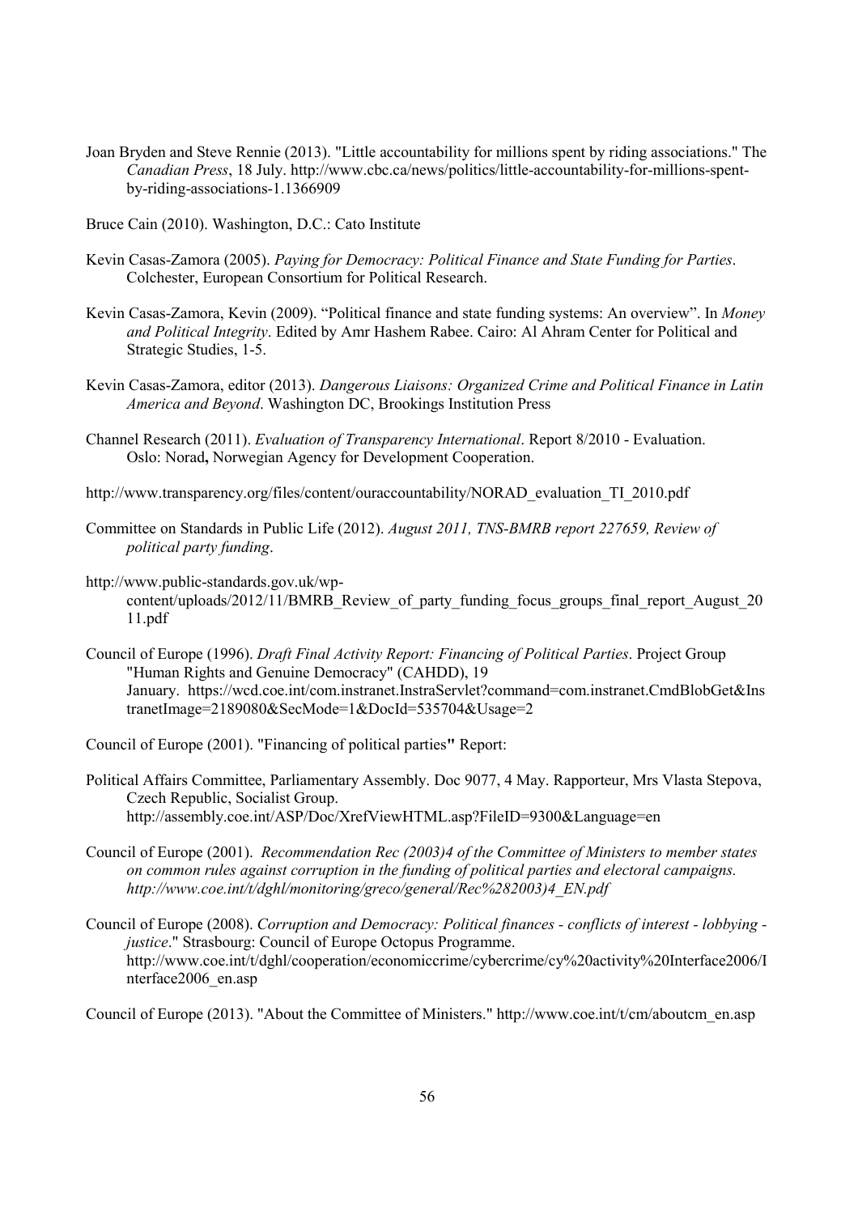Joan Bryden and Steve Rennie (2013). "Little accountability for millions spent by riding associations." The *Canadian Press*, 18 July. http://www.cbc.ca/news/politics/little-accountability-for-millions-spent-by-riding-associations-1.1366909

Bruce Cain (2010). Washington, D.C.: Cato Institute

Kevin Casas-Zamora (2005). *Paying for Democracy: Political Finance and State Funding for Parties*. Colchester, European Consortium for Political Research.

Kevin Casas-Zamora, Kevin (2009). "Political finance and state funding systems: An overview". In *Money and Political Integrity*. Edited by Amr Hashem Rabee. Cairo: Al Ahram Center for Political and Strategic Studies, 1-5.

Kevin Casas-Zamora, editor (2013). *Dangerous Liaisons: Organized Crime and Political Finance in Latin America and Beyond*. Washington DC, Brookings Institution Press

Channel Research (2011). *Evaluation of Transparency International*. Report 8/2010 - Evaluation. Oslo: Norad**,** Norwegian Agency for Development Cooperation.

http://www.transparency.org/files/content/ouraccountability/NORAD_evaluation_TI_2010.pdf

Committee on Standards in Public Life (2012). *August 2011, TNS-BMRB report 227659, Review of political party funding*.

http://www.public-standards.gov.uk/wp-content/uploads/2012/11/BMRB_Review_of_party_funding_focus_groups_final_report_August_2011.pdf

Council of Europe (1996). *Draft Final Activity Report: Financing of Political Parties*. Project Group "Human Rights and Genuine Democracy" (CAHDD), 19 January. https://wcd.coe.int/com.instranet.InstraServlet?command=com.instranet.CmdBlobGet&InstranetImage=2189080&SecMode=1&DocId=535704&Usage=2

Council of Europe (2001). "Financing of political parties**"** Report:

Political Affairs Committee, Parliamentary Assembly. Doc 9077, 4 May. Rapporteur, Mrs Vlasta Stepova, Czech Republic, Socialist Group. http://assembly.coe.int/ASP/Doc/XrefViewHTML.asp?FileID=9300&Language=en

Council of Europe (2001). *Recommendation Rec (2003)4 of the Committee of Ministers to member states on common rules against corruption in the funding of political parties and electoral campaigns. http://www.coe.int/t/dghl/monitoring/greco/general/Rec%282003)4_EN.pdf*

Council of Europe (2008). *Corruption and Democracy: Political finances - conflicts of interest - lobbying - justice*." Strasbourg: Council of Europe Octopus Programme. http://www.coe.int/t/dghl/cooperation/economiccrime/cybercrime/cy%20activity%20Interface2006/Interface2006_en.asp

Council of Europe (2013). "About the Committee of Ministers." http://www.coe.int/t/cm/aboutcm_en.asp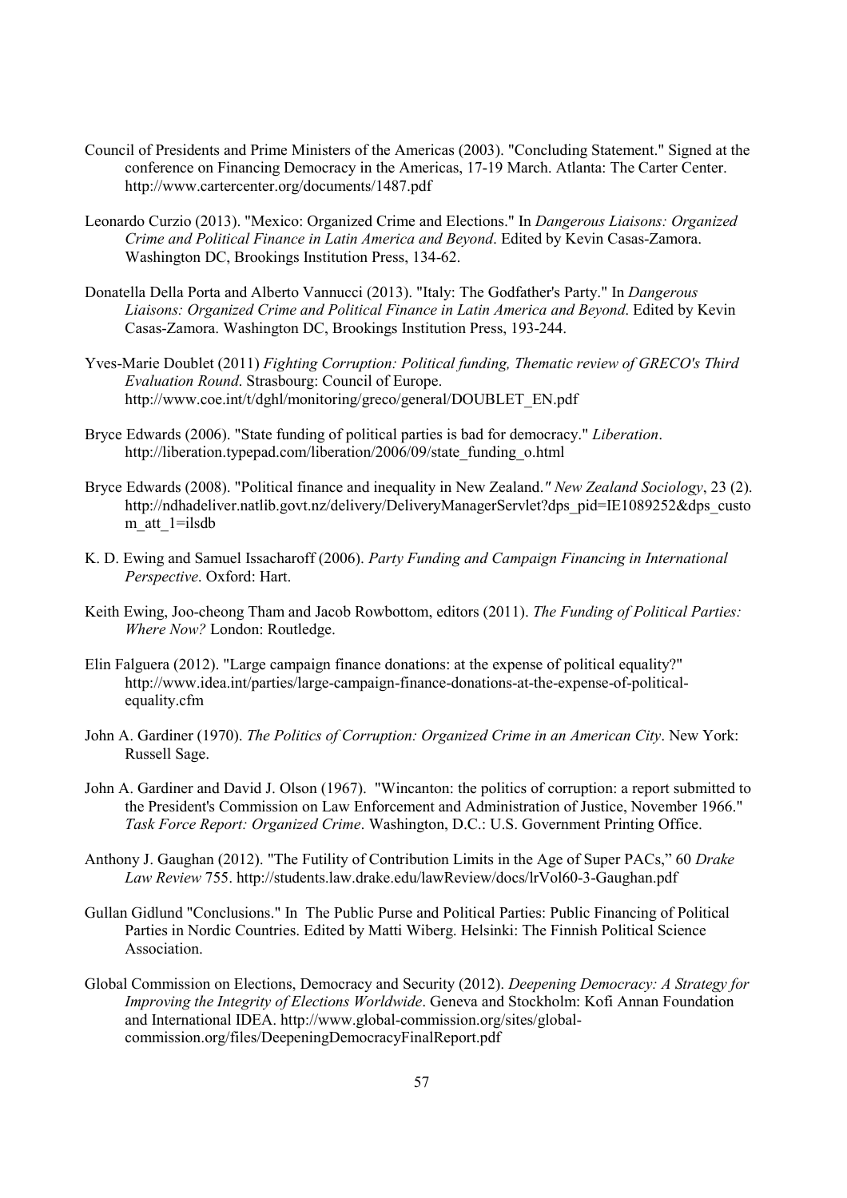Council of Presidents and Prime Ministers of the Americas (2003). "Concluding Statement." Signed at the conference on Financing Democracy in the Americas, 17-19 March. Atlanta: The Carter Center. http://www.cartercenter.org/documents/1487.pdf

Leonardo Curzio (2013). "Mexico: Organized Crime and Elections." In *Dangerous Liaisons: Organized Crime and Political Finance in Latin America and Beyond*. Edited by Kevin Casas-Zamora. Washington DC, Brookings Institution Press, 134-62.

Donatella Della Porta and Alberto Vannucci (2013). "Italy: The Godfather's Party." In *Dangerous Liaisons: Organized Crime and Political Finance in Latin America and Beyond*. Edited by Kevin Casas-Zamora. Washington DC, Brookings Institution Press, 193-244.

Yves-Marie Doublet (2011) *Fighting Corruption: Political funding, Thematic review of GRECO's Third Evaluation Round*. Strasbourg: Council of Europe. http://www.coe.int/t/dghl/monitoring/greco/general/DOUBLET_EN.pdf

Bryce Edwards (2006). "State funding of political parties is bad for democracy." *Liberation*. http://liberation.typepad.com/liberation/2006/09/state_funding_o.html

Bryce Edwards (2008). "Political finance and inequality in New Zealand." *New Zealand Sociology*, 23 (2). http://ndhadeliver.natlib.govt.nz/delivery/DeliveryManagerServlet?dps_pid=IE1089252&dps_custom_att_1=ilsdb

K. D. Ewing and Samuel Issacharoff (2006). *Party Funding and Campaign Financing in International Perspective*. Oxford: Hart.

Keith Ewing, Joo-cheong Tham and Jacob Rowbottom, editors (2011). *The Funding of Political Parties: Where Now?* London: Routledge.

Elin Falguera (2012). "Large campaign finance donations: at the expense of political equality?" http://www.idea.int/parties/large-campaign-finance-donations-at-the-expense-of-political-equality.cfm

John A. Gardiner (1970). *The Politics of Corruption: Organized Crime in an American City*. New York: Russell Sage.

John A. Gardiner and David J. Olson (1967). "Wincanton: the politics of corruption: a report submitted to the President's Commission on Law Enforcement and Administration of Justice, November 1966." *Task Force Report: Organized Crime*. Washington, D.C.: U.S. Government Printing Office.

Anthony J. Gaughan (2012). "The Futility of Contribution Limits in the Age of Super PACs," 60 *Drake Law Review* 755. http://students.law.drake.edu/lawReview/docs/lrVol60-3-Gaughan.pdf

Gullan Gidlund "Conclusions." In The Public Purse and Political Parties: Public Financing of Political Parties in Nordic Countries. Edited by Matti Wiberg. Helsinki: The Finnish Political Science Association.

Global Commission on Elections, Democracy and Security (2012). *Deepening Democracy: A Strategy for Improving the Integrity of Elections Worldwide*. Geneva and Stockholm: Kofi Annan Foundation and International IDEA. http://www.global-commission.org/sites/global-commission.org/files/DeepeningDemocracyFinalReport.pdf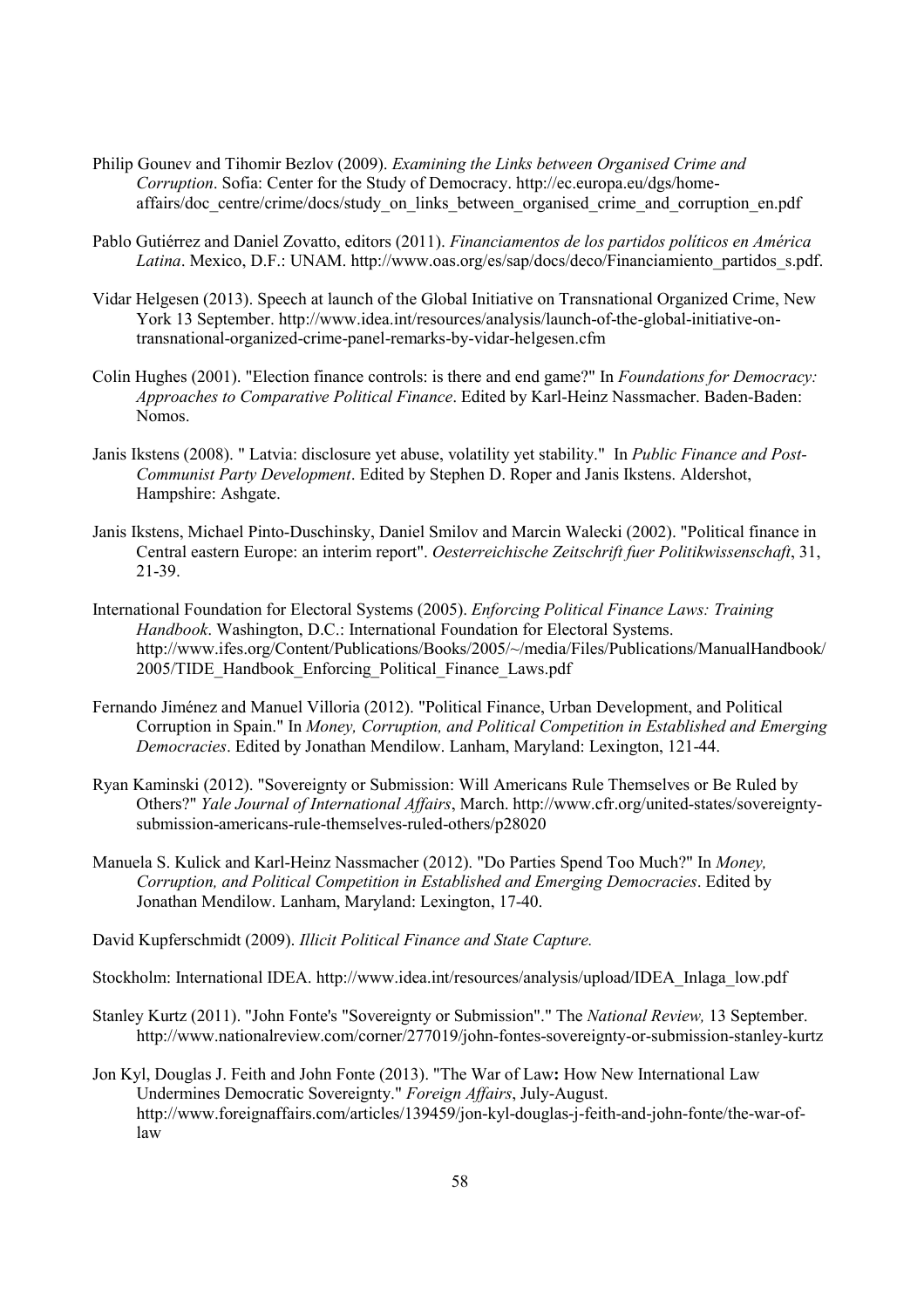Philip Gounev and Tihomir Bezlov (2009). *Examining the Links between Organised Crime and Corruption*. Sofia: Center for the Study of Democracy. http://ec.europa.eu/dgs/home-affairs/doc_centre/crime/docs/study_on_links_between_organised_crime_and_corruption_en.pdf

Pablo Gutiérrez and Daniel Zovatto, editors (2011). *Financiamentos de los partidos políticos en América Latina*. Mexico, D.F.: UNAM. http://www.oas.org/es/sap/docs/deco/Financiamiento_partidos_s.pdf.

Vidar Helgesen (2013). Speech at launch of the Global Initiative on Transnational Organized Crime, New York 13 September. http://www.idea.int/resources/analysis/launch-of-the-global-initiative-on-transnational-organized-crime-panel-remarks-by-vidar-helgesen.cfm

Colin Hughes (2001). "Election finance controls: is there and end game?" In *Foundations for Democracy: Approaches to Comparative Political Finance*. Edited by Karl-Heinz Nassmacher. Baden-Baden: Nomos.

Janis Ikstens (2008). " Latvia: disclosure yet abuse, volatility yet stability." In *Public Finance and Post-Communist Party Development*. Edited by Stephen D. Roper and Janis Ikstens. Aldershot, Hampshire: Ashgate.

Janis Ikstens, Michael Pinto-Duschinsky, Daniel Smilov and Marcin Walecki (2002). "Political finance in Central eastern Europe: an interim report". *Oesterreichische Zeitschrift fuer Politikwissenschaft*, 31, 21-39.

International Foundation for Electoral Systems (2005). *Enforcing Political Finance Laws: Training Handbook*. Washington, D.C.: International Foundation for Electoral Systems. http://www.ifes.org/Content/Publications/Books/2005/~/media/Files/Publications/ManualHandbook/2005/TIDE_Handbook_Enforcing_Political_Finance_Laws.pdf

Fernando Jiménez and Manuel Villoria (2012). "Political Finance, Urban Development, and Political Corruption in Spain." In *Money, Corruption, and Political Competition in Established and Emerging Democracies*. Edited by Jonathan Mendilow. Lanham, Maryland: Lexington, 121-44.

Ryan Kaminski (2012). "Sovereignty or Submission: Will Americans Rule Themselves or Be Ruled by Others?" *Yale Journal of International Affairs*, March. http://www.cfr.org/united-states/sovereignty-submission-americans-rule-themselves-ruled-others/p28020

Manuela S. Kulick and Karl-Heinz Nassmacher (2012). "Do Parties Spend Too Much?" In *Money, Corruption, and Political Competition in Established and Emerging Democracies*. Edited by Jonathan Mendilow. Lanham, Maryland: Lexington, 17-40.

David Kupferschmidt (2009). *Illicit Political Finance and State Capture.*

Stockholm: International IDEA. http://www.idea.int/resources/analysis/upload/IDEA_Inlaga_low.pdf

Stanley Kurtz (2011). "John Fonte's "Sovereignty or Submission"." The *National Review,* 13 September. http://www.nationalreview.com/corner/277019/john-fontes-sovereignty-or-submission-stanley-kurtz

Jon Kyl, Douglas J. Feith and John Fonte (2013). "The War of Law**:** How New International Law Undermines Democratic Sovereignty." *Foreign Affairs*, July-August. http://www.foreignaffairs.com/articles/139459/jon-kyl-douglas-j-feith-and-john-fonte/the-war-of-law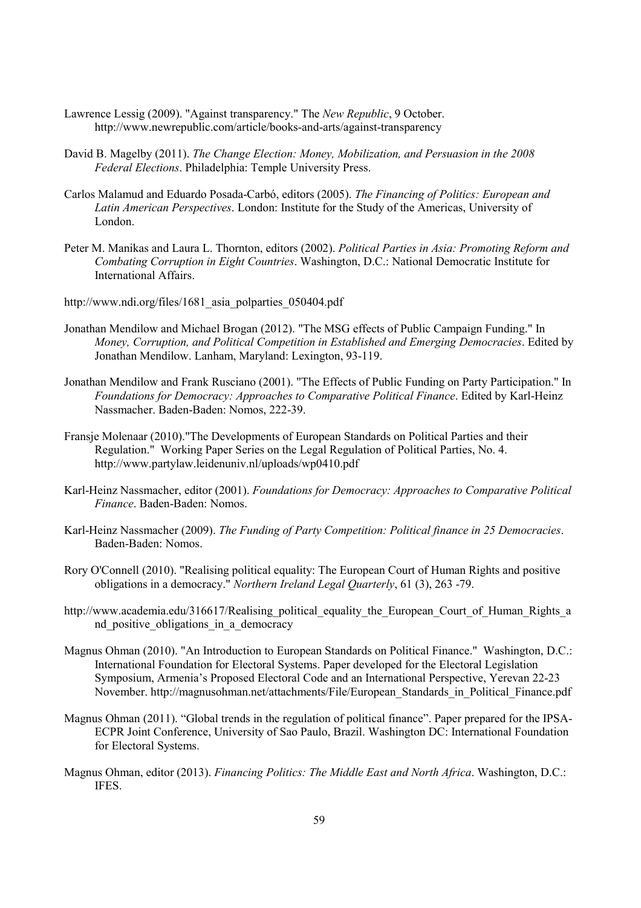Lawrence Lessig (2009). "Against transparency." The *New Republic*, 9 October. http://www.newrepublic.com/article/books-and-arts/against-transparency

David B. Magelby (2011). *The Change Election: Money, Mobilization, and Persuasion in the 2008 Federal Elections*. Philadelphia: Temple University Press.

Carlos Malamud and Eduardo Posada-Carbó, editors (2005). *The Financing of Politics: European and Latin American Perspectives*. London: Institute for the Study of the Americas, University of London.

Peter M. Manikas and Laura L. Thornton, editors (2002). *Political Parties in Asia: Promoting Reform and Combating Corruption in Eight Countries*. Washington, D.C.: National Democratic Institute for International Affairs.

http://www.ndi.org/files/1681_asia_polparties_050404.pdf

Jonathan Mendilow and Michael Brogan (2012). "The MSG effects of Public Campaign Funding." In *Money, Corruption, and Political Competition in Established and Emerging Democracies*. Edited by Jonathan Mendilow. Lanham, Maryland: Lexington, 93-119.

Jonathan Mendilow and Frank Rusciano (2001). "The Effects of Public Funding on Party Participation." In *Foundations for Democracy: Approaches to Comparative Political Finance*. Edited by Karl-Heinz Nassmacher. Baden-Baden: Nomos, 222-39.

Fransje Molenaar (2010)."The Developments of European Standards on Political Parties and their Regulation." Working Paper Series on the Legal Regulation of Political Parties, No. 4. http://www.partylaw.leidenuniv.nl/uploads/wp0410.pdf

Karl-Heinz Nassmacher, editor (2001). *Foundations for Democracy: Approaches to Comparative Political Finance*. Baden-Baden: Nomos.

Karl-Heinz Nassmacher (2009). *The Funding of Party Competition: Political finance in 25 Democracies*. Baden-Baden: Nomos.

Rory O'Connell (2010). "Realising political equality: The European Court of Human Rights and positive obligations in a democracy." *Northern Ireland Legal Quarterly*, 61 (3), 263 -79.

http://www.academia.edu/316617/Realising_political_equality_the_European_Court_of_Human_Rights_and_positive_obligations_in_a_democracy

Magnus Ohman (2010). "An Introduction to European Standards on Political Finance." Washington, D.C.: International Foundation for Electoral Systems. Paper developed for the Electoral Legislation Symposium, Armenia's Proposed Electoral Code and an International Perspective, Yerevan 22-23 November. http://magnusohman.net/attachments/File/European_Standards_in_Political_Finance.pdf

Magnus Ohman (2011). "Global trends in the regulation of political finance". Paper prepared for the IPSA-ECPR Joint Conference, University of Sao Paulo, Brazil. Washington DC: International Foundation for Electoral Systems.

Magnus Ohman, editor (2013). *Financing Politics: The Middle East and North Africa*. Washington, D.C.: IFES.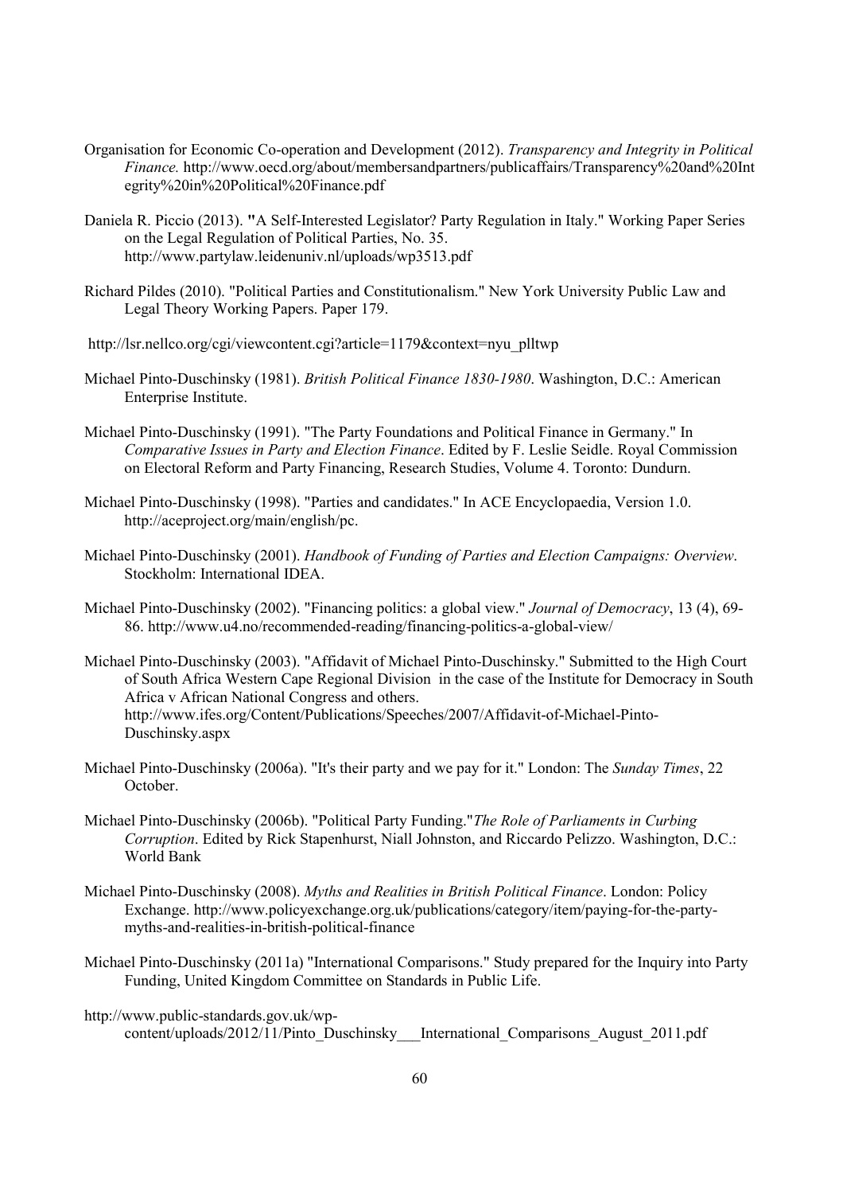Organisation for Economic Co-operation and Development (2012). *Transparency and Integrity in Political Finance.* http://www.oecd.org/about/membersandpartners/publicaffairs/Transparency%20and%20Integrity%20in%20Political%20Finance.pdf

Daniela R. Piccio (2013). "A Self-Interested Legislator? Party Regulation in Italy." Working Paper Series on the Legal Regulation of Political Parties, No. 35. http://www.partylaw.leidenuniv.nl/uploads/wp3513.pdf

Richard Pildes (2010). "Political Parties and Constitutionalism." New York University Public Law and Legal Theory Working Papers. Paper 179.

http://lsr.nellco.org/cgi/viewcontent.cgi?article=1179&context=nyu_plltwp

Michael Pinto-Duschinsky (1981). *British Political Finance 1830-1980*. Washington, D.C.: American Enterprise Institute.

Michael Pinto-Duschinsky (1991). "The Party Foundations and Political Finance in Germany." In *Comparative Issues in Party and Election Finance*. Edited by F. Leslie Seidle. Royal Commission on Electoral Reform and Party Financing, Research Studies, Volume 4. Toronto: Dundurn.

Michael Pinto-Duschinsky (1998). "Parties and candidates." In ACE Encyclopaedia, Version 1.0. http://aceproject.org/main/english/pc.

Michael Pinto-Duschinsky (2001). *Handbook of Funding of Parties and Election Campaigns: Overview*. Stockholm: International IDEA.

Michael Pinto-Duschinsky (2002). "Financing politics: a global view." *Journal of Democracy*, 13 (4), 69-86. http://www.u4.no/recommended-reading/financing-politics-a-global-view/

Michael Pinto-Duschinsky (2003). "Affidavit of Michael Pinto-Duschinsky." Submitted to the High Court of South Africa Western Cape Regional Division in the case of the Institute for Democracy in South Africa v African National Congress and others. http://www.ifes.org/Content/Publications/Speeches/2007/Affidavit-of-Michael-Pinto-Duschinsky.aspx

Michael Pinto-Duschinsky (2006a). "It's their party and we pay for it." London: The *Sunday Times*, 22 October.

Michael Pinto-Duschinsky (2006b). "Political Party Funding."*The Role of Parliaments in Curbing Corruption*. Edited by Rick Stapenhurst, Niall Johnston, and Riccardo Pelizzo. Washington, D.C.: World Bank

Michael Pinto-Duschinsky (2008). *Myths and Realities in British Political Finance*. London: Policy Exchange. http://www.policyexchange.org.uk/publications/category/item/paying-for-the-party-myths-and-realities-in-british-political-finance

Michael Pinto-Duschinsky (2011a) "International Comparisons." Study prepared for the Inquiry into Party Funding, United Kingdom Committee on Standards in Public Life.

http://www.public-standards.gov.uk/wp-content/uploads/2012/11/Pinto_Duschinsky___International_Comparisons_August_2011.pdf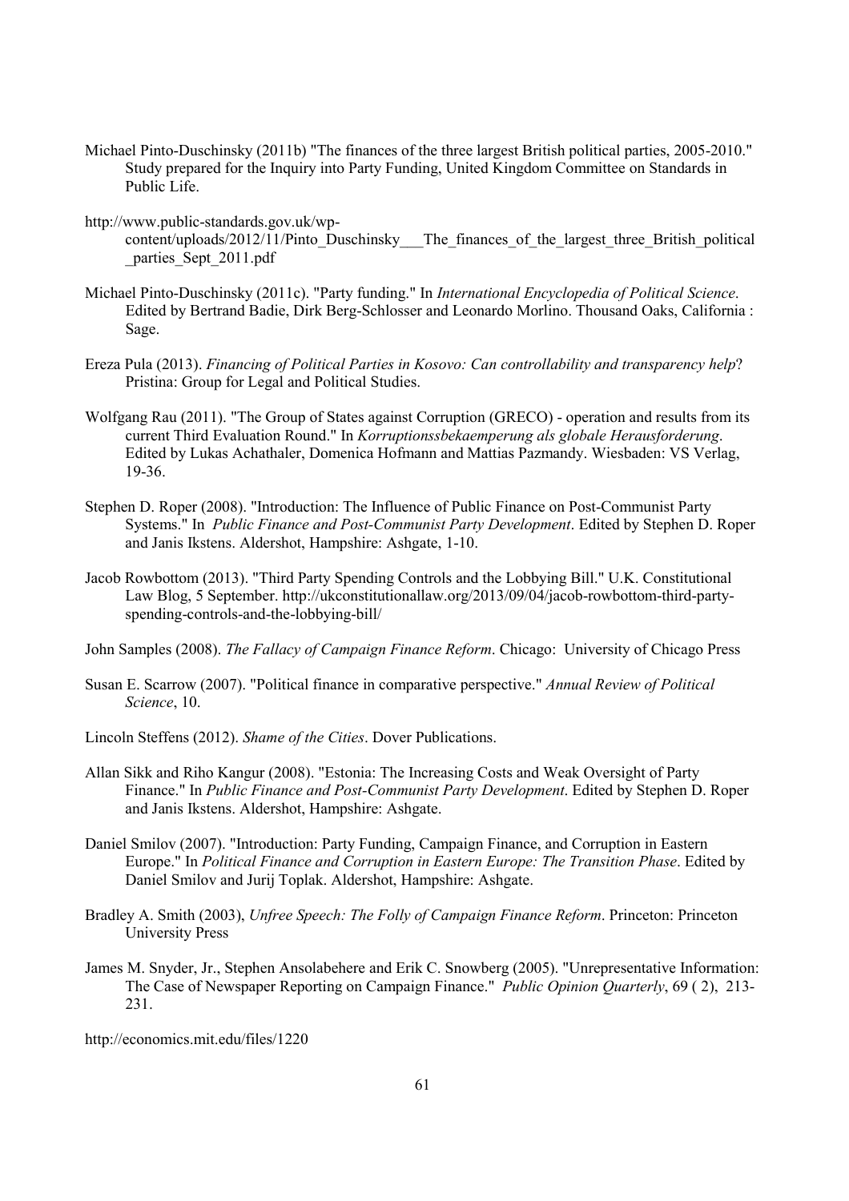Michael Pinto-Duschinsky (2011b) "The finances of the three largest British political parties, 2005-2010." Study prepared for the Inquiry into Party Funding, United Kingdom Committee on Standards in Public Life.

http://www.public-standards.gov.uk/wp-content/uploads/2012/11/Pinto_Duschinsky___The_finances_of_the_largest_three_British_political_parties_Sept_2011.pdf

Michael Pinto-Duschinsky (2011c). "Party funding." In *International Encyclopedia of Political Science*. Edited by Bertrand Badie, Dirk Berg-Schlosser and Leonardo Morlino. Thousand Oaks, California : Sage.

Ereza Pula (2013). *Financing of Political Parties in Kosovo: Can controllability and transparency help*? Pristina: Group for Legal and Political Studies.

Wolfgang Rau (2011). "The Group of States against Corruption (GRECO) - operation and results from its current Third Evaluation Round." In *Korruptionssbekaemperung als globale Herausforderung*. Edited by Lukas Achathaler, Domenica Hofmann and Mattias Pazmandy. Wiesbaden: VS Verlag, 19-36.

Stephen D. Roper (2008). "Introduction: The Influence of Public Finance on Post-Communist Party Systems." In *Public Finance and Post-Communist Party Development*. Edited by Stephen D. Roper and Janis Ikstens. Aldershot, Hampshire: Ashgate, 1-10.

Jacob Rowbottom (2013). "Third Party Spending Controls and the Lobbying Bill." U.K. Constitutional Law Blog, 5 September. http://ukconstitutionallaw.org/2013/09/04/jacob-rowbottom-third-party-spending-controls-and-the-lobbying-bill/

John Samples (2008). *The Fallacy of Campaign Finance Reform*. Chicago: University of Chicago Press

Susan E. Scarrow (2007). "Political finance in comparative perspective." *Annual Review of Political Science*, 10.

Lincoln Steffens (2012). *Shame of the Cities*. Dover Publications.

Allan Sikk and Riho Kangur (2008). "Estonia: The Increasing Costs and Weak Oversight of Party Finance." In *Public Finance and Post-Communist Party Development*. Edited by Stephen D. Roper and Janis Ikstens. Aldershot, Hampshire: Ashgate.

Daniel Smilov (2007). "Introduction: Party Funding, Campaign Finance, and Corruption in Eastern Europe." In *Political Finance and Corruption in Eastern Europe: The Transition Phase*. Edited by Daniel Smilov and Jurij Toplak. Aldershot, Hampshire: Ashgate.

Bradley A. Smith (2003), *Unfree Speech: The Folly of Campaign Finance Reform*. Princeton: Princeton University Press

James M. Snyder, Jr., Stephen Ansolabehere and Erik C. Snowberg (2005). "Unrepresentative Information: The Case of Newspaper Reporting on Campaign Finance." *Public Opinion Quarterly*, 69 ( 2), 213-231.

http://economics.mit.edu/files/1220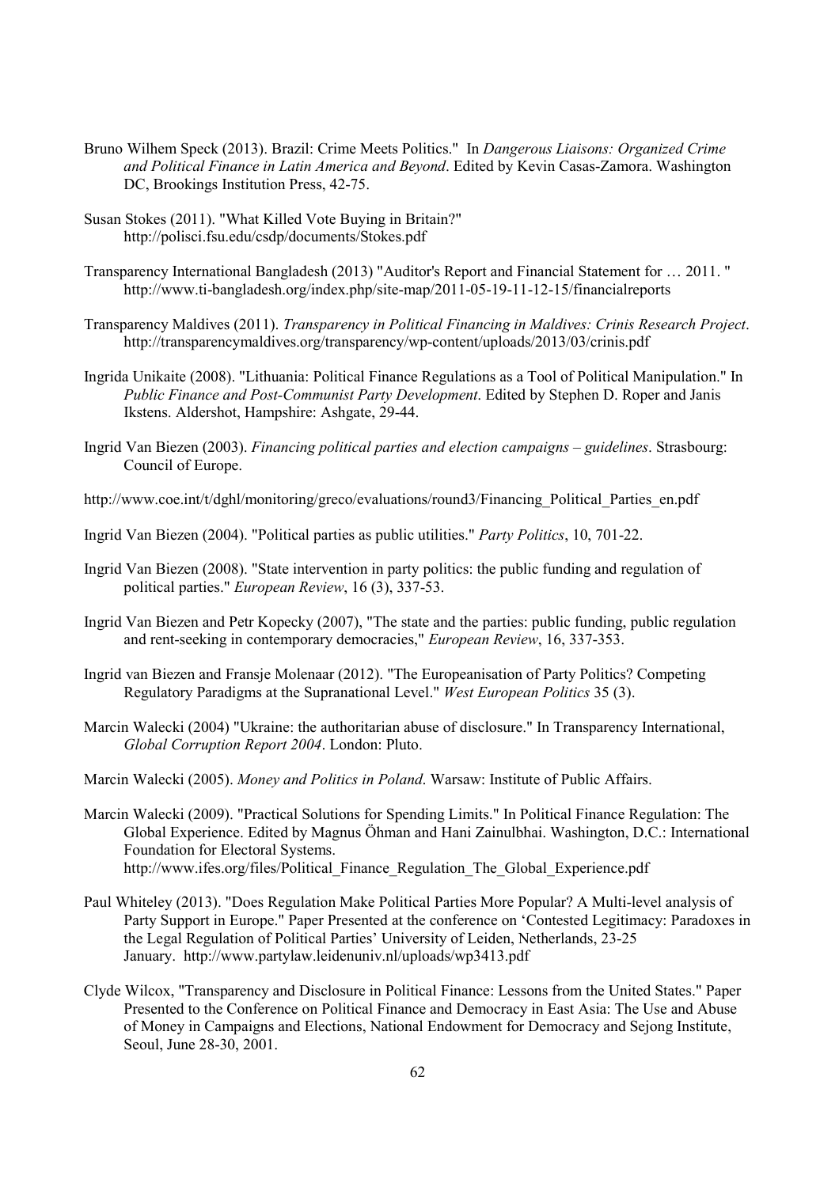Bruno Wilhem Speck (2013). Brazil: Crime Meets Politics." In *Dangerous Liaisons: Organized Crime and Political Finance in Latin America and Beyond*. Edited by Kevin Casas-Zamora. Washington DC, Brookings Institution Press, 42-75.

Susan Stokes (2011). "What Killed Vote Buying in Britain?" http://polisci.fsu.edu/csdp/documents/Stokes.pdf

Transparency International Bangladesh (2013) "Auditor's Report and Financial Statement for … 2011. " http://www.ti-bangladesh.org/index.php/site-map/2011-05-19-11-12-15/financialreports

Transparency Maldives (2011). *Transparency in Political Financing in Maldives: Crinis Research Project*. http://transparencymaldives.org/transparency/wp-content/uploads/2013/03/crinis.pdf

Ingrida Unikaite (2008). "Lithuania: Political Finance Regulations as a Tool of Political Manipulation." In *Public Finance and Post-Communist Party Development*. Edited by Stephen D. Roper and Janis Ikstens. Aldershot, Hampshire: Ashgate, 29-44.

Ingrid Van Biezen (2003). *Financing political parties and election campaigns – guidelines*. Strasbourg: Council of Europe.

http://www.coe.int/t/dghl/monitoring/greco/evaluations/round3/Financing_Political_Parties_en.pdf

Ingrid Van Biezen (2004). "Political parties as public utilities." *Party Politics*, 10, 701-22.

Ingrid Van Biezen (2008). "State intervention in party politics: the public funding and regulation of political parties." *European Review*, 16 (3), 337-53.

Ingrid Van Biezen and Petr Kopecky (2007), "The state and the parties: public funding, public regulation and rent-seeking in contemporary democracies," *European Review*, 16, 337-353.

Ingrid van Biezen and Fransje Molenaar (2012). "The Europeanisation of Party Politics? Competing Regulatory Paradigms at the Supranational Level." *West European Politics* 35 (3).

Marcin Walecki (2004) "Ukraine: the authoritarian abuse of disclosure." In Transparency International, *Global Corruption Report 2004*. London: Pluto.

Marcin Walecki (2005). *Money and Politics in Poland*. Warsaw: Institute of Public Affairs.

Marcin Walecki (2009). "Practical Solutions for Spending Limits." In Political Finance Regulation: The Global Experience. Edited by Magnus Öhman and Hani Zainulbhai. Washington, D.C.: International Foundation for Electoral Systems. http://www.ifes.org/files/Political_Finance_Regulation_The_Global_Experience.pdf

Paul Whiteley (2013). "Does Regulation Make Political Parties More Popular? A Multi-level analysis of Party Support in Europe." Paper Presented at the conference on 'Contested Legitimacy: Paradoxes in the Legal Regulation of Political Parties' University of Leiden, Netherlands, 23-25 January. http://www.partylaw.leidenuniv.nl/uploads/wp3413.pdf

Clyde Wilcox, "Transparency and Disclosure in Political Finance: Lessons from the United States." Paper Presented to the Conference on Political Finance and Democracy in East Asia: The Use and Abuse of Money in Campaigns and Elections, National Endowment for Democracy and Sejong Institute, Seoul, June 28-30, 2001.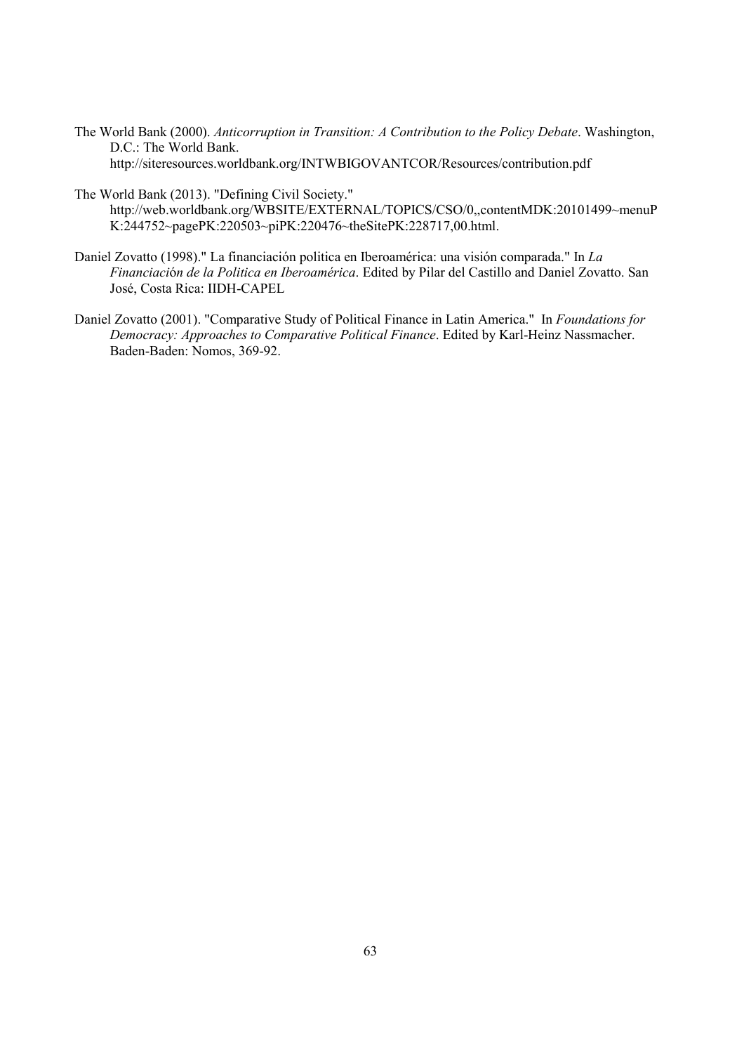The World Bank (2000). *Anticorruption in Transition: A Contribution to the Policy Debate*. Washington, D.C.: The World Bank. http://siteresources.worldbank.org/INTWBIGOVANTCOR/Resources/contribution.pdf

The World Bank (2013). "Defining Civil Society." http://web.worldbank.org/WBSITE/EXTERNAL/TOPICS/CSO/0,,contentMDK:20101499~menuPK:244752~pagePK:220503~piPK:220476~theSitePK:228717,00.html.

Daniel Zovatto (1998)." La financiación politica en Iberoamérica: una visión comparada." In *La Financiación de la Politica en Iberoamérica*. Edited by Pilar del Castillo and Daniel Zovatto. San José, Costa Rica: IIDH-CAPEL

Daniel Zovatto (2001). "Comparative Study of Political Finance in Latin America." In *Foundations for Democracy: Approaches to Comparative Political Finance*. Edited by Karl-Heinz Nassmacher. Baden-Baden: Nomos, 369-92.